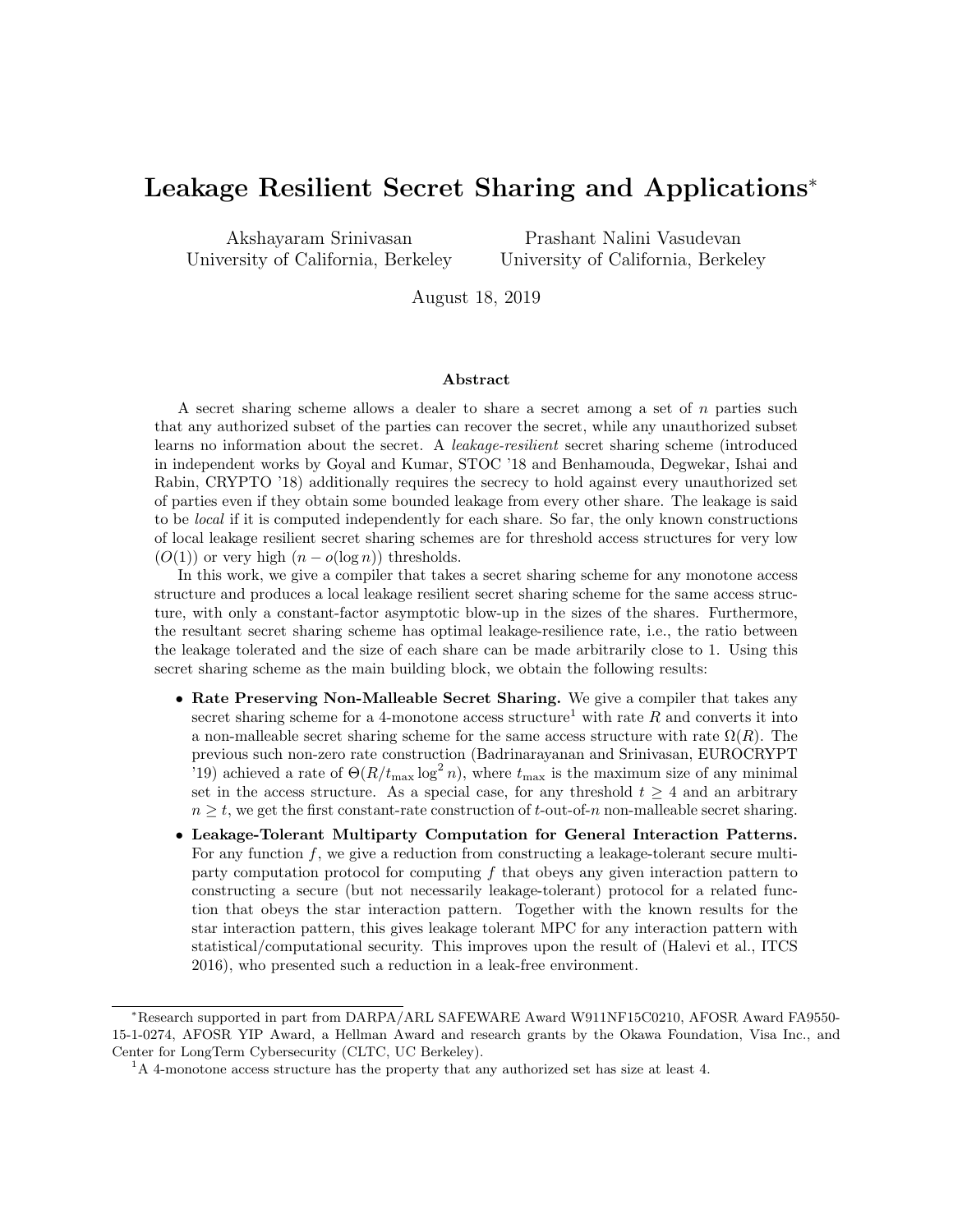# Leakage Resilient Secret Sharing and Applications[*]

Akshayaram Srinivasan
University of California, Berkeley

Prashant Nalini Vasudevan
University of California, Berkeley

August 18, 2019

## Abstract

A secret sharing scheme allows a dealer to share a secret among a set of $n$ parties such that any authorized subset of the parties can recover the secret, while any unauthorized subset learns no information about the secret. A *leakage-resilient* secret sharing scheme (introduced in independent works by Goyal and Kumar, STOC '18 and Benhamouda, Degwekar, Ishai and Rabin, CRYPTO '18) additionally requires the secrecy to hold against every unauthorized set of parties even if they obtain some bounded leakage from every other share. The leakage is said to be *local* if it is computed independently for each share. So far, the only known constructions of local leakage resilient secret sharing schemes are for threshold access structures for very low ($O(1)$) or very high ($n - o(\log n)$) thresholds.

In this work, we give a compiler that takes a secret sharing scheme for any monotone access structure and produces a local leakage resilient secret sharing scheme for the same access structure, with only a constant-factor asymptotic blow-up in the sizes of the shares. Furthermore, the resultant secret sharing scheme has optimal leakage-resilience rate, i.e., the ratio between the leakage tolerated and the size of each share can be made arbitrarily close to 1. Using this secret sharing scheme as the main building block, we obtain the following results:

- **Rate Preserving Non-Malleable Secret Sharing.** We give a compiler that takes any secret sharing scheme for a 4-monotone access structure[1] with rate $R$ and converts it into a non-malleable secret sharing scheme for the same access structure with rate $\Omega(R)$. The previous such non-zero rate construction (Badrinarayanan and Srinivasan, EUROCRYPT '19) achieved a rate of $\Theta(R/t_{\max} \log^2 n)$, where $t_{\max}$ is the maximum size of any minimal set in the access structure. As a special case, for any threshold $t \geq 4$ and an arbitrary $n \geq t$, we get the first constant-rate construction of $t$-out-of-$n$ non-malleable secret sharing.
- **Leakage-Tolerant Multiparty Computation for General Interaction Patterns.** For any function $f$, we give a reduction from constructing a leakage-tolerant secure multi-party computation protocol for computing $f$ that obeys any given interaction pattern to constructing a secure (but not necessarily leakage-tolerant) protocol for a related function that obeys the star interaction pattern. Together with the known results for the star interaction pattern, this gives leakage tolerant MPC for any interaction pattern with statistical/computational security. This improves upon the result of (Halevi et al., ITCS 2016), who presented such a reduction in a leak-free environment.

[*]Research supported in part from DARPA/ARL SAFEWARE Award W911NF15C0210, AFOSR Award FA9550-15-1-0274, AFOSR YIP Award, a Hellman Award and research grants by the Okawa Foundation, Visa Inc., and Center for LongTerm Cybersecurity (CLTC, UC Berkeley).

[1]A 4-monotone access structure has the property that any authorized set has size at least 4.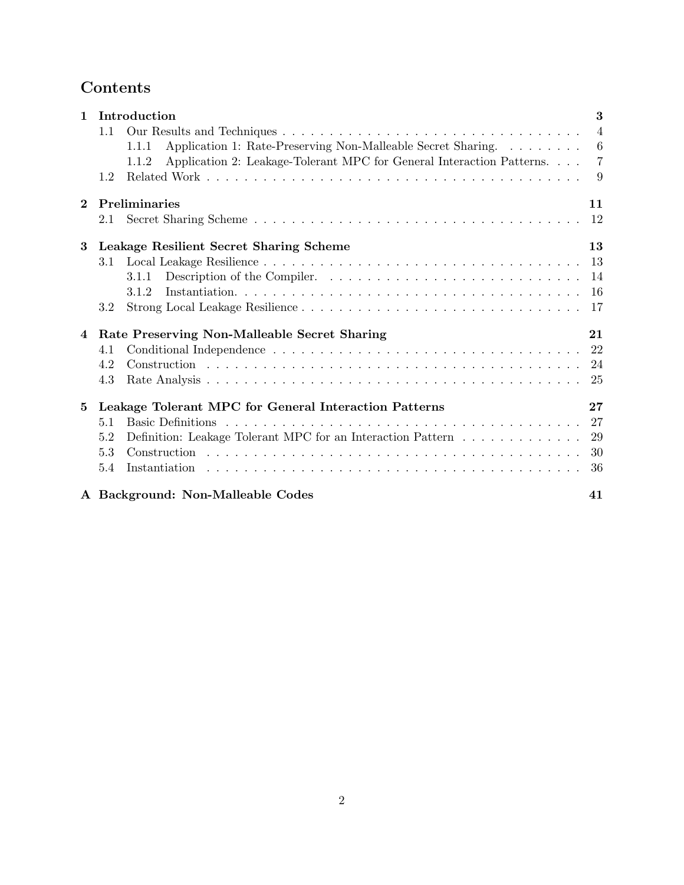# Contents

**1 Introduction** — 3
- 1.1 Our Results and Techniques — 4
  - 1.1.1 Application 1: Rate-Preserving Non-Malleable Secret Sharing. — 6
  - 1.1.2 Application 2: Leakage-Tolerant MPC for General Interaction Patterns. — 7
- 1.2 Related Work — 9

**2 Preliminaries** — 11
- 2.1 Secret Sharing Scheme — 12

**3 Leakage Resilient Secret Sharing Scheme** — 13
- 3.1 Local Leakage Resilience — 13
  - 3.1.1 Description of the Compiler. — 14
  - 3.1.2 Instantiation. — 16
- 3.2 Strong Local Leakage Resilience — 17

**4 Rate Preserving Non-Malleable Secret Sharing** — 21
- 4.1 Conditional Independence — 22
- 4.2 Construction — 24
- 4.3 Rate Analysis — 25

**5 Leakage Tolerant MPC for General Interaction Patterns** — 27
- 5.1 Basic Definitions — 27
- 5.2 Definition: Leakage Tolerant MPC for an Interaction Pattern — 29
- 5.3 Construction — 30
- 5.4 Instantiation — 36

**A Background: Non-Malleable Codes** — 41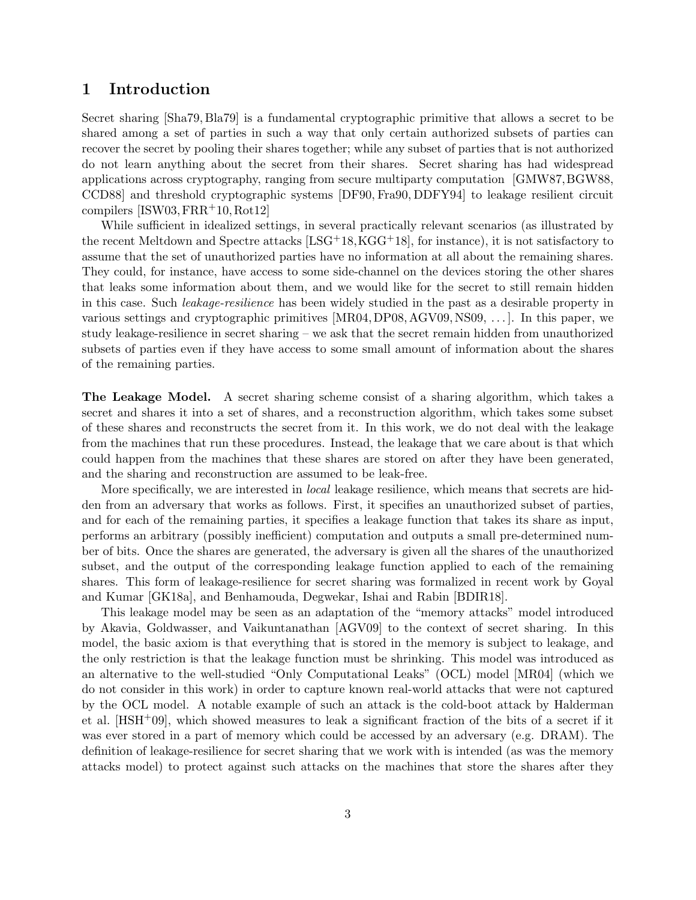# 1 Introduction

Secret sharing [Sha79, Bla79] is a fundamental cryptographic primitive that allows a secret to be shared among a set of parties in such a way that only certain authorized subsets of parties can recover the secret by pooling their shares together; while any subset of parties that is not authorized do not learn anything about the secret from their shares. Secret sharing has had widespread applications across cryptography, ranging from secure multiparty computation [GMW87, BGW88, CCD88] and threshold cryptographic systems [DF90, Fra90, DDFY94] to leakage resilient circuit compilers [ISW03, FRR+10, Rot12]

While sufficient in idealized settings, in several practically relevant scenarios (as illustrated by the recent Meltdown and Spectre attacks [LSG+18, KGG+18], for instance), it is not satisfactory to assume that the set of unauthorized parties have no information at all about the remaining shares. They could, for instance, have access to some side-channel on the devices storing the other shares that leaks some information about them, and we would like for the secret to still remain hidden in this case. Such *leakage-resilience* has been widely studied in the past as a desirable property in various settings and cryptographic primitives [MR04, DP08, AGV09, NS09, ...]. In this paper, we study leakage-resilience in secret sharing – we ask that the secret remain hidden from unauthorized subsets of parties even if they have access to some small amount of information about the shares of the remaining parties.

**The Leakage Model.** A secret sharing scheme consist of a sharing algorithm, which takes a secret and shares it into a set of shares, and a reconstruction algorithm, which takes some subset of these shares and reconstructs the secret from it. In this work, we do not deal with the leakage from the machines that run these procedures. Instead, the leakage that we care about is that which could happen from the machines that these shares are stored on after they have been generated, and the sharing and reconstruction are assumed to be leak-free.

More specifically, we are interested in *local* leakage resilience, which means that secrets are hidden from an adversary that works as follows. First, it specifies an unauthorized subset of parties, and for each of the remaining parties, it specifies a leakage function that takes its share as input, performs an arbitrary (possibly inefficient) computation and outputs a small pre-determined number of bits. Once the shares are generated, the adversary is given all the shares of the unauthorized subset, and the output of the corresponding leakage function applied to each of the remaining shares. This form of leakage-resilience for secret sharing was formalized in recent work by Goyal and Kumar [GK18a], and Benhamouda, Degwekar, Ishai and Rabin [BDIR18].

This leakage model may be seen as an adaptation of the "memory attacks" model introduced by Akavia, Goldwasser, and Vaikuntanathan [AGV09] to the context of secret sharing. In this model, the basic axiom is that everything that is stored in the memory is subject to leakage, and the only restriction is that the leakage function must be shrinking. This model was introduced as an alternative to the well-studied "Only Computational Leaks" (OCL) model [MR04] (which we do not consider in this work) in order to capture known real-world attacks that were not captured by the OCL model. A notable example of such an attack is the cold-boot attack by Halderman et al. [HSH+09], which showed measures to leak a significant fraction of the bits of a secret if it was ever stored in a part of memory which could be accessed by an adversary (e.g. DRAM). The definition of leakage-resilience for secret sharing that we work with is intended (as was the memory attacks model) to protect against such attacks on the machines that store the shares after they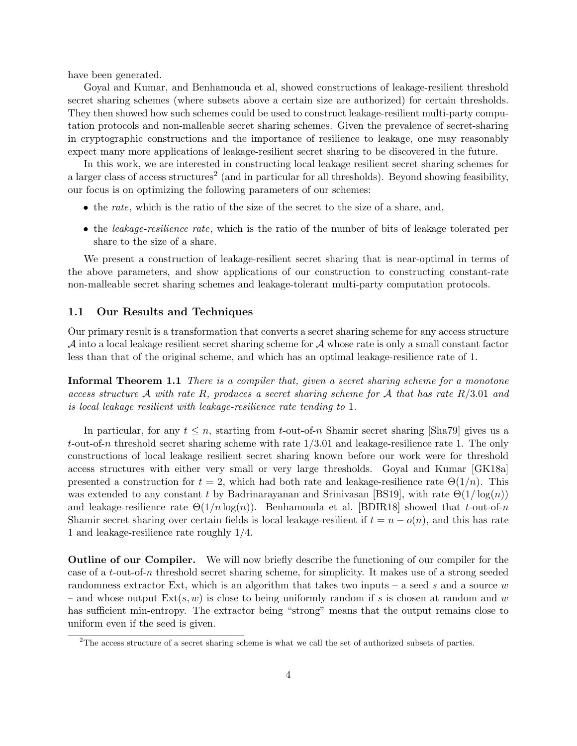have been generated.

Goyal and Kumar, and Benhamouda et al, showed constructions of leakage-resilient threshold secret sharing schemes (where subsets above a certain size are authorized) for certain thresholds. They then showed how such schemes could be used to construct leakage-resilient multi-party computation protocols and non-malleable secret sharing schemes. Given the prevalence of secret-sharing in cryptographic constructions and the importance of resilience to leakage, one may reasonably expect many more applications of leakage-resilient secret sharing to be discovered in the future.

In this work, we are interested in constructing local leakage resilient secret sharing schemes for a larger class of access structures[2] (and in particular for all thresholds). Beyond showing feasibility, our focus is on optimizing the following parameters of our schemes:

- the *rate*, which is the ratio of the size of the secret to the size of a share, and,
- the *leakage-resilience rate*, which is the ratio of the number of bits of leakage tolerated per share to the size of a share.

We present a construction of leakage-resilient secret sharing that is near-optimal in terms of the above parameters, and show applications of our construction to constructing constant-rate non-malleable secret sharing schemes and leakage-tolerant multi-party computation protocols.

## 1.1 Our Results and Techniques

Our primary result is a transformation that converts a secret sharing scheme for any access structure $\mathcal{A}$ into a local leakage resilient secret sharing scheme for $\mathcal{A}$ whose rate is only a small constant factor less than that of the original scheme, and which has an optimal leakage-resilience rate of 1.

**Informal Theorem 1.1** *There is a compiler that, given a secret sharing scheme for a monotone access structure $\mathcal{A}$ with rate $R$, produces a secret sharing scheme for $\mathcal{A}$ that has rate $R/3.01$ and is local leakage resilient with leakage-resilience rate tending to 1.*

In particular, for any $t \leq n$, starting from $t$-out-of-$n$ Shamir secret sharing [Sha79] gives us a $t$-out-of-$n$ threshold secret sharing scheme with rate $1/3.01$ and leakage-resilience rate 1. The only constructions of local leakage resilient secret sharing known before our work were for threshold access structures with either very small or very large thresholds. Goyal and Kumar [GK18a] presented a construction for $t = 2$, which had both rate and leakage-resilience rate $\Theta(1/n)$. This was extended to any constant $t$ by Badrinarayanan and Srinivasan [BS19], with rate $\Theta(1/\log(n))$ and leakage-resilience rate $\Theta(1/n\log(n))$. Benhamouda et al. [BDIR18] showed that $t$-out-of-$n$ Shamir secret sharing over certain fields is local leakage-resilient if $t = n - o(n)$, and this has rate 1 and leakage-resilience rate roughly $1/4$.

**Outline of our Compiler.** We will now briefly describe the functioning of our compiler for the case of a $t$-out-of-$n$ threshold secret sharing scheme, for simplicity. It makes use of a strong seeded randomness extractor Ext, which is an algorithm that takes two inputs – a seed $s$ and a source $w$ – and whose output $\text{Ext}(s, w)$ is close to being uniformly random if $s$ is chosen at random and $w$ has sufficient min-entropy. The extractor being "strong" means that the output remains close to uniform even if the seed is given.

[2] The access structure of a secret sharing scheme is what we call the set of authorized subsets of parties.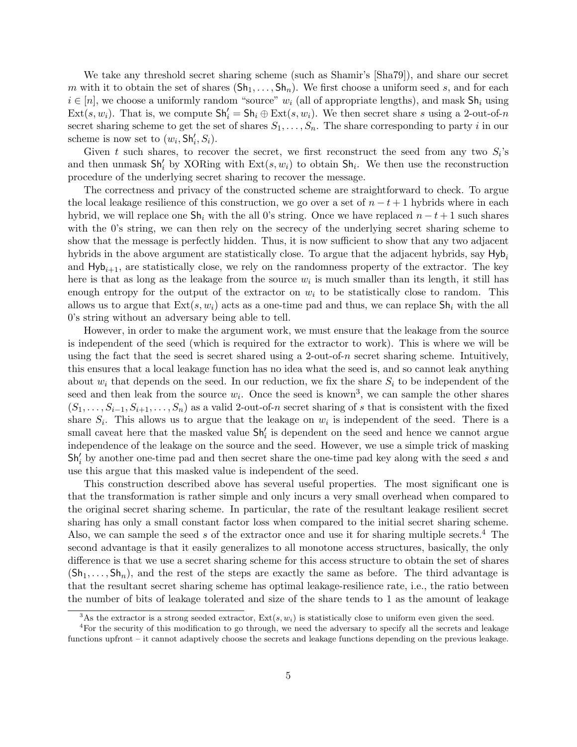We take any threshold secret sharing scheme (such as Shamir's [Sha79]), and share our secret $m$ with it to obtain the set of shares $(\mathsf{Sh}_1, \ldots, \mathsf{Sh}_n)$. We first choose a uniform seed $s$, and for each $i \in [n]$, we choose a uniformly random "source" $w_i$ (all of appropriate lengths), and mask $\mathsf{Sh}_i$ using $\mathrm{Ext}(s, w_i)$. That is, we compute $\mathsf{Sh}'_i = \mathsf{Sh}_i \oplus \mathrm{Ext}(s, w_i)$. We then secret share $s$ using a 2-out-of-$n$ secret sharing scheme to get the set of shares $S_1, \ldots, S_n$. The share corresponding to party $i$ in our scheme is now set to $(w_i, \mathsf{Sh}'_i, S_i)$.

Given $t$ such shares, to recover the secret, we first reconstruct the seed from any two $S_i$'s and then unmask $\mathsf{Sh}'_i$ by XORing with $\mathrm{Ext}(s, w_i)$ to obtain $\mathsf{Sh}_i$. We then use the reconstruction procedure of the underlying secret sharing to recover the message.

The correctness and privacy of the constructed scheme are straightforward to check. To argue the local leakage resilience of this construction, we go over a set of $n - t + 1$ hybrids where in each hybrid, we will replace one $\mathsf{Sh}_i$ with the all 0's string. Once we have replaced $n - t + 1$ such shares with the 0's string, we can then rely on the secrecy of the underlying secret sharing scheme to show that the message is perfectly hidden. Thus, it is now sufficient to show that any two adjacent hybrids in the above argument are statistically close. To argue that the adjacent hybrids, say $\mathsf{Hyb}_i$ and $\mathsf{Hyb}_{i+1}$, are statistically close, we rely on the randomness property of the extractor. The key here is that as long as the leakage from the source $w_i$ is much smaller than its length, it still has enough entropy for the output of the extractor on $w_i$ to be statistically close to random. This allows us to argue that $\mathrm{Ext}(s, w_i)$ acts as a one-time pad and thus, we can replace $\mathsf{Sh}_i$ with the all 0's string without an adversary being able to tell.

However, in order to make the argument work, we must ensure that the leakage from the source is independent of the seed (which is required for the extractor to work). This is where we will be using the fact that the seed is secret shared using a 2-out-of-$n$ secret sharing scheme. Intuitively, this ensures that a local leakage function has no idea what the seed is, and so cannot leak anything about $w_i$ that depends on the seed. In our reduction, we fix the share $S_i$ to be independent of the seed and then leak from the source $w_i$. Once the seed is known[3], we can sample the other shares $(S_1, \ldots, S_{i-1}, S_{i+1}, \ldots, S_n)$ as a valid 2-out-of-$n$ secret sharing of $s$ that is consistent with the fixed share $S_i$. This allows us to argue that the leakage on $w_i$ is independent of the seed. There is a small caveat here that the masked value $\mathsf{Sh}'_i$ is dependent on the seed and hence we cannot argue independence of the leakage on the source and the seed. However, we use a simple trick of masking $\mathsf{Sh}'_i$ by another one-time pad and then secret share the one-time pad key along with the seed $s$ and use this argue that this masked value is independent of the seed.

This construction described above has several useful properties. The most significant one is that the transformation is rather simple and only incurs a very small overhead when compared to the original secret sharing scheme. In particular, the rate of the resultant leakage resilient secret sharing has only a small constant factor loss when compared to the initial secret sharing scheme. Also, we can sample the seed $s$ of the extractor once and use it for sharing multiple secrets.[4] The second advantage is that it easily generalizes to all monotone access structures, basically, the only difference is that we use a secret sharing scheme for this access structure to obtain the set of shares $(\mathsf{Sh}_1, \ldots, \mathsf{Sh}_n)$, and the rest of the steps are exactly the same as before. The third advantage is that the resultant secret sharing scheme has optimal leakage-resilience rate, i.e., the ratio between the number of bits of leakage tolerated and size of the share tends to 1 as the amount of leakage

---

[3] As the extractor is a strong seeded extractor, $\mathrm{Ext}(s, w_i)$ is statistically close to uniform even given the seed.

[4] For the security of this modification to go through, we need the adversary to specify all the secrets and leakage functions upfront – it cannot adaptively choose the secrets and leakage functions depending on the previous leakage.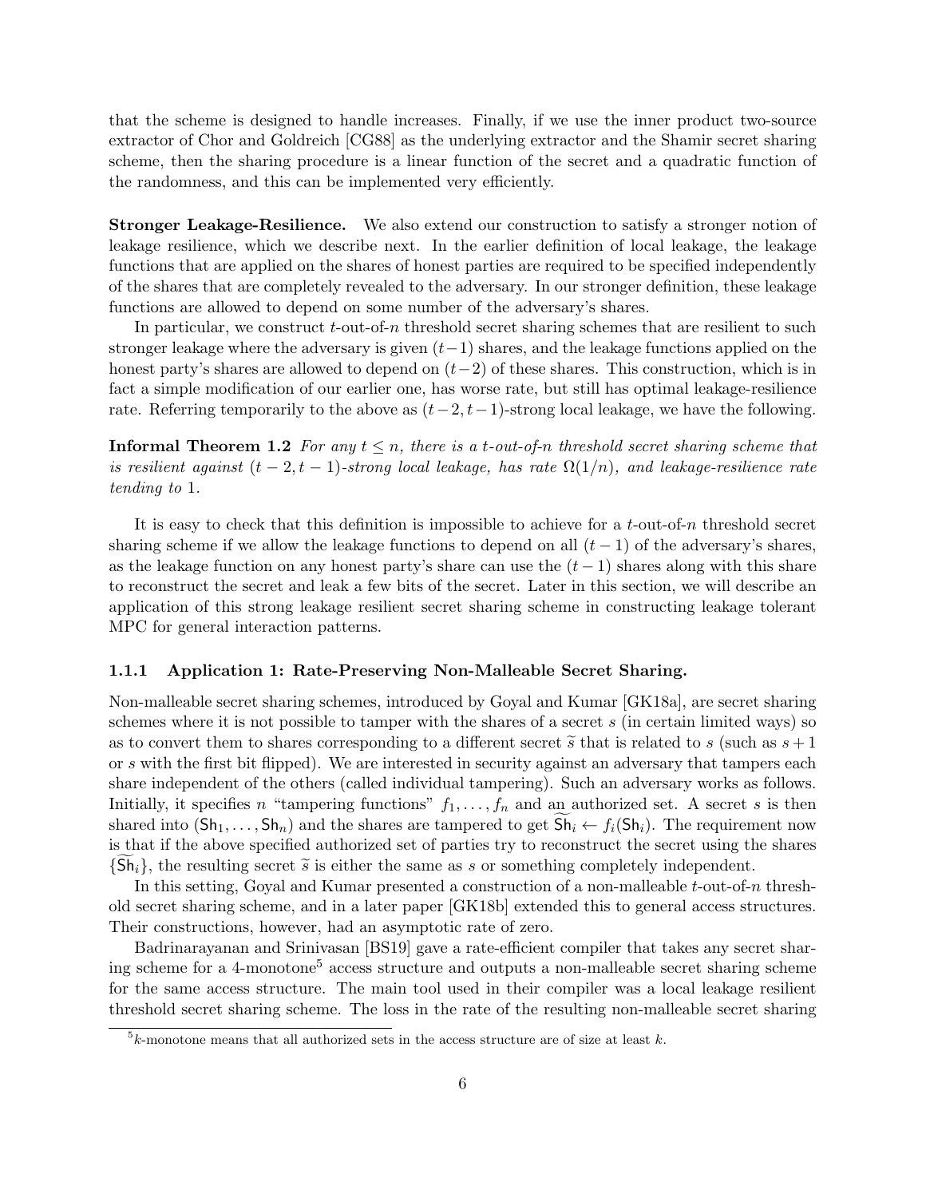that the scheme is designed to handle increases. Finally, if we use the inner product two-source extractor of Chor and Goldreich [CG88] as the underlying extractor and the Shamir secret sharing scheme, then the sharing procedure is a linear function of the secret and a quadratic function of the randomness, and this can be implemented very efficiently.

**Stronger Leakage-Resilience.** We also extend our construction to satisfy a stronger notion of leakage resilience, which we describe next. In the earlier definition of local leakage, the leakage functions that are applied on the shares of honest parties are required to be specified independently of the shares that are completely revealed to the adversary. In our stronger definition, these leakage functions are allowed to depend on some number of the adversary's shares.

In particular, we construct $t$-out-of-$n$ threshold secret sharing schemes that are resilient to such stronger leakage where the adversary is given $(t-1)$ shares, and the leakage functions applied on the honest party's shares are allowed to depend on $(t-2)$ of these shares. This construction, which is in fact a simple modification of our earlier one, has worse rate, but still has optimal leakage-resilience rate. Referring temporarily to the above as $(t-2, t-1)$-strong local leakage, we have the following.

**Informal Theorem 1.2** *For any $t \leq n$, there is a $t$-out-of-$n$ threshold secret sharing scheme that is resilient against $(t-2, t-1)$-strong local leakage, has rate $\Omega(1/n)$, and leakage-resilience rate tending to 1.*

It is easy to check that this definition is impossible to achieve for a $t$-out-of-$n$ threshold secret sharing scheme if we allow the leakage functions to depend on all $(t-1)$ of the adversary's shares, as the leakage function on any honest party's share can use the $(t-1)$ shares along with this share to reconstruct the secret and leak a few bits of the secret. Later in this section, we will describe an application of this strong leakage resilient secret sharing scheme in constructing leakage tolerant MPC for general interaction patterns.

### 1.1.1 Application 1: Rate-Preserving Non-Malleable Secret Sharing.

Non-malleable secret sharing schemes, introduced by Goyal and Kumar [GK18a], are secret sharing schemes where it is not possible to tamper with the shares of a secret $s$ (in certain limited ways) so as to convert them to shares corresponding to a different secret $\widetilde{s}$ that is related to $s$ (such as $s+1$ or $s$ with the first bit flipped). We are interested in security against an adversary that tampers each share independent of the others (called individual tampering). Such an adversary works as follows. Initially, it specifies $n$ "tampering functions" $f_1, \ldots, f_n$ and an authorized set. A secret $s$ is then shared into $(\mathsf{Sh}_1, \ldots, \mathsf{Sh}_n)$ and the shares are tampered to get $\widetilde{\mathsf{Sh}}_i \leftarrow f_i(\mathsf{Sh}_i)$. The requirement now is that if the above specified authorized set of parties try to reconstruct the secret using the shares $\{\widetilde{\mathsf{Sh}}_i\}$, the resulting secret $\widetilde{s}$ is either the same as $s$ or something completely independent.

In this setting, Goyal and Kumar presented a construction of a non-malleable $t$-out-of-$n$ threshold secret sharing scheme, and in a later paper [GK18b] extended this to general access structures. Their constructions, however, had an asymptotic rate of zero.

Badrinarayanan and Srinivasan [BS19] gave a rate-efficient compiler that takes any secret sharing scheme for a 4-monotone[5] access structure and outputs a non-malleable secret sharing scheme for the same access structure. The main tool used in their compiler was a local leakage resilient threshold secret sharing scheme. The loss in the rate of the resulting non-malleable secret sharing

[5] $k$-monotone means that all authorized sets in the access structure are of size at least $k$.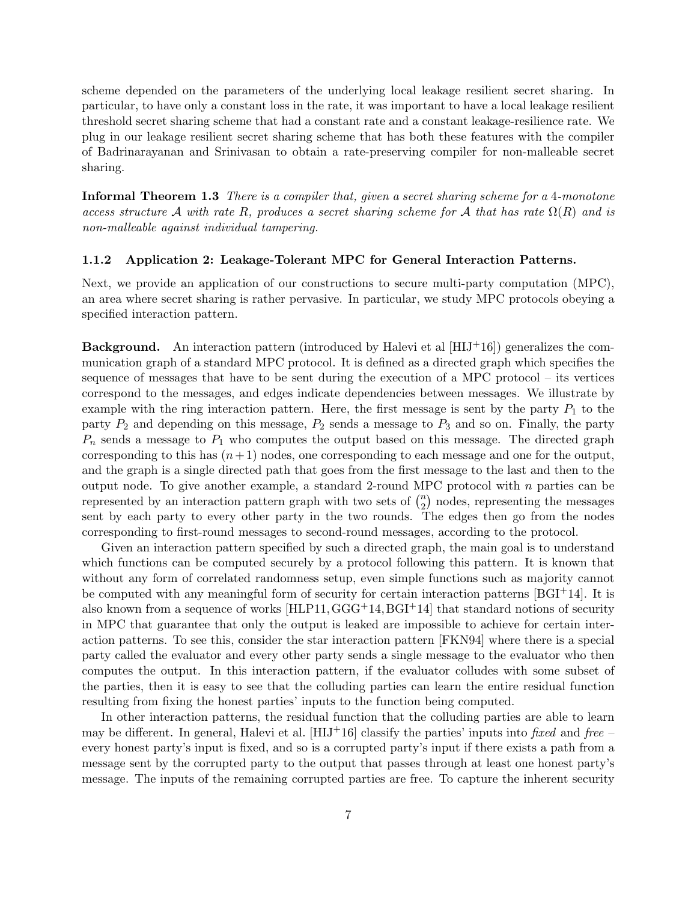scheme depended on the parameters of the underlying local leakage resilient secret sharing. In particular, to have only a constant loss in the rate, it was important to have a local leakage resilient threshold secret sharing scheme that had a constant rate and a constant leakage-resilience rate. We plug in our leakage resilient secret sharing scheme that has both these features with the compiler of Badrinarayanan and Srinivasan to obtain a rate-preserving compiler for non-malleable secret sharing.

**Informal Theorem 1.3** *There is a compiler that, given a secret sharing scheme for a* 4*-monotone access structure* $\mathcal{A}$ *with rate* $R$*, produces a secret sharing scheme for* $\mathcal{A}$ *that has rate* $\Omega(R)$ *and is non-malleable against individual tampering.*

### 1.1.2 Application 2: Leakage-Tolerant MPC for General Interaction Patterns.

Next, we provide an application of our constructions to secure multi-party computation (MPC), an area where secret sharing is rather pervasive. In particular, we study MPC protocols obeying a specified interaction pattern.

**Background.** An interaction pattern (introduced by Halevi et al [HIJ+16]) generalizes the communication graph of a standard MPC protocol. It is defined as a directed graph which specifies the sequence of messages that have to be sent during the execution of a MPC protocol – its vertices correspond to the messages, and edges indicate dependencies between messages. We illustrate by example with the ring interaction pattern. Here, the first message is sent by the party $P_1$ to the party $P_2$ and depending on this message, $P_2$ sends a message to $P_3$ and so on. Finally, the party $P_n$ sends a message to $P_1$ who computes the output based on this message. The directed graph corresponding to this has $(n+1)$ nodes, one corresponding to each message and one for the output, and the graph is a single directed path that goes from the first message to the last and then to the output node. To give another example, a standard 2-round MPC protocol with $n$ parties can be represented by an interaction pattern graph with two sets of $\binom{n}{2}$ nodes, representing the messages sent by each party to every other party in the two rounds. The edges then go from the nodes corresponding to first-round messages to second-round messages, according to the protocol.

Given an interaction pattern specified by such a directed graph, the main goal is to understand which functions can be computed securely by a protocol following this pattern. It is known that without any form of correlated randomness setup, even simple functions such as majority cannot be computed with any meaningful form of security for certain interaction patterns [BGI+14]. It is also known from a sequence of works [HLP11, GGG+14, BGI+14] that standard notions of security in MPC that guarantee that only the output is leaked are impossible to achieve for certain interaction patterns. To see this, consider the star interaction pattern [FKN94] where there is a special party called the evaluator and every other party sends a single message to the evaluator who then computes the output. In this interaction pattern, if the evaluator colludes with some subset of the parties, then it is easy to see that the colluding parties can learn the entire residual function resulting from fixing the honest parties' inputs to the function being computed.

In other interaction patterns, the residual function that the colluding parties are able to learn may be different. In general, Halevi et al. [HIJ+16] classify the parties' inputs into *fixed* and *free* – every honest party's input is fixed, and so is a corrupted party's input if there exists a path from a message sent by the corrupted party to the output that passes through at least one honest party's message. The inputs of the remaining corrupted parties are free. To capture the inherent security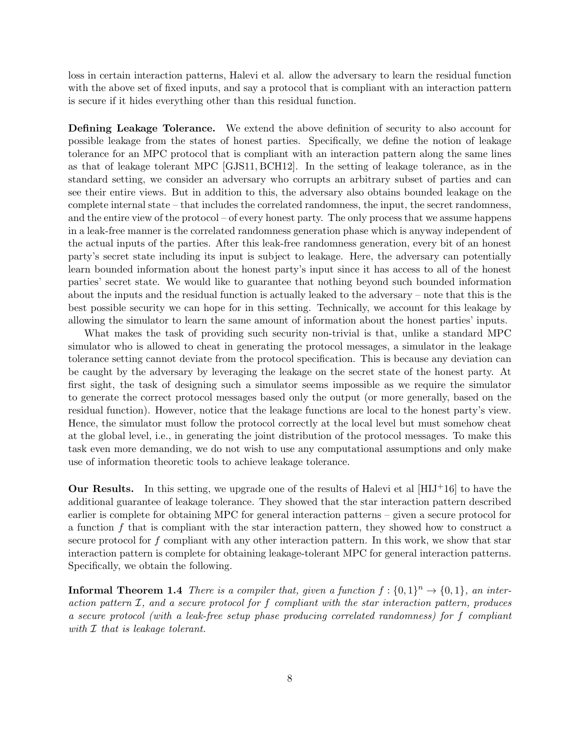loss in certain interaction patterns, Halevi et al. allow the adversary to learn the residual function with the above set of fixed inputs, and say a protocol that is compliant with an interaction pattern is secure if it hides everything other than this residual function.

**Defining Leakage Tolerance.** We extend the above definition of security to also account for possible leakage from the states of honest parties. Specifically, we define the notion of leakage tolerance for an MPC protocol that is compliant with an interaction pattern along the same lines as that of leakage tolerant MPC [GJS11, BCH12]. In the setting of leakage tolerance, as in the standard setting, we consider an adversary who corrupts an arbitrary subset of parties and can see their entire views. But in addition to this, the adversary also obtains bounded leakage on the complete internal state – that includes the correlated randomness, the input, the secret randomness, and the entire view of the protocol – of every honest party. The only process that we assume happens in a leak-free manner is the correlated randomness generation phase which is anyway independent of the actual inputs of the parties. After this leak-free randomness generation, every bit of an honest party's secret state including its input is subject to leakage. Here, the adversary can potentially learn bounded information about the honest party's input since it has access to all of the honest parties' secret state. We would like to guarantee that nothing beyond such bounded information about the inputs and the residual function is actually leaked to the adversary – note that this is the best possible security we can hope for in this setting. Technically, we account for this leakage by allowing the simulator to learn the same amount of information about the honest parties' inputs.

What makes the task of providing such security non-trivial is that, unlike a standard MPC simulator who is allowed to cheat in generating the protocol messages, a simulator in the leakage tolerance setting cannot deviate from the protocol specification. This is because any deviation can be caught by the adversary by leveraging the leakage on the secret state of the honest party. At first sight, the task of designing such a simulator seems impossible as we require the simulator to generate the correct protocol messages based only the output (or more generally, based on the residual function). However, notice that the leakage functions are local to the honest party's view. Hence, the simulator must follow the protocol correctly at the local level but must somehow cheat at the global level, i.e., in generating the joint distribution of the protocol messages. To make this task even more demanding, we do not wish to use any computational assumptions and only make use of information theoretic tools to achieve leakage tolerance.

**Our Results.** In this setting, we upgrade one of the results of Halevi et al [HIJ+16] to have the additional guarantee of leakage tolerance. They showed that the star interaction pattern described earlier is complete for obtaining MPC for general interaction patterns – given a secure protocol for a function $f$ that is compliant with the star interaction pattern, they showed how to construct a secure protocol for $f$ compliant with any other interaction pattern. In this work, we show that star interaction pattern is complete for obtaining leakage-tolerant MPC for general interaction patterns. Specifically, we obtain the following.

**Informal Theorem 1.4** *There is a compiler that, given a function $f : \{0,1\}^n \to \{0,1\}$, an interaction pattern $\mathcal{I}$, and a secure protocol for $f$ compliant with the star interaction pattern, produces a secure protocol (with a leak-free setup phase producing correlated randomness) for $f$ compliant with $\mathcal{I}$ that is leakage tolerant.*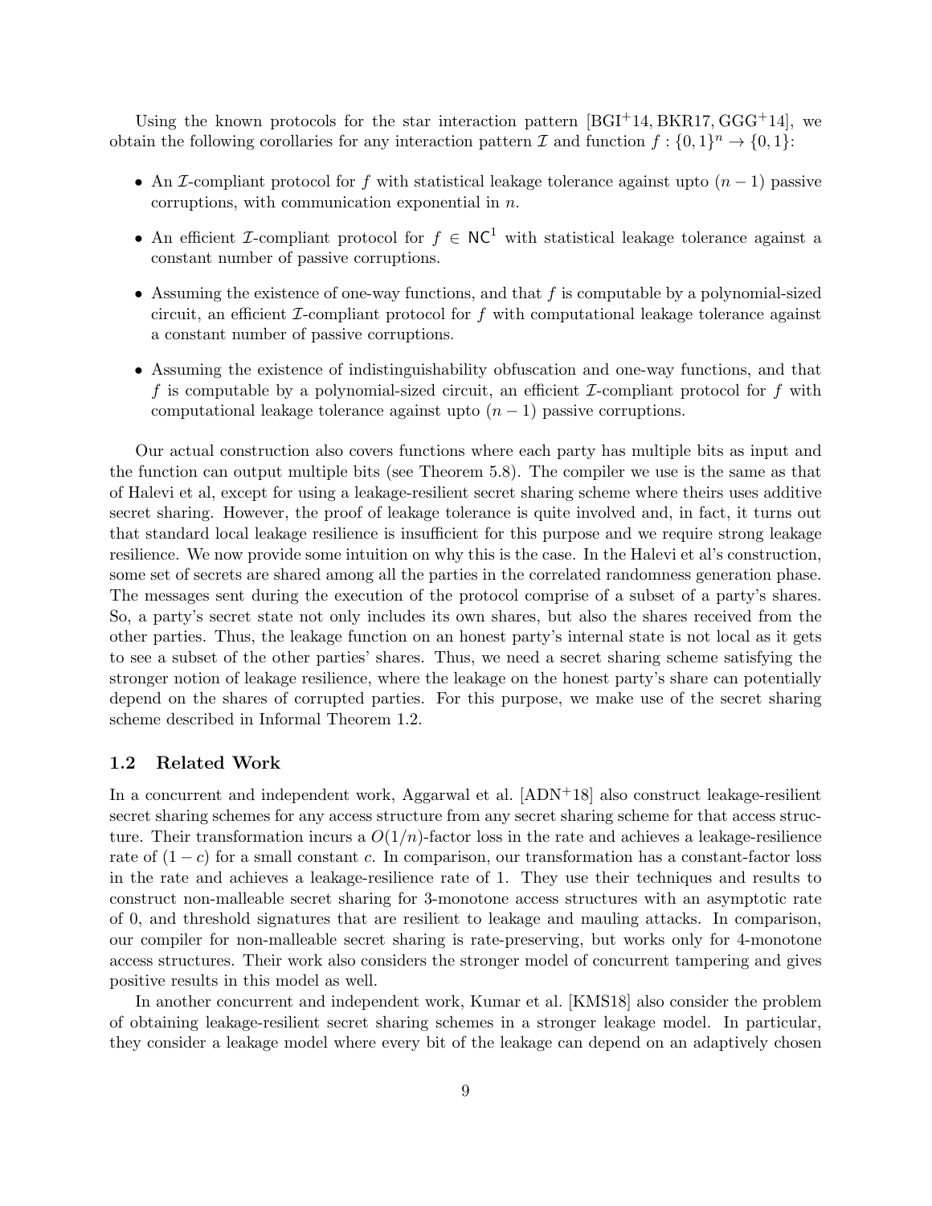Using the known protocols for the star interaction pattern [BGI+14, BKR17, GGG+14], we obtain the following corollaries for any interaction pattern $\mathcal{I}$ and function $f : \{0,1\}^n \rightarrow \{0,1\}$:

- An $\mathcal{I}$-compliant protocol for $f$ with statistical leakage tolerance against upto $(n-1)$ passive corruptions, with communication exponential in $n$.
- An efficient $\mathcal{I}$-compliant protocol for $f \in \mathsf{NC}^1$ with statistical leakage tolerance against a constant number of passive corruptions.
- Assuming the existence of one-way functions, and that $f$ is computable by a polynomial-sized circuit, an efficient $\mathcal{I}$-compliant protocol for $f$ with computational leakage tolerance against a constant number of passive corruptions.
- Assuming the existence of indistinguishability obfuscation and one-way functions, and that $f$ is computable by a polynomial-sized circuit, an efficient $\mathcal{I}$-compliant protocol for $f$ with computational leakage tolerance against upto $(n-1)$ passive corruptions.

Our actual construction also covers functions where each party has multiple bits as input and the function can output multiple bits (see Theorem 5.8). The compiler we use is the same as that of Halevi et al, except for using a leakage-resilient secret sharing scheme where theirs uses additive secret sharing. However, the proof of leakage tolerance is quite involved and, in fact, it turns out that standard local leakage resilience is insufficient for this purpose and we require strong leakage resilience. We now provide some intuition on why this is the case. In the Halevi et al's construction, some set of secrets are shared among all the parties in the correlated randomness generation phase. The messages sent during the execution of the protocol comprise of a subset of a party's shares. So, a party's secret state not only includes its own shares, but also the shares received from the other parties. Thus, the leakage function on an honest party's internal state is not local as it gets to see a subset of the other parties' shares. Thus, we need a secret sharing scheme satisfying the stronger notion of leakage resilience, where the leakage on the honest party's share can potentially depend on the shares of corrupted parties. For this purpose, we make use of the secret sharing scheme described in Informal Theorem 1.2.

## 1.2 Related Work

In a concurrent and independent work, Aggarwal et al. [ADN+18] also construct leakage-resilient secret sharing schemes for any access structure from any secret sharing scheme for that access structure. Their transformation incurs a $O(1/n)$-factor loss in the rate and achieves a leakage-resilience rate of $(1-c)$ for a small constant $c$. In comparison, our transformation has a constant-factor loss in the rate and achieves a leakage-resilience rate of 1. They use their techniques and results to construct non-malleable secret sharing for 3-monotone access structures with an asymptotic rate of 0, and threshold signatures that are resilient to leakage and mauling attacks. In comparison, our compiler for non-malleable secret sharing is rate-preserving, but works only for 4-monotone access structures. Their work also considers the stronger model of concurrent tampering and gives positive results in this model as well.

In another concurrent and independent work, Kumar et al. [KMS18] also consider the problem of obtaining leakage-resilient secret sharing schemes in a stronger leakage model. In particular, they consider a leakage model where every bit of the leakage can depend on an adaptively chosen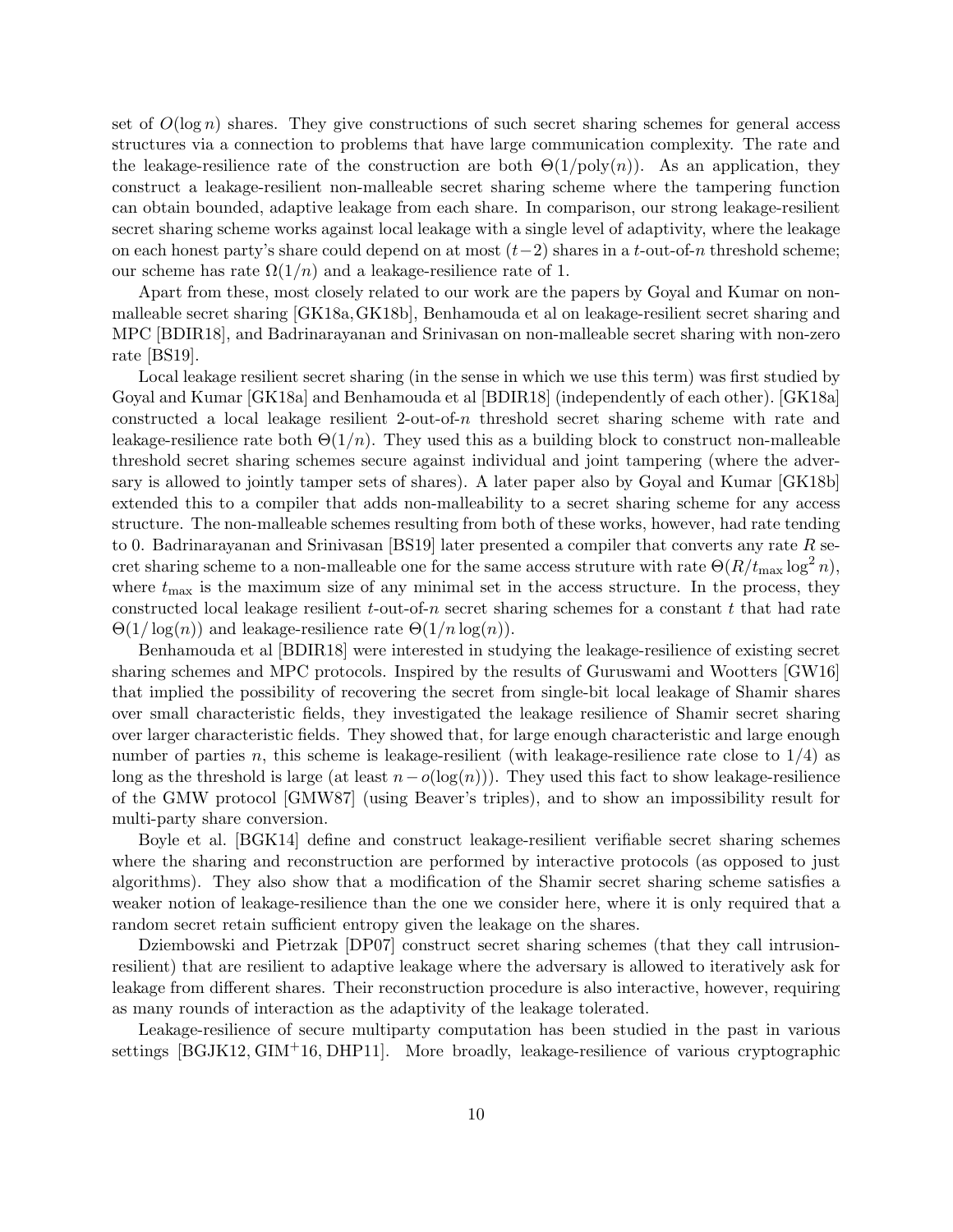set of $O(\log n)$ shares. They give constructions of such secret sharing schemes for general access structures via a connection to problems that have large communication complexity. The rate and the leakage-resilience rate of the construction are both $\Theta(1/\text{poly}(n))$. As an application, they construct a leakage-resilient non-malleable secret sharing scheme where the tampering function can obtain bounded, adaptive leakage from each share. In comparison, our strong leakage-resilient secret sharing scheme works against local leakage with a single level of adaptivity, where the leakage on each honest party's share could depend on at most $(t-2)$ shares in a $t$-out-of-$n$ threshold scheme; our scheme has rate $\Omega(1/n)$ and a leakage-resilience rate of 1.

Apart from these, most closely related to our work are the papers by Goyal and Kumar on non-malleable secret sharing [GK18a, GK18b], Benhamouda et al on leakage-resilient secret sharing and MPC [BDIR18], and Badrinarayanan and Srinivasan on non-malleable secret sharing with non-zero rate [BS19].

Local leakage resilient secret sharing (in the sense in which we use this term) was first studied by Goyal and Kumar [GK18a] and Benhamouda et al [BDIR18] (independently of each other). [GK18a] constructed a local leakage resilient 2-out-of-$n$ threshold secret sharing scheme with rate and leakage-resilience rate both $\Theta(1/n)$. They used this as a building block to construct non-malleable threshold secret sharing schemes secure against individual and joint tampering (where the adversary is allowed to jointly tamper sets of shares). A later paper also by Goyal and Kumar [GK18b] extended this to a compiler that adds non-malleability to a secret sharing scheme for any access structure. The non-malleable schemes resulting from both of these works, however, had rate tending to 0. Badrinarayanan and Srinivasan [BS19] later presented a compiler that converts any rate $R$ secret sharing scheme to a non-malleable one for the same access struture with rate $\Theta(R/t_{\max}\log^2 n)$, where $t_{\max}$ is the maximum size of any minimal set in the access structure. In the process, they constructed local leakage resilient $t$-out-of-$n$ secret sharing schemes for a constant $t$ that had rate $\Theta(1/\log(n))$ and leakage-resilience rate $\Theta(1/n\log(n))$.

Benhamouda et al [BDIR18] were interested in studying the leakage-resilience of existing secret sharing schemes and MPC protocols. Inspired by the results of Guruswami and Wootters [GW16] that implied the possibility of recovering the secret from single-bit local leakage of Shamir shares over small characteristic fields, they investigated the leakage resilience of Shamir secret sharing over larger characteristic fields. They showed that, for large enough characteristic and large enough number of parties $n$, this scheme is leakage-resilient (with leakage-resilience rate close to $1/4$) as long as the threshold is large (at least $n - o(\log(n))$). They used this fact to show leakage-resilience of the GMW protocol [GMW87] (using Beaver's triples), and to show an impossibility result for multi-party share conversion.

Boyle et al. [BGK14] define and construct leakage-resilient verifiable secret sharing schemes where the sharing and reconstruction are performed by interactive protocols (as opposed to just algorithms). They also show that a modification of the Shamir secret sharing scheme satisfies a weaker notion of leakage-resilience than the one we consider here, where it is only required that a random secret retain sufficient entropy given the leakage on the shares.

Dziembowski and Pietrzak [DP07] construct secret sharing schemes (that they call intrusion-resilient) that are resilient to adaptive leakage where the adversary is allowed to iteratively ask for leakage from different shares. Their reconstruction procedure is also interactive, however, requiring as many rounds of interaction as the adaptivity of the leakage tolerated.

Leakage-resilience of secure multiparty computation has been studied in the past in various settings [BGJK12, GIM+16, DHP11]. More broadly, leakage-resilience of various cryptographic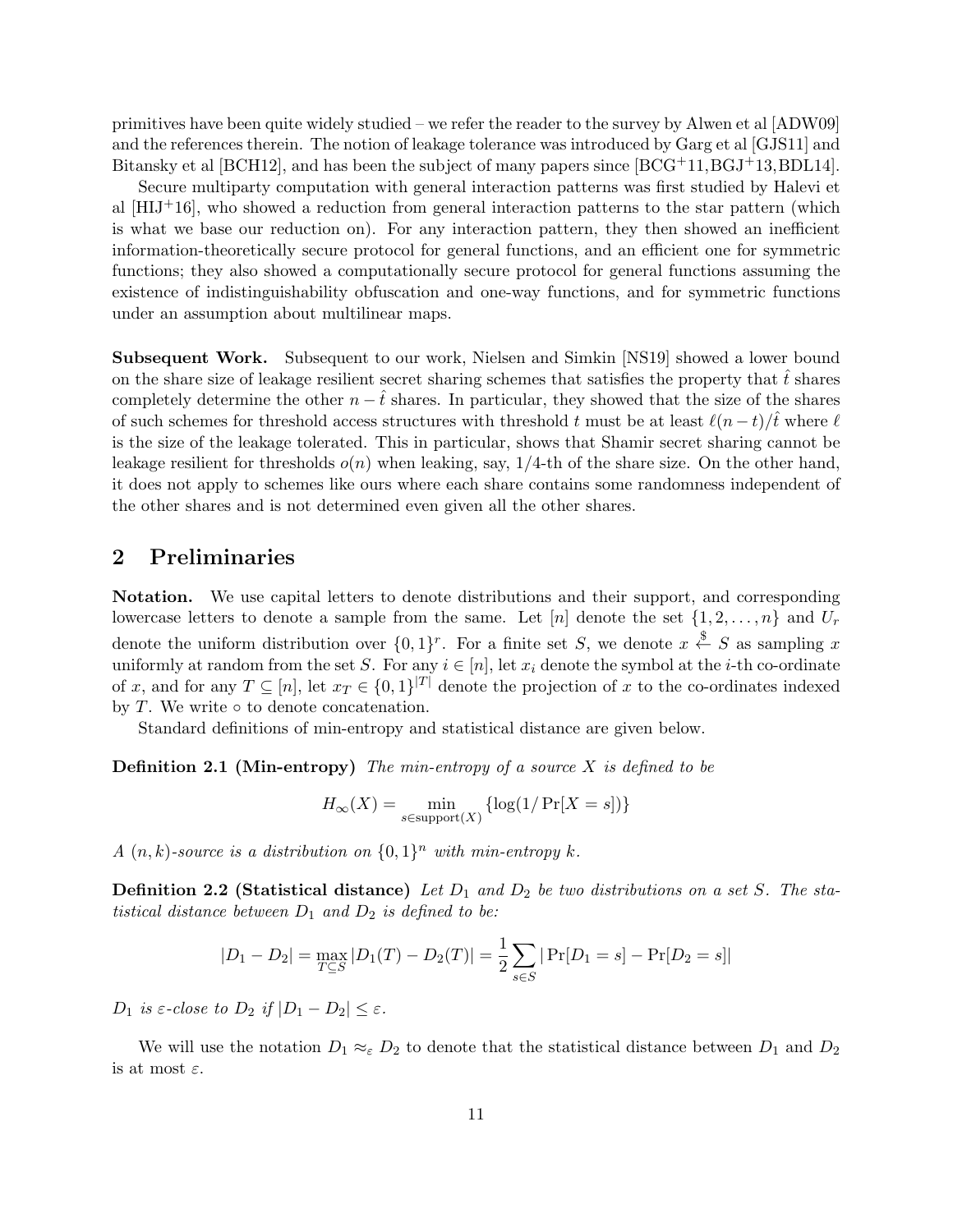primitives have been quite widely studied – we refer the reader to the survey by Alwen et al [ADW09] and the references therein. The notion of leakage tolerance was introduced by Garg et al [GJS11] and Bitansky et al [BCH12], and has been the subject of many papers since [BCG+11, BGJ+13, BDL14].

Secure multiparty computation with general interaction patterns was first studied by Halevi et al [HIJ+16], who showed a reduction from general interaction patterns to the star pattern (which is what we base our reduction on). For any interaction pattern, they then showed an inefficient information-theoretically secure protocol for general functions, and an efficient one for symmetric functions; they also showed a computationally secure protocol for general functions assuming the existence of indistinguishability obfuscation and one-way functions, and for symmetric functions under an assumption about multilinear maps.

**Subsequent Work.** Subsequent to our work, Nielsen and Simkin [NS19] showed a lower bound on the share size of leakage resilient secret sharing schemes that satisfies the property that $\hat{t}$ shares completely determine the other $n - \hat{t}$ shares. In particular, they showed that the size of the shares of such schemes for threshold access structures with threshold $t$ must be at least $\ell(n-t)/\hat{t}$ where $\ell$ is the size of the leakage tolerated. This in particular, shows that Shamir secret sharing cannot be leakage resilient for thresholds $o(n)$ when leaking, say, 1/4-th of the share size. On the other hand, it does not apply to schemes like ours where each share contains some randomness independent of the other shares and is not determined even given all the other shares.

## 2 Preliminaries

**Notation.** We use capital letters to denote distributions and their support, and corresponding lowercase letters to denote a sample from the same. Let $[n]$ denote the set $\{1, 2, \dots, n\}$ and $U_r$ denote the uniform distribution over $\{0,1\}^r$. For a finite set $S$, we denote $x \xleftarrow{\$} S$ as sampling $x$ uniformly at random from the set $S$. For any $i \in [n]$, let $x_i$ denote the symbol at the $i$-th co-ordinate of $x$, and for any $T \subseteq [n]$, let $x_T \in \{0,1\}^{|T|}$ denote the projection of $x$ to the co-ordinates indexed by $T$. We write $\circ$ to denote concatenation.

Standard definitions of min-entropy and statistical distance are given below.

**Definition 2.1 (Min-entropy)** *The min-entropy of a source $X$ is defined to be*

$$H_\infty(X) = \min_{s \in \text{support}(X)} \{\log(1/\Pr[X = s])\}$$

*A $(n, k)$-source is a distribution on $\{0,1\}^n$ with min-entropy $k$.*

**Definition 2.2 (Statistical distance)** *Let $D_1$ and $D_2$ be two distributions on a set $S$. The statistical distance between $D_1$ and $D_2$ is defined to be:*

$$|D_1 - D_2| = \max_{T \subseteq S} |D_1(T) - D_2(T)| = \frac{1}{2} \sum_{s \in S} |\Pr[D_1 = s] - \Pr[D_2 = s]|$$

*$D_1$ is $\varepsilon$-close to $D_2$ if $|D_1 - D_2| \leq \varepsilon$.*

We will use the notation $D_1 \approx_\varepsilon D_2$ to denote that the statistical distance between $D_1$ and $D_2$ is at most $\varepsilon$.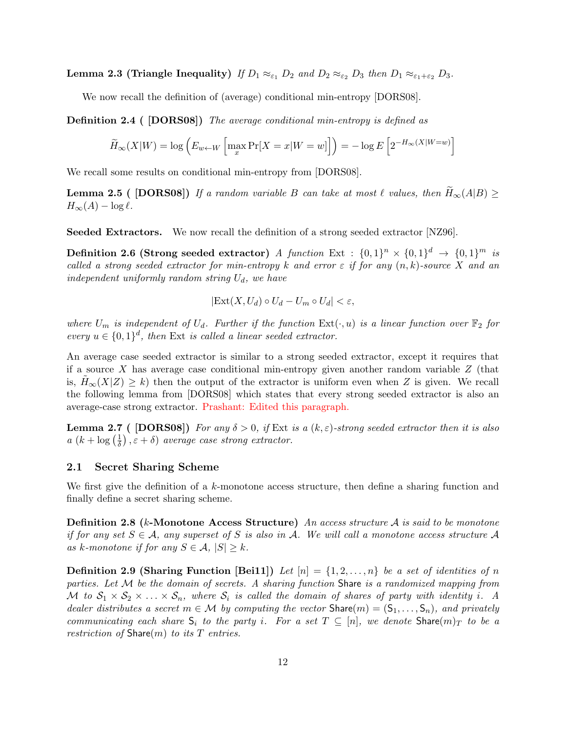**Lemma 2.3 (Triangle Inequality)** *If $D_1 \approx_{\varepsilon_1} D_2$ and $D_2 \approx_{\varepsilon_2} D_3$ then $D_1 \approx_{\varepsilon_1+\varepsilon_2} D_3$.*

We now recall the definition of (average) conditional min-entropy [DORS08].

**Definition 2.4 ( [DORS08])** *The average conditional min-entropy is defined as*

$$\widetilde{H}_\infty(X|W) = \log\left(E_{w \leftarrow W}\left[\max_x \Pr[X = x|W = w]\right]\right) = -\log E\left[2^{-H_\infty(X|W=w)}\right]$$

We recall some results on conditional min-entropy from [DORS08].

**Lemma 2.5 ( [DORS08])** *If a random variable $B$ can take at most $\ell$ values, then $\widetilde{H}_\infty(A|B) \geq H_\infty(A) - \log \ell$.*

**Seeded Extractors.** We now recall the definition of a strong seeded extractor [NZ96].

**Definition 2.6 (Strong seeded extractor)** *A function $\text{Ext} : \{0,1\}^n \times \{0,1\}^d \to \{0,1\}^m$ is called a strong seeded extractor for min-entropy $k$ and error $\varepsilon$ if for any $(n,k)$-source $X$ and an independent uniformly random string $U_d$, we have*

$$|\text{Ext}(X, U_d) \circ U_d - U_m \circ U_d| < \varepsilon,$$

*where $U_m$ is independent of $U_d$. Further if the function $\text{Ext}(\cdot, u)$ is a linear function over $\mathbb{F}_2$ for every $u \in \{0,1\}^d$, then Ext is called a linear seeded extractor.*

An average case seeded extractor is similar to a strong seeded extractor, except it requires that if a source $X$ has average case conditional min-entropy given another random variable $Z$ (that is, $\tilde{H}_\infty(X|Z) \geq k$) then the output of the extractor is uniform even when $Z$ is given. We recall the following lemma from [DORS08] which states that every strong seeded extractor is also an average-case strong extractor. Prashant: Edited this paragraph.

**Lemma 2.7 ( [DORS08])** *For any $\delta > 0$, if Ext is a $(k, \varepsilon)$-strong seeded extractor then it is also a $\left(k + \log\left(\frac{1}{\delta}\right), \varepsilon + \delta\right)$ average case strong extractor.*

## 2.1 Secret Sharing Scheme

We first give the definition of a $k$-monotone access structure, then define a sharing function and finally define a secret sharing scheme.

**Definition 2.8 ($k$-Monotone Access Structure)** *An access structure $\mathcal{A}$ is said to be monotone if for any set $S \in \mathcal{A}$, any superset of $S$ is also in $\mathcal{A}$. We will call a monotone access structure $\mathcal{A}$ as $k$-monotone if for any $S \in \mathcal{A}$, $|S| \geq k$.*

**Definition 2.9 (Sharing Function [Bei11])** *Let $[n] = \{1, 2, \ldots, n\}$ be a set of identities of $n$ parties. Let $\mathcal{M}$ be the domain of secrets. A sharing function $\mathsf{Share}$ is a randomized mapping from $\mathcal{M}$ to $\mathcal{S}_1 \times \mathcal{S}_2 \times \ldots \times \mathcal{S}_n$, where $\mathcal{S}_i$ is called the domain of shares of party with identity $i$. A dealer distributes a secret $m \in \mathcal{M}$ by computing the vector $\mathsf{Share}(m) = (\mathsf{S}_1, \ldots, \mathsf{S}_n)$, and privately communicating each share $\mathsf{S}_i$ to the party $i$. For a set $T \subseteq [n]$, we denote $\mathsf{Share}(m)_T$ to be a restriction of $\mathsf{Share}(m)$ to its $T$ entries.*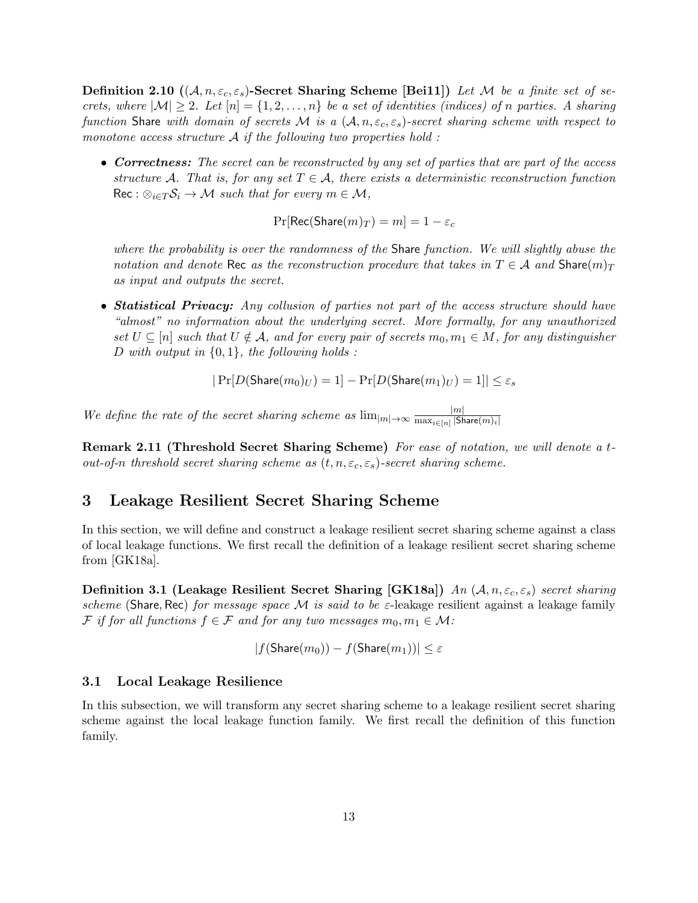**Definition 2.10** **($(\mathcal{A}, n, \varepsilon_c, \varepsilon_s)$-Secret Sharing Scheme [Bei11])** *Let $\mathcal{M}$ be a finite set of secrets, where $|\mathcal{M}| \geq 2$. Let $[n] = \{1, 2, \ldots, n\}$ be a set of identities (indices) of $n$ parties. A sharing function* $\mathsf{Share}$ *with domain of secrets $\mathcal{M}$ is a $(\mathcal{A}, n, \varepsilon_c, \varepsilon_s)$-secret sharing scheme with respect to monotone access structure $\mathcal{A}$ if the following two properties hold :*

- ***Correctness:*** *The secret can be reconstructed by any set of parties that are part of the access structure $\mathcal{A}$. That is, for any set $T \in \mathcal{A}$, there exists a deterministic reconstruction function* $\mathsf{Rec} : \otimes_{i \in T} \mathcal{S}_i \to \mathcal{M}$ *such that for every $m \in \mathcal{M}$,*

$$\Pr[\mathsf{Rec}(\mathsf{Share}(m)_T) = m] = 1 - \varepsilon_c$$

*where the probability is over the randomness of the* $\mathsf{Share}$ *function. We will slightly abuse the notation and denote* $\mathsf{Rec}$ *as the reconstruction procedure that takes in $T \in \mathcal{A}$ and $\mathsf{Share}(m)_T$ as input and outputs the secret.*

- ***Statistical Privacy:*** *Any collusion of parties not part of the access structure should have "almost" no information about the underlying secret. More formally, for any unauthorized set $U \subseteq [n]$ such that $U \notin \mathcal{A}$, and for every pair of secrets $m_0, m_1 \in M$, for any distinguisher $D$ with output in $\{0, 1\}$, the following holds :*

$$|\Pr[D(\mathsf{Share}(m_0)_U) = 1] - \Pr[D(\mathsf{Share}(m_1)_U) = 1]| \leq \varepsilon_s$$

*We define the rate of the secret sharing scheme as* $\lim_{|m| \to \infty} \frac{|m|}{\max_{i \in [n]} |\mathsf{Share}(m)_i|}$

**Remark 2.11 (Threshold Secret Sharing Scheme)** *For ease of notation, we will denote a $t$-out-of-$n$ threshold secret sharing scheme as $(t, n, \varepsilon_c, \varepsilon_s)$-secret sharing scheme.*

# 3 Leakage Resilient Secret Sharing Scheme

In this section, we will define and construct a leakage resilient secret sharing scheme against a class of local leakage functions. We first recall the definition of a leakage resilient secret sharing scheme from [GK18a].

**Definition 3.1 (Leakage Resilient Secret Sharing [GK18a])** *An $(\mathcal{A}, n, \varepsilon_c, \varepsilon_s)$ secret sharing scheme* ($\mathsf{Share}, \mathsf{Rec}$) *for message space $\mathcal{M}$ is said to be $\varepsilon$-*leakage resilient *against a* leakage family *$\mathcal{F}$ if for all functions $f \in \mathcal{F}$ and for any two messages $m_0, m_1 \in \mathcal{M}$:*

$$|f(\mathsf{Share}(m_0)) - f(\mathsf{Share}(m_1))| \leq \varepsilon$$

## 3.1 Local Leakage Resilience

In this subsection, we will transform any secret sharing scheme to a leakage resilient secret sharing scheme against the local leakage function family. We first recall the definition of this function family.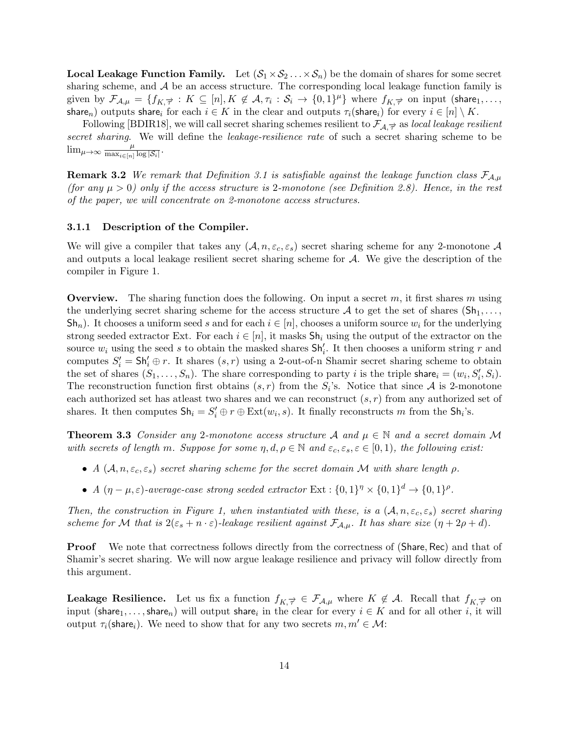**Local Leakage Function Family.** Let $(\mathcal{S}_1 \times \mathcal{S}_2 \ldots \times \mathcal{S}_n)$ be the domain of shares for some secret sharing scheme, and $\mathcal{A}$ be an access structure. The corresponding local leakage function family is given by $\mathcal{F}_{\mathcal{A},\mu} = \{f_{K,\vec{\tau}} : K \subseteq [n], K \notin \mathcal{A}, \tau_i : \mathcal{S}_i \to \{0,1\}^\mu\}$ where $f_{K,\vec{\tau}}$ on input $(\mathsf{share}_1, \ldots, \mathsf{share}_n)$ outputs $\mathsf{share}_i$ for each $i \in K$ in the clear and outputs $\tau_i(\mathsf{share}_i)$ for every $i \in [n] \setminus K$.

Following [BDIR18], we will call secret sharing schemes resilient to $\mathcal{F}_{\mathcal{A},\vec{\tau}}$ as *local leakage resilient secret sharing*. We will define the *leakage-resilience rate* of such a secret sharing scheme to be $\lim_{\mu\to\infty} \frac{\mu}{\max_{i\in[n]} \log|\mathcal{S}_i|}$.

**Remark 3.2** *We remark that Definition 3.1 is satisfiable against the leakage function class $\mathcal{F}_{\mathcal{A},\mu}$ (for any $\mu > 0$) only if the access structure is 2-monotone (see Definition 2.8). Hence, in the rest of the paper, we will concentrate on 2-monotone access structures.*

#### 3.1.1 Description of the Compiler.

We will give a compiler that takes any $(\mathcal{A}, n, \varepsilon_c, \varepsilon_s)$ secret sharing scheme for any 2-monotone $\mathcal{A}$ and outputs a local leakage resilient secret sharing scheme for $\mathcal{A}$. We give the description of the compiler in Figure 1.

**Overview.** The sharing function does the following. On input a secret $m$, it first shares $m$ using the underlying secret sharing scheme for the access structure $\mathcal{A}$ to get the set of shares $(\mathsf{Sh}_1, \ldots, \mathsf{Sh}_n)$. It chooses a uniform seed $s$ and for each $i \in [n]$, chooses a uniform source $w_i$ for the underlying strong seeded extractor Ext. For each $i \in [n]$, it masks $\mathsf{Sh}_i$ using the output of the extractor on the source $w_i$ using the seed $s$ to obtain the masked shares $\mathsf{Sh}'_i$. It then chooses a uniform string $r$ and computes $S'_i = \mathsf{Sh}'_i \oplus r$. It shares $(s, r)$ using a 2-out-of-n Shamir secret sharing scheme to obtain the set of shares $(S_1, \ldots, S_n)$. The share corresponding to party $i$ is the triple $\mathsf{share}_i = (w_i, S'_i, S_i)$. The reconstruction function first obtains $(s, r)$ from the $S_i$'s. Notice that since $\mathcal{A}$ is 2-monotone each authorized set has atleast two shares and we can reconstruct $(s, r)$ from any authorized set of shares. It then computes $\mathsf{Sh}_i = S'_i \oplus r \oplus \mathrm{Ext}(w_i, s)$. It finally reconstructs $m$ from the $\mathsf{Sh}_i$'s.

**Theorem 3.3** *Consider any 2-monotone access structure $\mathcal{A}$ and $\mu \in \mathbb{N}$ and a secret domain $\mathcal{M}$ with secrets of length $m$. Suppose for some $\eta, d, \rho \in \mathbb{N}$ and $\varepsilon_c, \varepsilon_s, \varepsilon \in [0, 1)$, the following exist:*

- *A $(\mathcal{A}, n, \varepsilon_c, \varepsilon_s)$ secret sharing scheme for the secret domain $\mathcal{M}$ with share length $\rho$.*
- *A $(\eta - \mu, \varepsilon)$-average-case strong seeded extractor $\mathrm{Ext} : \{0,1\}^\eta \times \{0,1\}^d \to \{0,1\}^\rho$.*

*Then, the construction in Figure 1, when instantiated with these, is a $(\mathcal{A}, n, \varepsilon_c, \varepsilon_s)$ secret sharing scheme for $\mathcal{M}$ that is $2(\varepsilon_s + n \cdot \varepsilon)$-leakage resilient against $\mathcal{F}_{\mathcal{A},\mu}$. It has share size $(\eta + 2\rho + d)$.*

**Proof** We note that correctness follows directly from the correctness of $(\mathsf{Share}, \mathsf{Rec})$ and that of Shamir's secret sharing. We will now argue leakage resilience and privacy will follow directly from this argument.

**Leakage Resilience.** Let us fix a function $f_{K,\vec{\tau}} \in \mathcal{F}_{\mathcal{A},\mu}$ where $K \notin \mathcal{A}$. Recall that $f_{K,\vec{\tau}}$ on input $(\mathsf{share}_1, \ldots, \mathsf{share}_n)$ will output $\mathsf{share}_i$ in the clear for every $i \in K$ and for all other $i$, it will output $\tau_i(\mathsf{share}_i)$. We need to show that for any two secrets $m, m' \in \mathcal{M}$: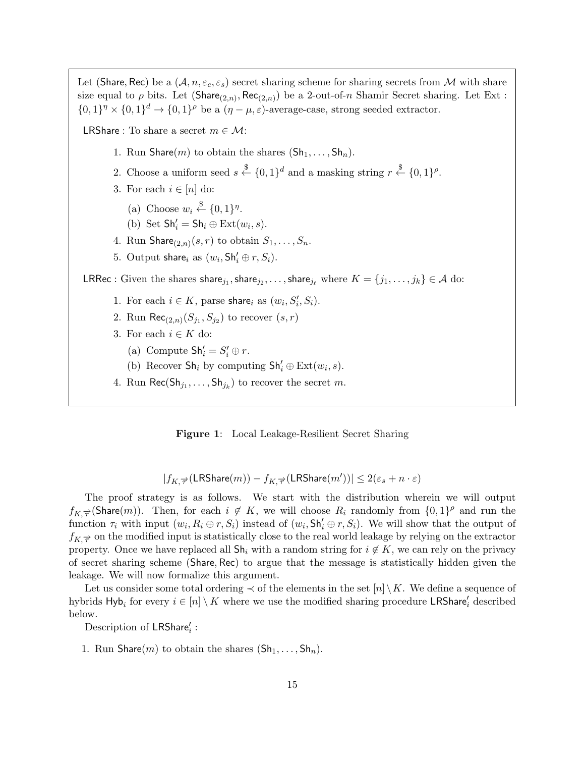Let $(\mathsf{Share}, \mathsf{Rec})$ be a $(\mathcal{A}, n, \varepsilon_c, \varepsilon_s)$ secret sharing scheme for sharing secrets from $\mathcal{M}$ with share size equal to $\rho$ bits. Let $(\mathsf{Share}_{(2,n)}, \mathsf{Rec}_{(2,n)})$ be a 2-out-of-$n$ Shamir Secret sharing. Let $\mathrm{Ext} : \{0,1\}^\eta \times \{0,1\}^d \to \{0,1\}^\rho$ be a $(\eta - \mu, \varepsilon)$-average-case, strong seeded extractor.

$\mathsf{LRShare}$ : To share a secret $m \in \mathcal{M}$:

1. Run $\mathsf{Share}(m)$ to obtain the shares $(\mathsf{Sh}_1, \ldots, \mathsf{Sh}_n)$.
2. Choose a uniform seed $s \xleftarrow{\$} \{0,1\}^d$ and a masking string $r \xleftarrow{\$} \{0,1\}^\rho$.
3. For each $i \in [n]$ do:
   (a) Choose $w_i \xleftarrow{\$} \{0,1\}^\eta$.
   (b) Set $\mathsf{Sh}'_i = \mathsf{Sh}_i \oplus \mathrm{Ext}(w_i, s)$.
4. Run $\mathsf{Share}_{(2,n)}(s, r)$ to obtain $S_1, \ldots, S_n$.
5. Output $\mathsf{share}_i$ as $(w_i, \mathsf{Sh}'_i \oplus r, S_i)$.

$\mathsf{LRRec}$ : Given the shares $\mathsf{share}_{j_1}, \mathsf{share}_{j_2}, \ldots, \mathsf{share}_{j_\ell}$ where $K = \{j_1, \ldots, j_k\} \in \mathcal{A}$ do:

1. For each $i \in K$, parse $\mathsf{share}_i$ as $(w_i, S'_i, S_i)$.
2. Run $\mathsf{Rec}_{(2,n)}(S_{j_1}, S_{j_2})$ to recover $(s, r)$
3. For each $i \in K$ do:
   (a) Compute $\mathsf{Sh}'_i = S'_i \oplus r$.
   (b) Recover $\mathsf{Sh}_i$ by computing $\mathsf{Sh}'_i \oplus \mathrm{Ext}(w_i, s)$.
4. Run $\mathsf{Rec}(\mathsf{Sh}_{j_1}, \ldots, \mathsf{Sh}_{j_k})$ to recover the secret $m$.

**Figure 1**: Local Leakage-Resilient Secret Sharing

$$|f_{K,\overrightarrow{\tau}}(\mathsf{LRShare}(m)) - f_{K,\overrightarrow{\tau}}(\mathsf{LRShare}(m'))| \leq 2(\varepsilon_s + n \cdot \varepsilon)$$

The proof strategy is as follows. We start with the distribution wherein we will output $f_{K,\overrightarrow{\tau}}(\mathsf{Share}(m))$. Then, for each $i \notin K$, we will choose $R_i$ randomly from $\{0,1\}^\rho$ and run the function $\tau_i$ with input $(w_i, R_i \oplus r, S_i)$ instead of $(w_i, \mathsf{Sh}'_i \oplus r, S_i)$. We will show that the output of $f_{K,\overrightarrow{\tau}}$ on the modified input is statistically close to the real world leakage by relying on the extractor property. Once we have replaced all $\mathsf{Sh}_i$ with a random string for $i \notin K$, we can rely on the privacy of secret sharing scheme $(\mathsf{Share}, \mathsf{Rec})$ to argue that the message is statistically hidden given the leakage. We will now formalize this argument.

Let us consider some total ordering $\prec$ of the elements in the set $[n] \setminus K$. We define a sequence of hybrids $\mathsf{Hyb}_i$ for every $i \in [n] \setminus K$ where we use the modified sharing procedure $\mathsf{LRShare}'_i$ described below.

Description of $\mathsf{LRShare}'_i$ :

1. Run $\mathsf{Share}(m)$ to obtain the shares $(\mathsf{Sh}_1, \ldots, \mathsf{Sh}_n)$.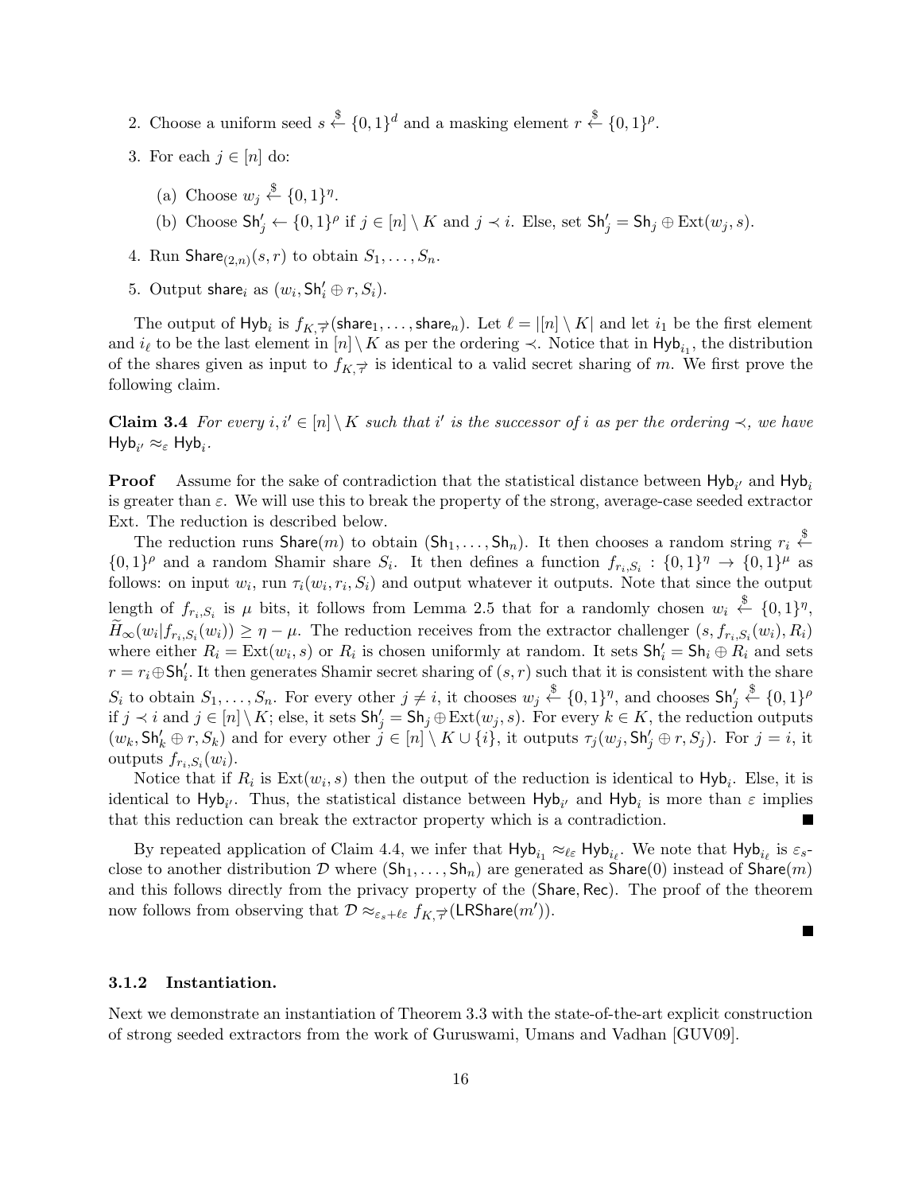2. Choose a uniform seed $s \xleftarrow{\$} \{0,1\}^d$ and a masking element $r \xleftarrow{\$} \{0,1\}^\rho$.

3. For each $j \in [n]$ do:

   (a) Choose $w_j \xleftarrow{\$} \{0,1\}^\eta$.

   (b) Choose $\mathsf{Sh}'_j \leftarrow \{0,1\}^\rho$ if $j \in [n] \setminus K$ and $j \prec i$. Else, set $\mathsf{Sh}'_j = \mathsf{Sh}_j \oplus \mathrm{Ext}(w_j, s)$.

4. Run $\mathsf{Share}_{(2,n)}(s, r)$ to obtain $S_1, \ldots, S_n$.

5. Output $\mathsf{share}_i$ as $(w_i, \mathsf{Sh}'_i \oplus r, S_i)$.

The output of $\mathsf{Hyb}_i$ is $f_{K,\vec{\tau}}(\mathsf{share}_1, \ldots, \mathsf{share}_n)$. Let $\ell = |[n] \setminus K|$ and let $i_1$ be the first element and $i_\ell$ to be the last element in $[n] \setminus K$ as per the ordering $\prec$. Notice that in $\mathsf{Hyb}_{i_1}$, the distribution of the shares given as input to $f_{K,\vec{\tau}}$ is identical to a valid secret sharing of $m$. We first prove the following claim.

**Claim 3.4** *For every $i, i' \in [n] \setminus K$ such that $i'$ is the successor of $i$ as per the ordering $\prec$, we have $\mathsf{Hyb}_{i'} \approx_\varepsilon \mathsf{Hyb}_i$.*

**Proof** Assume for the sake of contradiction that the statistical distance between $\mathsf{Hyb}_{i'}$ and $\mathsf{Hyb}_i$ is greater than $\varepsilon$. We will use this to break the property of the strong, average-case seeded extractor Ext. The reduction is described below.

The reduction runs $\mathsf{Share}(m)$ to obtain $(\mathsf{Sh}_1, \ldots, \mathsf{Sh}_n)$. It then chooses a random string $r_i \xleftarrow{\$} \{0,1\}^\rho$ and a random Shamir share $S_i$. It then defines a function $f_{r_i, S_i} : \{0,1\}^\eta \to \{0,1\}^\mu$ as follows: on input $w_i$, run $\tau_i(w_i, r_i, S_i)$ and output whatever it outputs. Note that since the output length of $f_{r_i,S_i}$ is $\mu$ bits, it follows from Lemma 2.5 that for a randomly chosen $w_i \xleftarrow{\$} \{0,1\}^\eta$, $\widetilde{H}_\infty(w_i | f_{r_i,S_i}(w_i)) \geq \eta - \mu$. The reduction receives from the extractor challenger $(s, f_{r_i,S_i}(w_i), R_i)$ where either $R_i = \mathrm{Ext}(w_i, s)$ or $R_i$ is chosen uniformly at random. It sets $\mathsf{Sh}'_i = \mathsf{Sh}_i \oplus R_i$ and sets $r = r_i \oplus \mathsf{Sh}'_i$. It then generates Shamir secret sharing of $(s, r)$ such that it is consistent with the share $S_i$ to obtain $S_1, \ldots, S_n$. For every other $j \neq i$, it chooses $w_j \xleftarrow{\$} \{0,1\}^\eta$, and chooses $\mathsf{Sh}'_j \xleftarrow{\$} \{0,1\}^\rho$ if $j \prec i$ and $j \in [n] \setminus K$; else, it sets $\mathsf{Sh}'_j = \mathsf{Sh}_j \oplus \mathrm{Ext}(w_j, s)$. For every $k \in K$, the reduction outputs $(w_k, \mathsf{Sh}'_k \oplus r, S_k)$ and for every other $j \in [n] \setminus K \cup \{i\}$, it outputs $\tau_j(w_j, \mathsf{Sh}'_j \oplus r, S_j)$. For $j = i$, it outputs $f_{r_i,S_i}(w_i)$.

Notice that if $R_i$ is $\mathrm{Ext}(w_i, s)$ then the output of the reduction is identical to $\mathsf{Hyb}_i$. Else, it is identical to $\mathsf{Hyb}_{i'}$. Thus, the statistical distance between $\mathsf{Hyb}_{i'}$ and $\mathsf{Hyb}_i$ is more than $\varepsilon$ implies that this reduction can break the extractor property which is a contradiction. ■

By repeated application of Claim 4.4, we infer that $\mathsf{Hyb}_{i_1} \approx_{\ell\varepsilon} \mathsf{Hyb}_{i_\ell}$. We note that $\mathsf{Hyb}_{i_\ell}$ is $\varepsilon_s$-close to another distribution $\mathcal{D}$ where $(\mathsf{Sh}_1, \ldots, \mathsf{Sh}_n)$ are generated as $\mathsf{Share}(0)$ instead of $\mathsf{Share}(m)$ and this follows directly from the privacy property of the $(\mathsf{Share}, \mathsf{Rec})$. The proof of the theorem now follows from observing that $\mathcal{D} \approx_{\varepsilon_s + \ell\varepsilon} f_{K,\vec{\tau}}(\mathsf{LRShare}(m'))$.

■

### 3.1.2 Instantiation.

Next we demonstrate an instantiation of Theorem 3.3 with the state-of-the-art explicit construction of strong seeded extractors from the work of Guruswami, Umans and Vadhan [GUV09].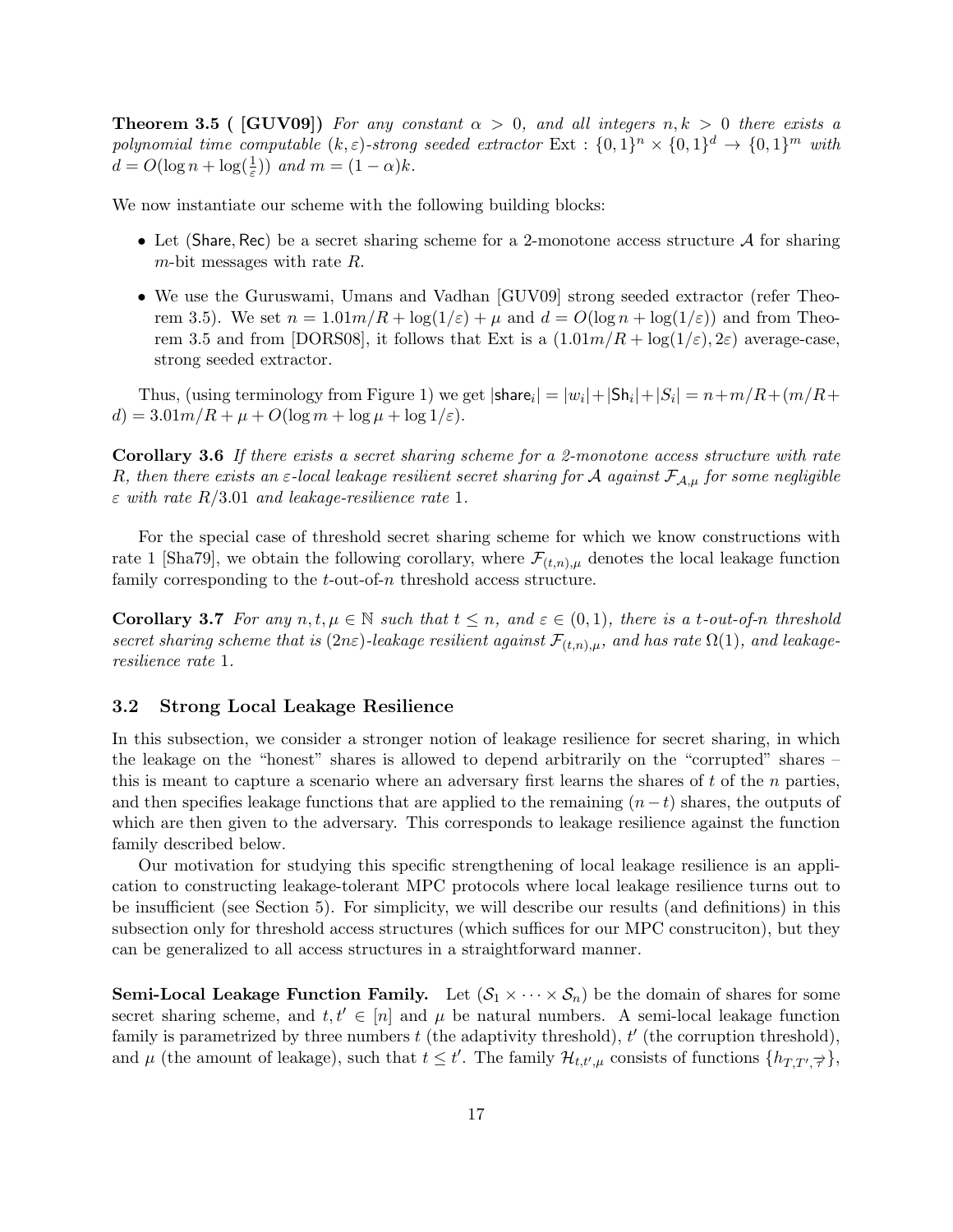**Theorem 3.5 ( [GUV09])** *For any constant $\alpha > 0$, and all integers $n, k > 0$ there exists a polynomial time computable $(k, \varepsilon)$-strong seeded extractor* $\text{Ext} : \{0,1\}^n \times \{0,1\}^d \to \{0,1\}^m$ *with* $d = O(\log n + \log(\frac{1}{\varepsilon}))$ *and* $m = (1 - \alpha)k$.

We now instantiate our scheme with the following building blocks:

- Let $(\mathsf{Share}, \mathsf{Rec})$ be a secret sharing scheme for a 2-monotone access structure $\mathcal{A}$ for sharing $m$-bit messages with rate $R$.
- We use the Guruswami, Umans and Vadhan [GUV09] strong seeded extractor (refer Theorem 3.5). We set $n = 1.01m/R + \log(1/\varepsilon) + \mu$ and $d = O(\log n + \log(1/\varepsilon))$ and from Theorem 3.5 and from [DORS08], it follows that Ext is a $(1.01m/R + \log(1/\varepsilon), 2\varepsilon)$ average-case, strong seeded extractor.

Thus, (using terminology from Figure 1) we get $|\mathsf{share}_i| = |w_i| + |\mathsf{Sh}_i| + |S_i| = n + m/R + (m/R + d) = 3.01m/R + \mu + O(\log m + \log \mu + \log 1/\varepsilon)$.

**Corollary 3.6** *If there exists a secret sharing scheme for a 2-monotone access structure with rate $R$, then there exists an $\varepsilon$-local leakage resilient secret sharing for $\mathcal{A}$ against $\mathcal{F}_{\mathcal{A},\mu}$ for some negligible $\varepsilon$ with rate $R/3.01$ and leakage-resilience rate 1.*

For the special case of threshold secret sharing scheme for which we know constructions with rate 1 [Sha79], we obtain the following corollary, where $\mathcal{F}_{(t,n),\mu}$ denotes the local leakage function family corresponding to the $t$-out-of-$n$ threshold access structure.

**Corollary 3.7** *For any $n, t, \mu \in \mathbb{N}$ such that $t \leq n$, and $\varepsilon \in (0, 1)$, there is a $t$-out-of-$n$ threshold secret sharing scheme that is $(2n\varepsilon)$-leakage resilient against $\mathcal{F}_{(t,n),\mu}$, and has rate $\Omega(1)$, and leakage-resilience rate 1.*

### 3.2 Strong Local Leakage Resilience

In this subsection, we consider a stronger notion of leakage resilience for secret sharing, in which the leakage on the "honest" shares is allowed to depend arbitrarily on the "corrupted" shares – this is meant to capture a scenario where an adversary first learns the shares of $t$ of the $n$ parties, and then specifies leakage functions that are applied to the remaining $(n - t)$ shares, the outputs of which are then given to the adversary. This corresponds to leakage resilience against the function family described below.

Our motivation for studying this specific strengthening of local leakage resilience is an application to constructing leakage-tolerant MPC protocols where local leakage resilience turns out to be insufficient (see Section 5). For simplicity, we will describe our results (and definitions) in this subsection only for threshold access structures (which suffices for our MPC construciton), but they can be generalized to all access structures in a straightforward manner.

**Semi-Local Leakage Function Family.** Let $(\mathcal{S}_1 \times \cdots \times \mathcal{S}_n)$ be the domain of shares for some secret sharing scheme, and $t, t' \in [n]$ and $\mu$ be natural numbers. A semi-local leakage function family is parametrized by three numbers $t$ (the adaptivity threshold), $t'$ (the corruption threshold), and $\mu$ (the amount of leakage), such that $t \leq t'$. The family $\mathcal{H}_{t,t',\mu}$ consists of functions $\{h_{T,T',\vec{\tau}}\}$,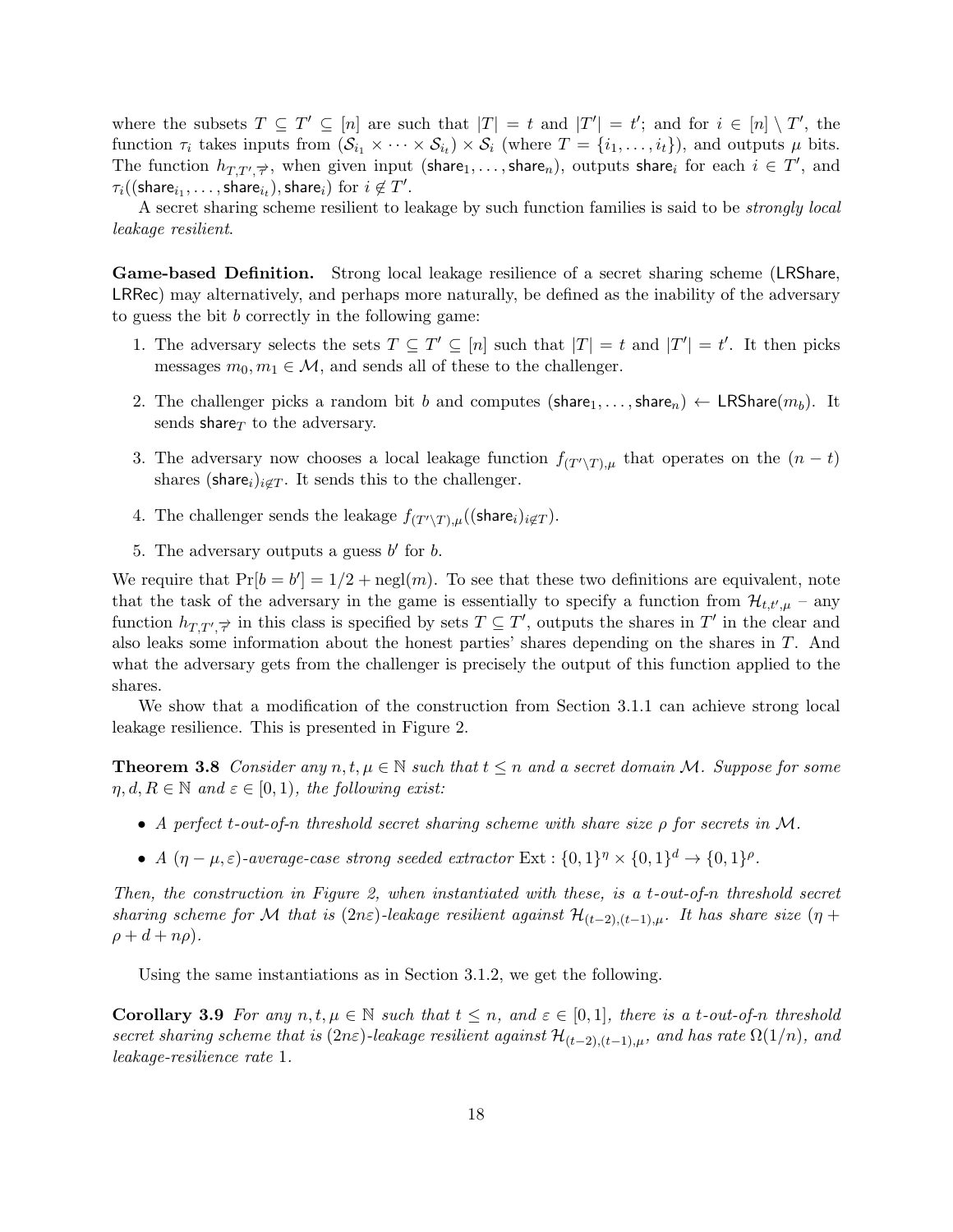where the subsets $T \subseteq T' \subseteq [n]$ are such that $|T| = t$ and $|T'| = t'$; and for $i \in [n] \setminus T'$, the function $\tau_i$ takes inputs from $(\mathcal{S}_{i_1} \times \cdots \times \mathcal{S}_{i_t}) \times \mathcal{S}_i$ (where $T = \{i_1, \ldots, i_t\}$), and outputs $\mu$ bits. The function $h_{T,T',\vec{\tau}}$, when given input $(\mathsf{share}_1, \ldots, \mathsf{share}_n)$, outputs $\mathsf{share}_i$ for each $i \in T'$, and $\tau_i((\mathsf{share}_{i_1}, \ldots, \mathsf{share}_{i_t}), \mathsf{share}_i)$ for $i \notin T'$.

A secret sharing scheme resilient to leakage by such function families is said to be *strongly local leakage resilient*.

**Game-based Definition.** Strong local leakage resilience of a secret sharing scheme (LRShare, LRRec) may alternatively, and perhaps more naturally, be defined as the inability of the adversary to guess the bit $b$ correctly in the following game:

1. The adversary selects the sets $T \subseteq T' \subseteq [n]$ such that $|T| = t$ and $|T'| = t'$. It then picks messages $m_0, m_1 \in \mathcal{M}$, and sends all of these to the challenger.
2. The challenger picks a random bit $b$ and computes $(\mathsf{share}_1, \ldots, \mathsf{share}_n) \leftarrow \mathsf{LRShare}(m_b)$. It sends $\mathsf{share}_T$ to the adversary.
3. The adversary now chooses a local leakage function $f_{(T' \setminus T),\mu}$ that operates on the $(n-t)$ shares $(\mathsf{share}_i)_{i \notin T}$. It sends this to the challenger.
4. The challenger sends the leakage $f_{(T' \setminus T),\mu}((\mathsf{share}_i)_{i \notin T})$.
5. The adversary outputs a guess $b'$ for $b$.

We require that $\Pr[b = b'] = 1/2 + \mathrm{negl}(m)$. To see that these two definitions are equivalent, note that the task of the adversary in the game is essentially to specify a function from $\mathcal{H}_{t,t',\mu}$ – any function $h_{T,T',\vec{\tau}}$ in this class is specified by sets $T \subseteq T'$, outputs the shares in $T'$ in the clear and also leaks some information about the honest parties' shares depending on the shares in $T$. And what the adversary gets from the challenger is precisely the output of this function applied to the shares.

We show that a modification of the construction from Section 3.1.1 can achieve strong local leakage resilience. This is presented in Figure 2.

**Theorem 3.8** *Consider any $n, t, \mu \in \mathbb{N}$ such that $t \leq n$ and a secret domain $\mathcal{M}$. Suppose for some $\eta, d, R \in \mathbb{N}$ and $\varepsilon \in [0, 1)$, the following exist:*

- *A perfect $t$-out-of-$n$ threshold secret sharing scheme with share size $\rho$ for secrets in $\mathcal{M}$.*
- *A $(\eta - \mu, \varepsilon)$-average-case strong seeded extractor $\mathrm{Ext} : \{0,1\}^\eta \times \{0,1\}^d \to \{0,1\}^\rho$.*

*Then, the construction in Figure 2, when instantiated with these, is a $t$-out-of-$n$ threshold secret sharing scheme for $\mathcal{M}$ that is $(2n\varepsilon)$-leakage resilient against $\mathcal{H}_{(t-2),(t-1),\mu}$. It has share size $(\eta + \rho + d + n\rho)$.*

Using the same instantiations as in Section 3.1.2, we get the following.

**Corollary 3.9** *For any $n, t, \mu \in \mathbb{N}$ such that $t \leq n$, and $\varepsilon \in [0, 1]$, there is a $t$-out-of-$n$ threshold secret sharing scheme that is $(2n\varepsilon)$-leakage resilient against $\mathcal{H}_{(t-2),(t-1),\mu}$, and has rate $\Omega(1/n)$, and leakage-resilience rate 1.*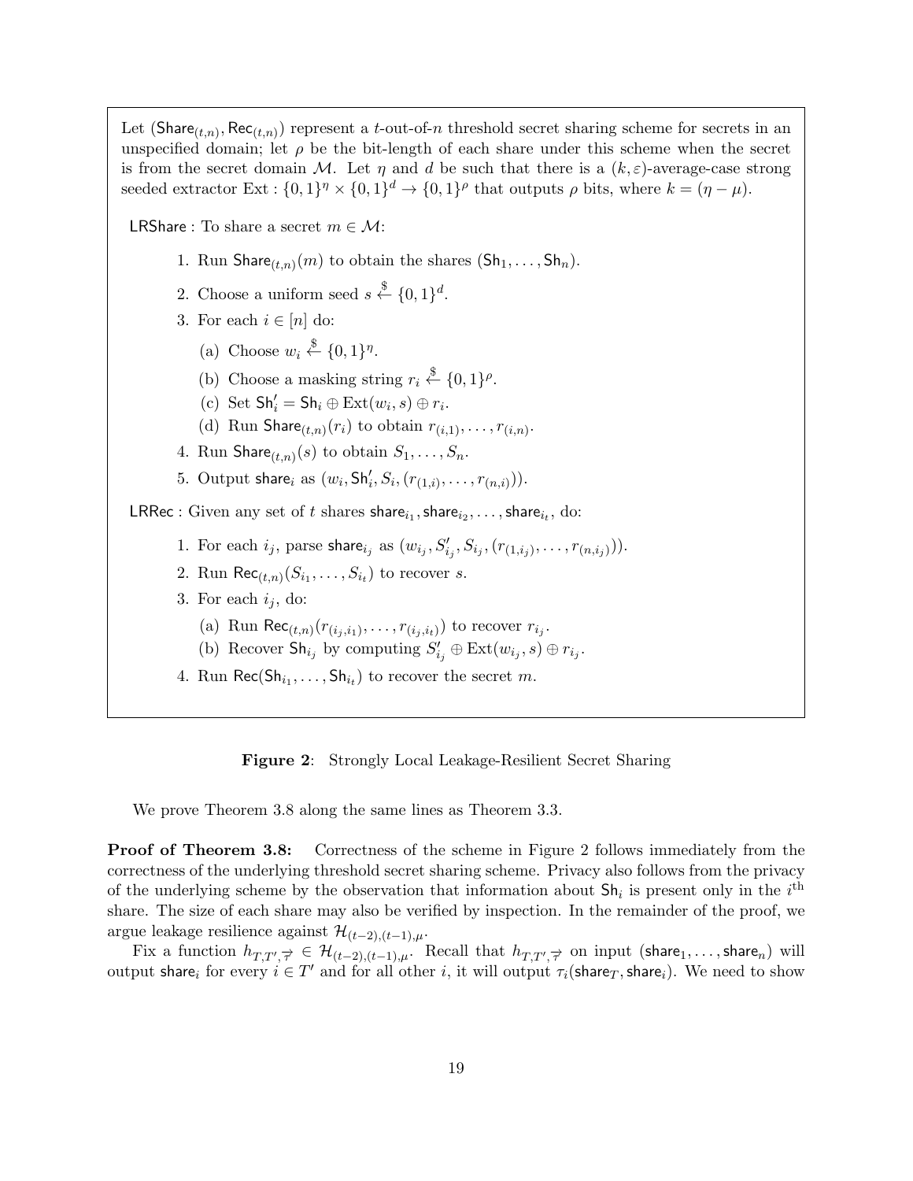Let $(\mathsf{Share}_{(t,n)}, \mathsf{Rec}_{(t,n)})$ represent a $t$-out-of-$n$ threshold secret sharing scheme for secrets in an unspecified domain; let $\rho$ be the bit-length of each share under this scheme when the secret is from the secret domain $\mathcal{M}$. Let $\eta$ and $d$ be such that there is a $(k, \varepsilon)$-average-case strong seeded extractor $\text{Ext} : \{0,1\}^\eta \times \{0,1\}^d \to \{0,1\}^\rho$ that outputs $\rho$ bits, where $k = (\eta - \mu)$.

$\mathsf{LRShare}$ : To share a secret $m \in \mathcal{M}$:

1. Run $\mathsf{Share}_{(t,n)}(m)$ to obtain the shares $(\mathsf{Sh}_1, \ldots, \mathsf{Sh}_n)$.
2. Choose a uniform seed $s \xleftarrow{\$} \{0,1\}^d$.
3. For each $i \in [n]$ do:
   (a) Choose $w_i \xleftarrow{\$} \{0,1\}^\eta$.
   (b) Choose a masking string $r_i \xleftarrow{\$} \{0,1\}^\rho$.
   (c) Set $\mathsf{Sh}'_i = \mathsf{Sh}_i \oplus \text{Ext}(w_i, s) \oplus r_i$.
   (d) Run $\mathsf{Share}_{(t,n)}(r_i)$ to obtain $r_{(i,1)}, \ldots, r_{(i,n)}$.
4. Run $\mathsf{Share}_{(t,n)}(s)$ to obtain $S_1, \ldots, S_n$.
5. Output $\mathsf{share}_i$ as $(w_i, \mathsf{Sh}'_i, S_i, (r_{(1,i)}, \ldots, r_{(n,i)}))$.

$\mathsf{LRRec}$ : Given any set of $t$ shares $\mathsf{share}_{i_1}, \mathsf{share}_{i_2}, \ldots, \mathsf{share}_{i_t}$, do:

1. For each $i_j$, parse $\mathsf{share}_{i_j}$ as $(w_{i_j}, S'_{i_j}, S_{i_j}, (r_{(1,i_j)}, \ldots, r_{(n,i_j)}))$.
2. Run $\mathsf{Rec}_{(t,n)}(S_{i_1}, \ldots, S_{i_t})$ to recover $s$.
3. For each $i_j$, do:
   (a) Run $\mathsf{Rec}_{(t,n)}(r_{(i_j,i_1)}, \ldots, r_{(i_j,i_t)})$ to recover $r_{i_j}$.
   (b) Recover $\mathsf{Sh}_{i_j}$ by computing $S'_{i_j} \oplus \text{Ext}(w_{i_j}, s) \oplus r_{i_j}$.
4. Run $\mathsf{Rec}(\mathsf{Sh}_{i_1}, \ldots, \mathsf{Sh}_{i_t})$ to recover the secret $m$.

**Figure 2**: Strongly Local Leakage-Resilient Secret Sharing

We prove Theorem 3.8 along the same lines as Theorem 3.3.

**Proof of Theorem 3.8:** Correctness of the scheme in Figure 2 follows immediately from the correctness of the underlying threshold secret sharing scheme. Privacy also follows from the privacy of the underlying scheme by the observation that information about $\mathsf{Sh}_i$ is present only in the $i^{\text{th}}$ share. The size of each share may also be verified by inspection. In the remainder of the proof, we argue leakage resilience against $\mathcal{H}_{(t-2),(t-1),\mu}$.

Fix a function $h_{T,T',\vec{\tau}} \in \mathcal{H}_{(t-2),(t-1),\mu}$. Recall that $h_{T,T',\vec{\tau}}$ on input $(\mathsf{share}_1, \ldots, \mathsf{share}_n)$ will output $\mathsf{share}_i$ for every $i \in T'$ and for all other $i$, it will output $\tau_i(\mathsf{share}_T, \mathsf{share}_i)$. We need to show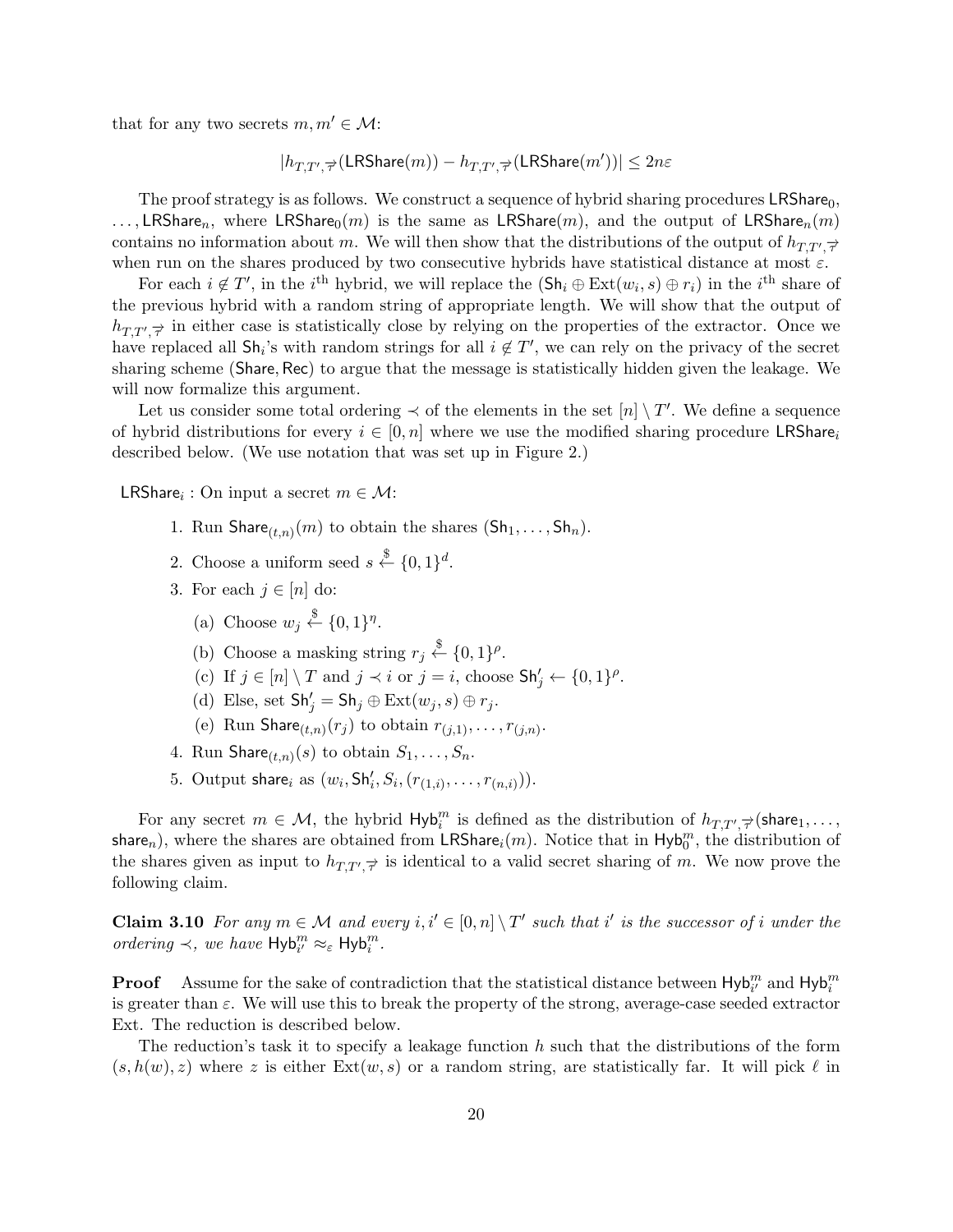that for any two secrets $m, m' \in \mathcal{M}$:

$$|h_{T,T',\overrightarrow{\tau}}(\mathsf{LRShare}(m)) - h_{T,T',\overrightarrow{\tau}}(\mathsf{LRShare}(m'))| \leq 2n\varepsilon$$

The proof strategy is as follows. We construct a sequence of hybrid sharing procedures $\mathsf{LRShare}_0, \ldots, \mathsf{LRShare}_n$, where $\mathsf{LRShare}_0(m)$ is the same as $\mathsf{LRShare}(m)$, and the output of $\mathsf{LRShare}_n(m)$ contains no information about $m$. We will then show that the distributions of the output of $h_{T,T',\overrightarrow{\tau}}$ when run on the shares produced by two consecutive hybrids have statistical distance at most $\varepsilon$.

For each $i \notin T'$, in the $i^{\text{th}}$ hybrid, we will replace the $(\mathsf{Sh}_i \oplus \mathrm{Ext}(w_i, s) \oplus r_i)$ in the $i^{\text{th}}$ share of the previous hybrid with a random string of appropriate length. We will show that the output of $h_{T,T',\overrightarrow{\tau}}$ in either case is statistically close by relying on the properties of the extractor. Once we have replaced all $\mathsf{Sh}_i$'s with random strings for all $i \notin T'$, we can rely on the privacy of the secret sharing scheme $(\mathsf{Share}, \mathsf{Rec})$ to argue that the message is statistically hidden given the leakage. We will now formalize this argument.

Let us consider some total ordering $\prec$ of the elements in the set $[n] \setminus T'$. We define a sequence of hybrid distributions for every $i \in [0, n]$ where we use the modified sharing procedure $\mathsf{LRShare}_i$ described below. (We use notation that was set up in Figure 2.)

$\mathsf{LRShare}_i$ : On input a secret $m \in \mathcal{M}$:

1. Run $\mathsf{Share}_{(t,n)}(m)$ to obtain the shares $(\mathsf{Sh}_1, \ldots, \mathsf{Sh}_n)$.
2. Choose a uniform seed $s \xleftarrow{\$} \{0,1\}^d$.
3. For each $j \in [n]$ do:
   (a) Choose $w_j \xleftarrow{\$} \{0,1\}^\eta$.
   (b) Choose a masking string $r_j \xleftarrow{\$} \{0,1\}^\rho$.
   (c) If $j \in [n] \setminus T$ and $j \prec i$ or $j = i$, choose $\mathsf{Sh}'_j \leftarrow \{0,1\}^\rho$.
   (d) Else, set $\mathsf{Sh}'_j = \mathsf{Sh}_j \oplus \mathrm{Ext}(w_j, s) \oplus r_j$.
   (e) Run $\mathsf{Share}_{(t,n)}(r_j)$ to obtain $r_{(j,1)}, \ldots, r_{(j,n)}$.
4. Run $\mathsf{Share}_{(t,n)}(s)$ to obtain $S_1, \ldots, S_n$.
5. Output $\mathsf{share}_i$ as $(w_i, \mathsf{Sh}'_i, S_i, (r_{(1,i)}, \ldots, r_{(n,i)}))$.

For any secret $m \in \mathcal{M}$, the hybrid $\mathsf{Hyb}_i^m$ is defined as the distribution of $h_{T,T',\overrightarrow{\tau}}(\mathsf{share}_1, \ldots, \mathsf{share}_n)$, where the shares are obtained from $\mathsf{LRShare}_i(m)$. Notice that in $\mathsf{Hyb}_0^m$, the distribution of the shares given as input to $h_{T,T',\overrightarrow{\tau}}$ is identical to a valid secret sharing of $m$. We now prove the following claim.

**Claim 3.10** *For any $m \in \mathcal{M}$ and every $i, i' \in [0, n] \setminus T'$ such that $i'$ is the successor of $i$ under the ordering $\prec$, we have $\mathsf{Hyb}_{i'}^m \approx_\varepsilon \mathsf{Hyb}_i^m$.*

**Proof** Assume for the sake of contradiction that the statistical distance between $\mathsf{Hyb}_{i'}^m$ and $\mathsf{Hyb}_i^m$ is greater than $\varepsilon$. We will use this to break the property of the strong, average-case seeded extractor Ext. The reduction is described below.

The reduction's task it to specify a leakage function $h$ such that the distributions of the form $(s, h(w), z)$ where $z$ is either $\mathrm{Ext}(w, s)$ or a random string, are statistically far. It will pick $\ell$ in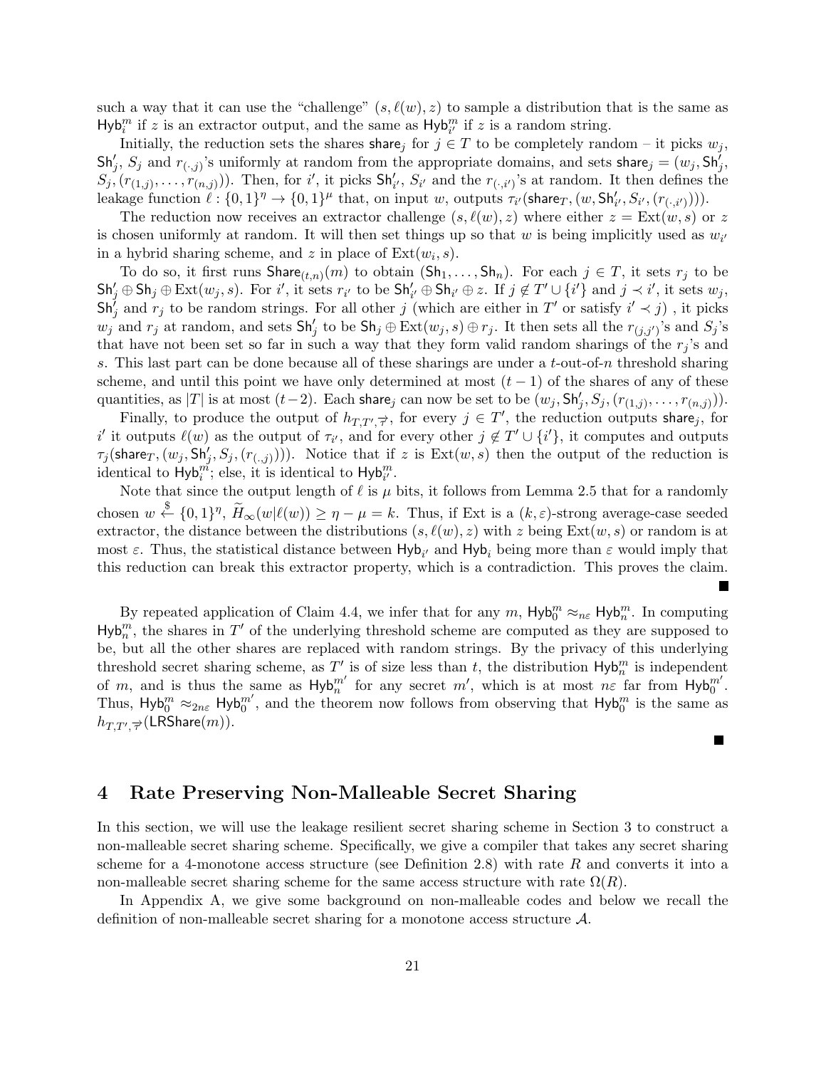such a way that it can use the "challenge" $(s, \ell(w), z)$ to sample a distribution that is the same as $\mathsf{Hyb}_i^m$ if $z$ is an extractor output, and the same as $\mathsf{Hyb}_{i'}^m$ if $z$ is a random string.

Initially, the reduction sets the shares $\mathsf{share}_j$ for $j \in T$ to be completely random – it picks $w_j$, $\mathsf{Sh}'_j$, $S_j$ and $r_{(\cdot,j)}$'s uniformly at random from the appropriate domains, and sets $\mathsf{share}_j = (w_j, \mathsf{Sh}'_j, S_j, (r_{(1,j)}, \ldots, r_{(n,j)}))$. Then, for $i'$, it picks $\mathsf{Sh}'_{i'}$, $S_{i'}$ and the $r_{(\cdot,i')}$'s at random. It then defines the leakage function $\ell : \{0,1\}^\eta \to \{0,1\}^\mu$ that, on input $w$, outputs $\tau_{i'}(\mathsf{share}_T, (w, \mathsf{Sh}'_{i'}, S_{i'}, (r_{(\cdot,i')})))$.

The reduction now receives an extractor challenge $(s, \ell(w), z)$ where either $z = \mathrm{Ext}(w, s)$ or $z$ is chosen uniformly at random. It will then set things up so that $w$ is being implicitly used as $w_{i'}$ in a hybrid sharing scheme, and $z$ in place of $\mathrm{Ext}(w_i, s)$.

To do so, it first runs $\mathsf{Share}_{(t,n)}(m)$ to obtain $(\mathsf{Sh}_1, \ldots, \mathsf{Sh}_n)$. For each $j \in T$, it sets $r_j$ to be $\mathsf{Sh}'_j \oplus \mathsf{Sh}_j \oplus \mathrm{Ext}(w_j, s)$. For $i'$, it sets $r_{i'}$ to be $\mathsf{Sh}'_{i'} \oplus \mathsf{Sh}_{i'} \oplus z$. If $j \notin T' \cup \{i'\}$ and $j \prec i'$, it sets $w_j$, $\mathsf{Sh}'_j$ and $r_j$ to be random strings. For all other $j$ (which are either in $T'$ or satisfy $i' \prec j$) , it picks $w_j$ and $r_j$ at random, and sets $\mathsf{Sh}'_j$ to be $\mathsf{Sh}_j \oplus \mathrm{Ext}(w_j, s) \oplus r_j$. It then sets all the $r_{(j,j')}$'s and $S_j$'s that have not been set so far in such a way that they form valid random sharings of the $r_j$'s and $s$. This last part can be done because all of these sharings are under a $t$-out-of-$n$ threshold sharing scheme, and until this point we have only determined at most $(t-1)$ of the shares of any of these quantities, as $|T|$ is at most $(t-2)$. Each $\mathsf{share}_j$ can now be set to be $(w_j, \mathsf{Sh}'_j, S_j, (r_{(1,j)}, \ldots, r_{(n,j)}))$.

Finally, to produce the output of $h_{T,T',\overrightarrow{\tau}}$, for every $j \in T'$, the reduction outputs $\mathsf{share}_j$, for $i'$ it outputs $\ell(w)$ as the output of $\tau_{i'}$, and for every other $j \notin T' \cup \{i'\}$, it computes and outputs $\tau_j(\mathsf{share}_T, (w_j, \mathsf{Sh}'_j, S_j, (r_{(\cdot,j)})))$. Notice that if $z$ is $\mathrm{Ext}(w, s)$ then the output of the reduction is identical to $\mathsf{Hyb}_i^m$; else, it is identical to $\mathsf{Hyb}_{i'}^m$.

Note that since the output length of $\ell$ is $\mu$ bits, it follows from Lemma 2.5 that for a randomly chosen $w \xleftarrow{\$} \{0,1\}^\eta$, $\widetilde{H}_\infty(w|\ell(w)) \geq \eta - \mu = k$. Thus, if Ext is a $(k, \varepsilon)$-strong average-case seeded extractor, the distance between the distributions $(s, \ell(w), z)$ with $z$ being $\mathrm{Ext}(w, s)$ or random is at most $\varepsilon$. Thus, the statistical distance between $\mathsf{Hyb}_{i'}$ and $\mathsf{Hyb}_i$ being more than $\varepsilon$ would imply that this reduction can break this extractor property, which is a contradiction. This proves the claim. ■

By repeated application of Claim 4.4, we infer that for any $m$, $\mathsf{Hyb}_0^m \approx_{n\varepsilon} \mathsf{Hyb}_n^m$. In computing $\mathsf{Hyb}_n^m$, the shares in $T'$ of the underlying threshold scheme are computed as they are supposed to be, but all the other shares are replaced with random strings. By the privacy of this underlying threshold secret sharing scheme, as $T'$ is of size less than $t$, the distribution $\mathsf{Hyb}_n^m$ is independent of $m$, and is thus the same as $\mathsf{Hyb}_n^{m'}$ for any secret $m'$, which is at most $n\varepsilon$ far from $\mathsf{Hyb}_0^{m'}$. Thus, $\mathsf{Hyb}_0^m \approx_{2n\varepsilon} \mathsf{Hyb}_0^{m'}$, and the theorem now follows from observing that $\mathsf{Hyb}_0^m$ is the same as $h_{T,T',\overrightarrow{\tau}}(\mathsf{LRShare}(m))$. ■

# 4 Rate Preserving Non-Malleable Secret Sharing

In this section, we will use the leakage resilient secret sharing scheme in Section 3 to construct a non-malleable secret sharing scheme. Specifically, we give a compiler that takes any secret sharing scheme for a 4-monotone access structure (see Definition 2.8) with rate $R$ and converts it into a non-malleable secret sharing scheme for the same access structure with rate $\Omega(R)$.

In Appendix A, we give some background on non-malleable codes and below we recall the definition of non-malleable secret sharing for a monotone access structure $\mathcal{A}$.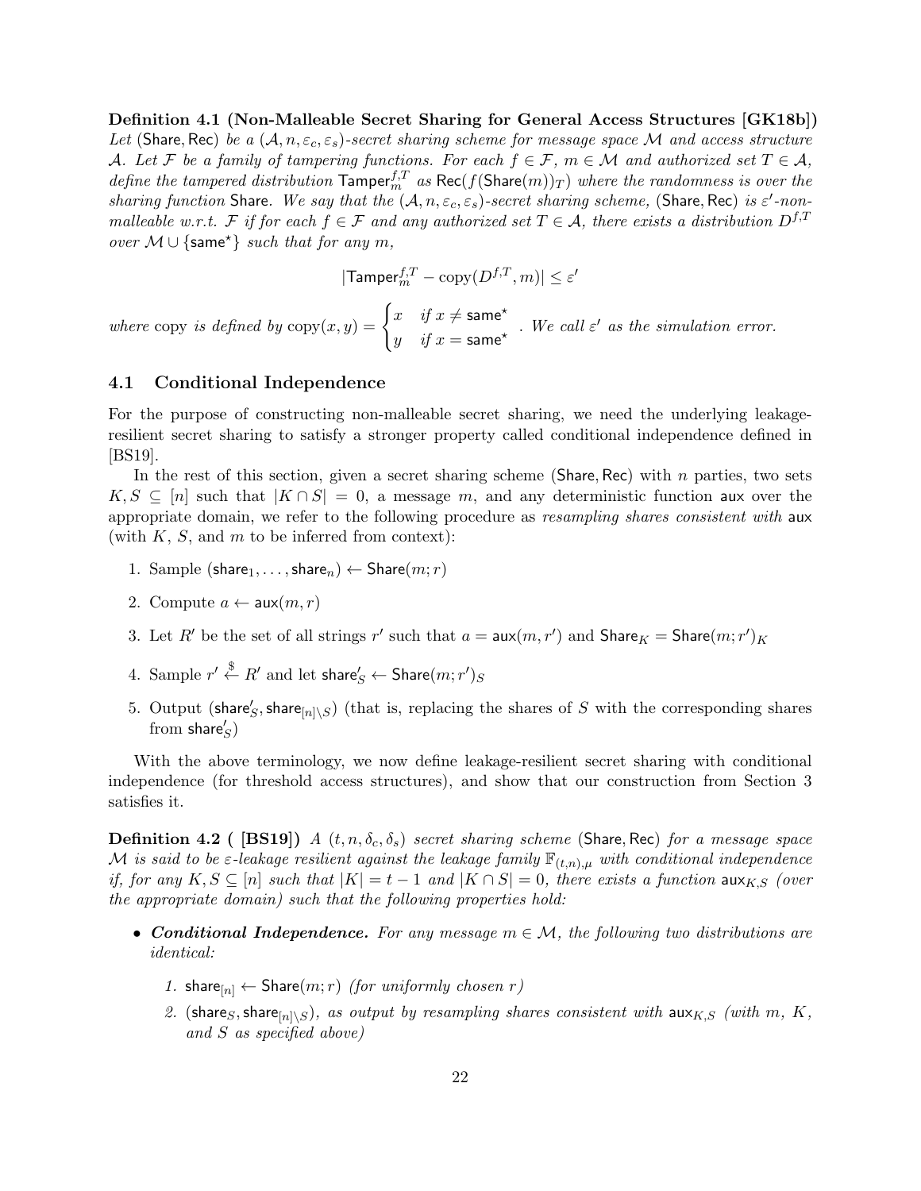**Definition 4.1 (Non-Malleable Secret Sharing for General Access Structures [GK18b])** *Let* $(\mathsf{Share}, \mathsf{Rec})$ *be a* $(\mathcal{A}, n, \varepsilon_c, \varepsilon_s)$*-secret sharing scheme for message space* $\mathcal{M}$ *and access structure* $\mathcal{A}$*. Let* $\mathcal{F}$ *be a family of tampering functions. For each* $f \in \mathcal{F}$*,* $m \in \mathcal{M}$ *and authorized set* $T \in \mathcal{A}$*, define the tampered distribution* $\mathsf{Tamper}_m^{f,T}$ *as* $\mathsf{Rec}(f(\mathsf{Share}(m))_T)$ *where the randomness is over the sharing function* $\mathsf{Share}$*. We say that the* $(\mathcal{A}, n, \varepsilon_c, \varepsilon_s)$*-secret sharing scheme,* $(\mathsf{Share}, \mathsf{Rec})$ *is* $\varepsilon'$*-non-malleable w.r.t.* $\mathcal{F}$ *if for each* $f \in \mathcal{F}$ *and any authorized set* $T \in \mathcal{A}$*, there exists a distribution* $D^{f,T}$ *over* $\mathcal{M} \cup \{\mathsf{same}^\star\}$ *such that for any* $m$*,*

$$|\mathsf{Tamper}_m^{f,T} - \mathrm{copy}(D^{f,T}, m)| \leq \varepsilon'$$

*where* copy *is defined by* $\mathrm{copy}(x, y) = \begin{cases} x & \text{if } x \neq \mathsf{same}^\star \\ y & \text{if } x = \mathsf{same}^\star \end{cases}$*. We call* $\varepsilon'$ *as the simulation error.*

## 4.1 Conditional Independence

For the purpose of constructing non-malleable secret sharing, we need the underlying leakage-resilient secret sharing to satisfy a stronger property called conditional independence defined in [BS19].

In the rest of this section, given a secret sharing scheme $(\mathsf{Share}, \mathsf{Rec})$ with $n$ parties, two sets $K, S \subseteq [n]$ such that $|K \cap S| = 0$, a message $m$, and any deterministic function $\mathsf{aux}$ over the appropriate domain, we refer to the following procedure as *resampling shares consistent with* $\mathsf{aux}$ (with $K$, $S$, and $m$ to be inferred from context):

1. Sample $(\mathsf{share}_1, \ldots, \mathsf{share}_n) \leftarrow \mathsf{Share}(m; r)$
2. Compute $a \leftarrow \mathsf{aux}(m, r)$
3. Let $R'$ be the set of all strings $r'$ such that $a = \mathsf{aux}(m, r')$ and $\mathsf{Share}_K = \mathsf{Share}(m; r')_K$
4. Sample $r' \xleftarrow{\$} R'$ and let $\mathsf{share}'_S \leftarrow \mathsf{Share}(m; r')_S$
5. Output $(\mathsf{share}'_S, \mathsf{share}_{[n]\setminus S})$ (that is, replacing the shares of $S$ with the corresponding shares from $\mathsf{share}'_S$)

With the above terminology, we now define leakage-resilient secret sharing with conditional independence (for threshold access structures), and show that our construction from Section 3 satisfies it.

**Definition 4.2 ( [BS19])** *A* $(t, n, \delta_c, \delta_s)$ *secret sharing scheme* $(\mathsf{Share}, \mathsf{Rec})$ *for a message space* $\mathcal{M}$ *is said to be* $\varepsilon$*-leakage resilient against the leakage family* $\mathbb{F}_{(t,n),\mu}$ *with conditional independence if, for any* $K, S \subseteq [n]$ *such that* $|K| = t - 1$ *and* $|K \cap S| = 0$*, there exists a function* $\mathsf{aux}_{K,S}$ *(over the appropriate domain) such that the following properties hold:*

- ***Conditional Independence.*** *For any message* $m \in \mathcal{M}$*, the following two distributions are identical:*
  1. $\mathsf{share}_{[n]} \leftarrow \mathsf{Share}(m; r)$ *(for uniformly chosen* $r$*)*
  2. $(\mathsf{share}_S, \mathsf{share}_{[n]\setminus S})$*, as output by resampling shares consistent with* $\mathsf{aux}_{K,S}$ *(with* $m$*,* $K$*, and* $S$ *as specified above)*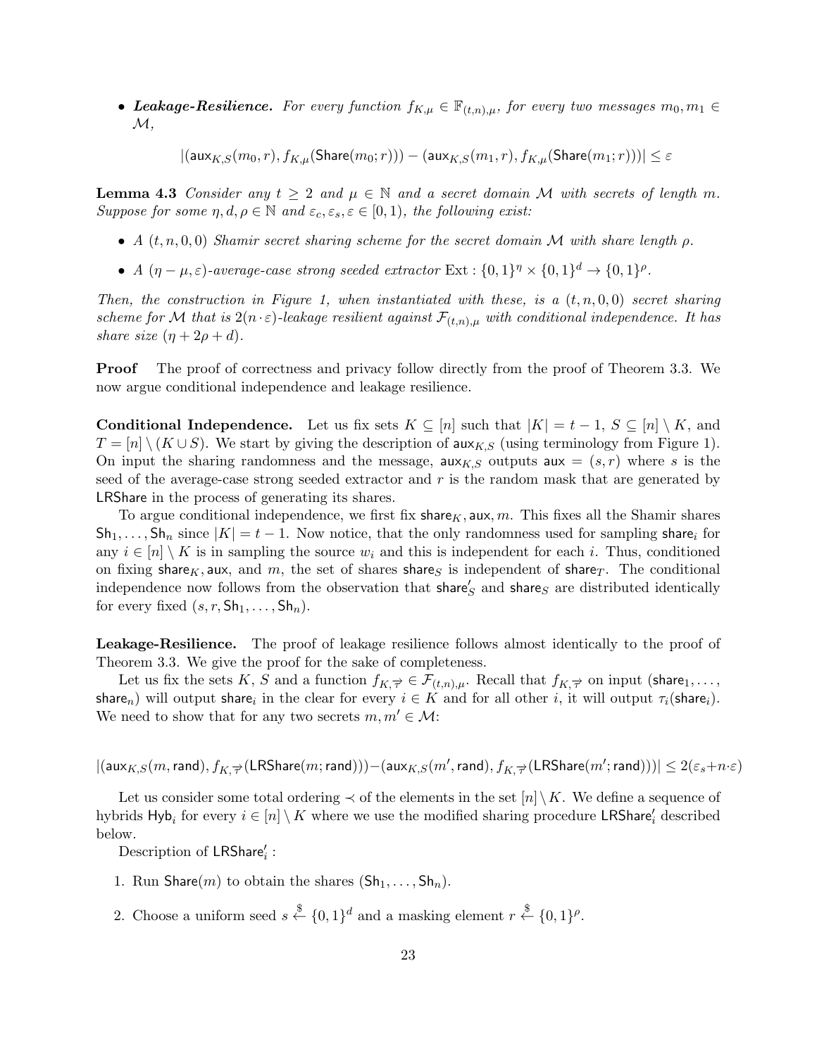- ***Leakage-Resilience.*** *For every function $f_{K,\mu} \in \mathbb{F}_{(t,n),\mu}$, for every two messages $m_0, m_1 \in \mathcal{M}$,*

$$|(\mathsf{aux}_{K,S}(m_0, r), f_{K,\mu}(\mathsf{Share}(m_0; r))) - (\mathsf{aux}_{K,S}(m_1, r), f_{K,\mu}(\mathsf{Share}(m_1; r)))| \leq \varepsilon$$

**Lemma 4.3** *Consider any $t \geq 2$ and $\mu \in \mathbb{N}$ and a secret domain $\mathcal{M}$ with secrets of length $m$. Suppose for some $\eta, d, \rho \in \mathbb{N}$ and $\varepsilon_c, \varepsilon_s, \varepsilon \in [0, 1)$, the following exist:*

- *A $(t, n, 0, 0)$ Shamir secret sharing scheme for the secret domain $\mathcal{M}$ with share length $\rho$.*
- *A $(\eta - \mu, \varepsilon)$-average-case strong seeded extractor $\mathrm{Ext} : \{0,1\}^\eta \times \{0,1\}^d \to \{0,1\}^\rho$.*

*Then, the construction in Figure 1, when instantiated with these, is a $(t, n, 0, 0)$ secret sharing scheme for $\mathcal{M}$ that is $2(n \cdot \varepsilon)$-leakage resilient against $\mathcal{F}_{(t,n),\mu}$ with conditional independence. It has share size $(\eta + 2\rho + d)$.*

**Proof** The proof of correctness and privacy follow directly from the proof of Theorem 3.3. We now argue conditional independence and leakage resilience.

**Conditional Independence.** Let us fix sets $K \subseteq [n]$ such that $|K| = t - 1$, $S \subseteq [n] \setminus K$, and $T = [n] \setminus (K \cup S)$. We start by giving the description of $\mathsf{aux}_{K,S}$ (using terminology from Figure 1). On input the sharing randomness and the message, $\mathsf{aux}_{K,S}$ outputs $\mathsf{aux} = (s, r)$ where $s$ is the seed of the average-case strong seeded extractor and $r$ is the random mask that are generated by $\mathsf{LRShare}$ in the process of generating its shares.

To argue conditional independence, we first fix $\mathsf{share}_K, \mathsf{aux}, m$. This fixes all the Shamir shares $\mathsf{Sh}_1, \ldots, \mathsf{Sh}_n$ since $|K| = t - 1$. Now notice, that the only randomness used for sampling $\mathsf{share}_i$ for any $i \in [n] \setminus K$ is in sampling the source $w_i$ and this is independent for each $i$. Thus, conditioned on fixing $\mathsf{share}_K$, $\mathsf{aux}$, and $m$, the set of shares $\mathsf{share}_S$ is independent of $\mathsf{share}_T$. The conditional independence now follows from the observation that $\mathsf{share}'_S$ and $\mathsf{share}_S$ are distributed identically for every fixed $(s, r, \mathsf{Sh}_1, \ldots, \mathsf{Sh}_n)$.

**Leakage-Resilience.** The proof of leakage resilience follows almost identically to the proof of Theorem 3.3. We give the proof for the sake of completeness.

Let us fix the sets $K$, $S$ and a function $f_{K,\vec{\tau}} \in \mathcal{F}_{(t,n),\mu}$. Recall that $f_{K,\vec{\tau}}$ on input $(\mathsf{share}_1, \ldots, \mathsf{share}_n)$ will output $\mathsf{share}_i$ in the clear for every $i \in K$ and for all other $i$, it will output $\tau_i(\mathsf{share}_i)$. We need to show that for any two secrets $m, m' \in \mathcal{M}$:

$$|(\mathsf{aux}_{K,S}(m, \mathsf{rand}), f_{K,\vec{\tau}}(\mathsf{LRShare}(m; \mathsf{rand}))) - (\mathsf{aux}_{K,S}(m', \mathsf{rand}), f_{K,\vec{\tau}}(\mathsf{LRShare}(m'; \mathsf{rand})))| \leq 2(\varepsilon_s + n \cdot \varepsilon)$$

Let us consider some total ordering $\prec$ of the elements in the set $[n] \setminus K$. We define a sequence of hybrids $\mathsf{Hyb}_i$ for every $i \in [n] \setminus K$ where we use the modified sharing procedure $\mathsf{LRShare}'_i$ described below.

Description of $\mathsf{LRShare}'_i$ :

1. Run $\mathsf{Share}(m)$ to obtain the shares $(\mathsf{Sh}_1, \ldots, \mathsf{Sh}_n)$.
2. Choose a uniform seed $s \xleftarrow{\$} \{0,1\}^d$ and a masking element $r \xleftarrow{\$} \{0,1\}^\rho$.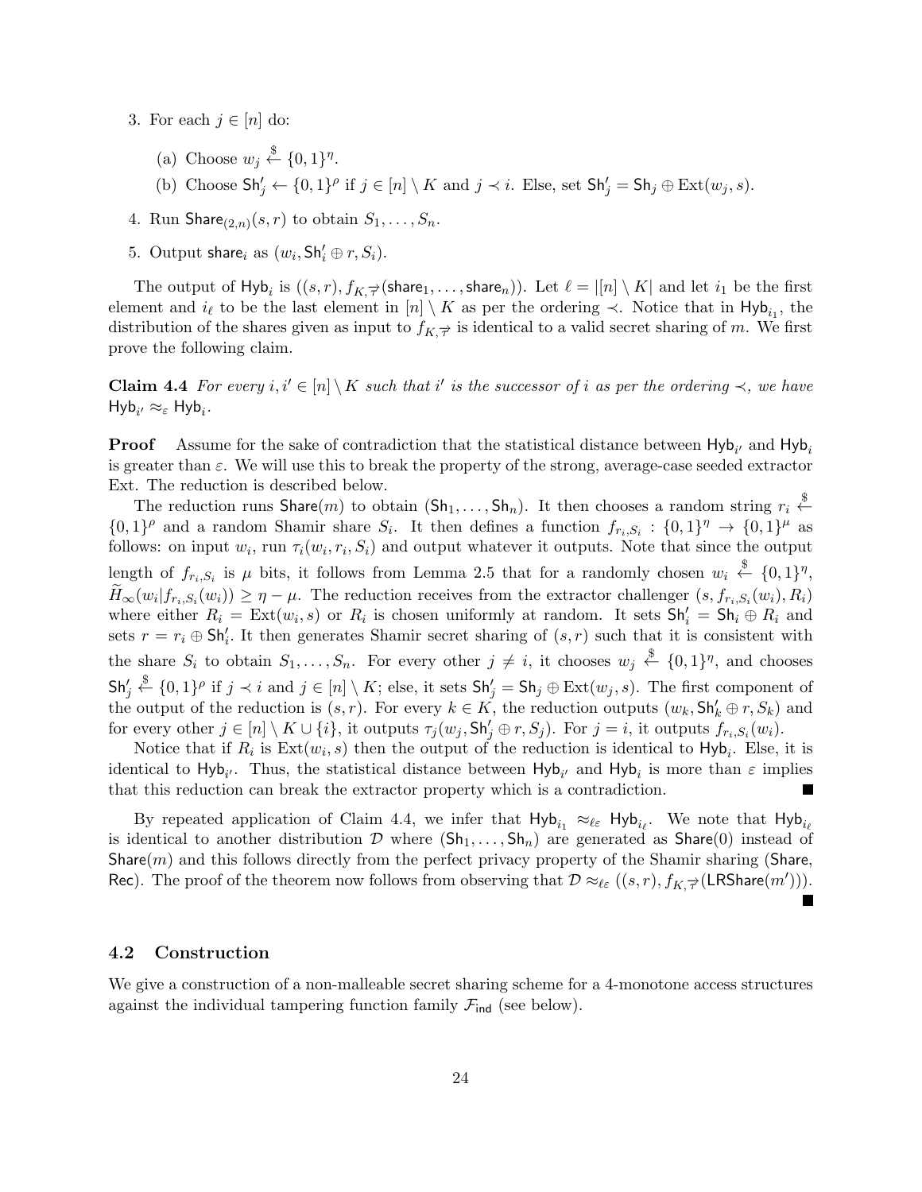3. For each $j \in [n]$ do:

   (a) Choose $w_j \xleftarrow{\$} \{0,1\}^\eta$.

   (b) Choose $\mathsf{Sh}'_j \leftarrow \{0,1\}^\rho$ if $j \in [n] \setminus K$ and $j \prec i$. Else, set $\mathsf{Sh}'_j = \mathsf{Sh}_j \oplus \mathrm{Ext}(w_j, s)$.

4. Run $\mathsf{Share}_{(2,n)}(s, r)$ to obtain $S_1, \ldots, S_n$.

5. Output $\mathsf{share}_i$ as $(w_i, \mathsf{Sh}'_i \oplus r, S_i)$.

The output of $\mathsf{Hyb}_i$ is $((s,r), f_{K,\overrightarrow{\tau}}(\mathsf{share}_1, \ldots, \mathsf{share}_n))$. Let $\ell = |[n] \setminus K|$ and let $i_1$ be the first element and $i_\ell$ to be the last element in $[n] \setminus K$ as per the ordering $\prec$. Notice that in $\mathsf{Hyb}_{i_1}$, the distribution of the shares given as input to $f_{K,\overrightarrow{\tau}}$ is identical to a valid secret sharing of $m$. We first prove the following claim.

**Claim 4.4** *For every $i, i' \in [n] \setminus K$ such that $i'$ is the successor of $i$ as per the ordering $\prec$, we have $\mathsf{Hyb}_{i'} \approx_\varepsilon \mathsf{Hyb}_i$.*

**Proof** Assume for the sake of contradiction that the statistical distance between $\mathsf{Hyb}_{i'}$ and $\mathsf{Hyb}_i$ is greater than $\varepsilon$. We will use this to break the property of the strong, average-case seeded extractor Ext. The reduction is described below.

The reduction runs $\mathsf{Share}(m)$ to obtain $(\mathsf{Sh}_1, \ldots, \mathsf{Sh}_n)$. It then chooses a random string $r_i \xleftarrow{\$} \{0,1\}^\rho$ and a random Shamir share $S_i$. It then defines a function $f_{r_i,S_i} : \{0,1\}^\eta \to \{0,1\}^\mu$ as follows: on input $w_i$, run $\tau_i(w_i, r_i, S_i)$ and output whatever it outputs. Note that since the output length of $f_{r_i,S_i}$ is $\mu$ bits, it follows from Lemma 2.5 that for a randomly chosen $w_i \xleftarrow{\$} \{0,1\}^\eta$, $\widetilde{H}_\infty(w_i | f_{r_i,S_i}(w_i)) \geq \eta - \mu$. The reduction receives from the extractor challenger $(s, f_{r_i,S_i}(w_i), R_i)$ where either $R_i = \mathrm{Ext}(w_i, s)$ or $R_i$ is chosen uniformly at random. It sets $\mathsf{Sh}'_i = \mathsf{Sh}_i \oplus R_i$ and sets $r = r_i \oplus \mathsf{Sh}'_i$. It then generates Shamir secret sharing of $(s, r)$ such that it is consistent with the share $S_i$ to obtain $S_1, \ldots, S_n$. For every other $j \neq i$, it chooses $w_j \xleftarrow{\$} \{0,1\}^\eta$, and chooses $\mathsf{Sh}'_j \xleftarrow{\$} \{0,1\}^\rho$ if $j \prec i$ and $j \in [n] \setminus K$; else, it sets $\mathsf{Sh}'_j = \mathsf{Sh}_j \oplus \mathrm{Ext}(w_j, s)$. The first component of the output of the reduction is $(s, r)$. For every $k \in K$, the reduction outputs $(w_k, \mathsf{Sh}'_k \oplus r, S_k)$ and for every other $j \in [n] \setminus K \cup \{i\}$, it outputs $\tau_j(w_j, \mathsf{Sh}'_j \oplus r, S_j)$. For $j = i$, it outputs $f_{r_i,S_i}(w_i)$.

Notice that if $R_i$ is $\mathrm{Ext}(w_i, s)$ then the output of the reduction is identical to $\mathsf{Hyb}_i$. Else, it is identical to $\mathsf{Hyb}_{i'}$. Thus, the statistical distance between $\mathsf{Hyb}_{i'}$ and $\mathsf{Hyb}_i$ is more than $\varepsilon$ implies that this reduction can break the extractor property which is a contradiction. ■

By repeated application of Claim 4.4, we infer that $\mathsf{Hyb}_{i_1} \approx_{\ell\varepsilon} \mathsf{Hyb}_{i_\ell}$. We note that $\mathsf{Hyb}_{i_\ell}$ is identical to another distribution $\mathcal{D}$ where $(\mathsf{Sh}_1, \ldots, \mathsf{Sh}_n)$ are generated as $\mathsf{Share}(0)$ instead of $\mathsf{Share}(m)$ and this follows directly from the perfect privacy property of the Shamir sharing $(\mathsf{Share}, \mathsf{Rec})$. The proof of the theorem now follows from observing that $\mathcal{D} \approx_{\ell\varepsilon} ((s,r), f_{K,\overrightarrow{\tau}}(\mathsf{LRShare}(m')))$. ■

### 4.2 Construction

We give a construction of a non-malleable secret sharing scheme for a 4-monotone access structures against the individual tampering function family $\mathcal{F}_{\mathsf{ind}}$ (see below).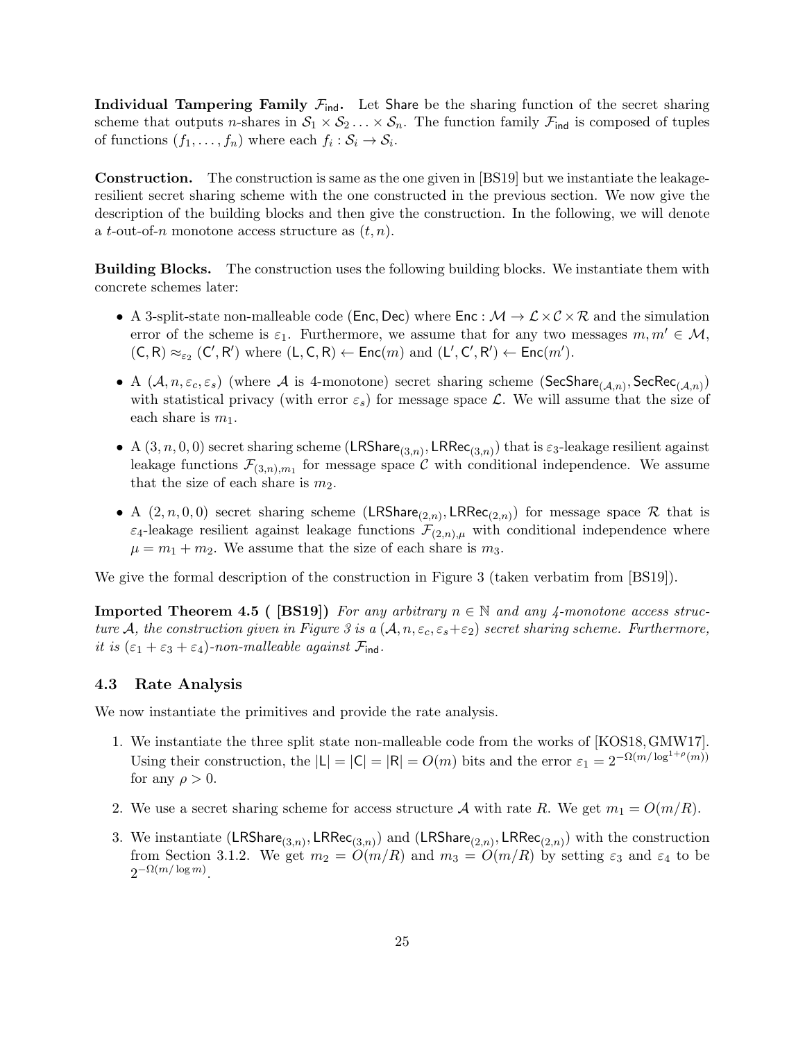**Individual Tampering Family $\mathcal{F}_{\mathsf{ind}}$.** Let $\mathsf{Share}$ be the sharing function of the secret sharing scheme that outputs $n$-shares in $\mathcal{S}_1 \times \mathcal{S}_2 \ldots \times \mathcal{S}_n$. The function family $\mathcal{F}_{\mathsf{ind}}$ is composed of tuples of functions $(f_1, \ldots, f_n)$ where each $f_i : \mathcal{S}_i \to \mathcal{S}_i$.

**Construction.** The construction is same as the one given in [BS19] but we instantiate the leakage-resilient secret sharing scheme with the one constructed in the previous section. We now give the description of the building blocks and then give the construction. In the following, we will denote a $t$-out-of-$n$ monotone access structure as $(t, n)$.

**Building Blocks.** The construction uses the following building blocks. We instantiate them with concrete schemes later:

- A 3-split-state non-malleable code $(\mathsf{Enc}, \mathsf{Dec})$ where $\mathsf{Enc} : \mathcal{M} \to \mathcal{L} \times \mathcal{C} \times \mathcal{R}$ and the simulation error of the scheme is $\varepsilon_1$. Furthermore, we assume that for any two messages $m, m' \in \mathcal{M}$, $(\mathsf{C}, \mathsf{R}) \approx_{\varepsilon_2} (\mathsf{C}', \mathsf{R}')$ where $(\mathsf{L}, \mathsf{C}, \mathsf{R}) \leftarrow \mathsf{Enc}(m)$ and $(\mathsf{L}', \mathsf{C}', \mathsf{R}') \leftarrow \mathsf{Enc}(m')$.
- A $(\mathcal{A}, n, \varepsilon_c, \varepsilon_s)$ (where $\mathcal{A}$ is 4-monotone) secret sharing scheme $(\mathsf{SecShare}_{(\mathcal{A},n)}, \mathsf{SecRec}_{(\mathcal{A},n)})$ with statistical privacy (with error $\varepsilon_s$) for message space $\mathcal{L}$. We will assume that the size of each share is $m_1$.
- A $(3, n, 0, 0)$ secret sharing scheme $(\mathsf{LRShare}_{(3,n)}, \mathsf{LRRec}_{(3,n)})$ that is $\varepsilon_3$-leakage resilient against leakage functions $\mathcal{F}_{(3,n),m_1}$ for message space $\mathcal{C}$ with conditional independence. We assume that the size of each share is $m_2$.
- A $(2, n, 0, 0)$ secret sharing scheme $(\mathsf{LRShare}_{(2,n)}, \mathsf{LRRec}_{(2,n)})$ for message space $\mathcal{R}$ that is $\varepsilon_4$-leakage resilient against leakage functions $\mathcal{F}_{(2,n),\mu}$ with conditional independence where $\mu = m_1 + m_2$. We assume that the size of each share is $m_3$.

We give the formal description of the construction in Figure 3 (taken verbatim from [BS19]).

**Imported Theorem 4.5 ( [BS19])** *For any arbitrary $n \in \mathbb{N}$ and any 4-monotone access structure $\mathcal{A}$, the construction given in Figure 3 is a $(\mathcal{A}, n, \varepsilon_c, \varepsilon_s + \varepsilon_2)$ secret sharing scheme. Furthermore, it is $(\varepsilon_1 + \varepsilon_3 + \varepsilon_4)$-non-malleable against $\mathcal{F}_{\mathsf{ind}}$.*

### 4.3 Rate Analysis

We now instantiate the primitives and provide the rate analysis.

1. We instantiate the three split state non-malleable code from the works of [KOS18, GMW17]. Using their construction, the $|\mathsf{L}| = |\mathsf{C}| = |\mathsf{R}| = O(m)$ bits and the error $\varepsilon_1 = 2^{-\Omega(m/\log^{1+\rho}(m))}$ for any $\rho > 0$.
2. We use a secret sharing scheme for access structure $\mathcal{A}$ with rate $R$. We get $m_1 = O(m/R)$.
3. We instantiate $(\mathsf{LRShare}_{(3,n)}, \mathsf{LRRec}_{(3,n)})$ and $(\mathsf{LRShare}_{(2,n)}, \mathsf{LRRec}_{(2,n)})$ with the construction from Section 3.1.2. We get $m_2 = O(m/R)$ and $m_3 = O(m/R)$ by setting $\varepsilon_3$ and $\varepsilon_4$ to be $2^{-\Omega(m/\log m)}$.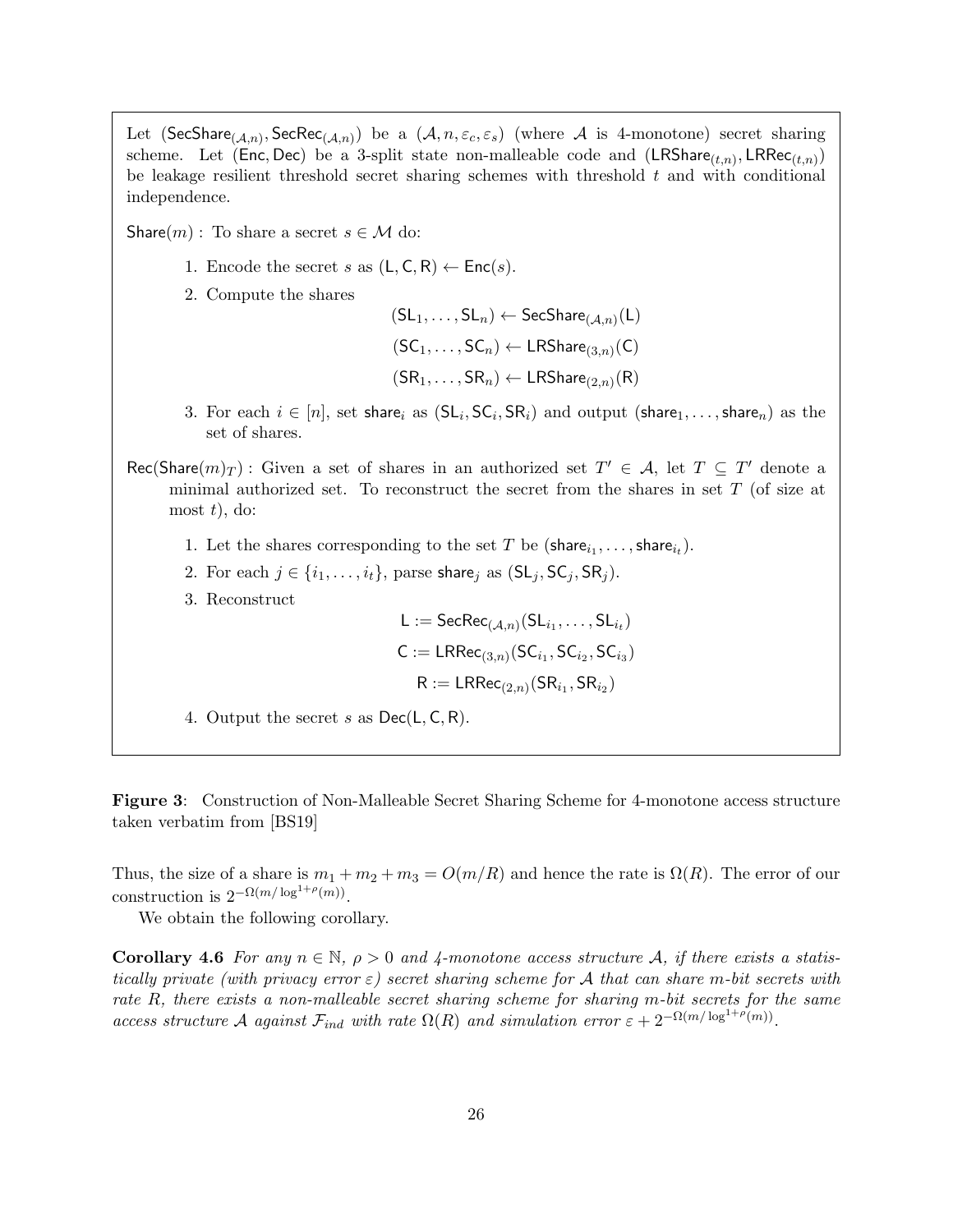Let $(\mathsf{SecShare}_{(\mathcal{A},n)}, \mathsf{SecRec}_{(\mathcal{A},n)})$ be a $(\mathcal{A}, n, \varepsilon_c, \varepsilon_s)$ (where $\mathcal{A}$ is 4-monotone) secret sharing scheme. Let $(\mathsf{Enc}, \mathsf{Dec})$ be a 3-split state non-malleable code and $(\mathsf{LRShare}_{(t,n)}, \mathsf{LRRec}_{(t,n)})$ be leakage resilient threshold secret sharing schemes with threshold $t$ and with conditional independence.

$\mathsf{Share}(m)$ : To share a secret $s \in \mathcal{M}$ do:

1. Encode the secret $s$ as $(\mathsf{L}, \mathsf{C}, \mathsf{R}) \leftarrow \mathsf{Enc}(s)$.
2. Compute the shares
$$(\mathsf{SL}_1, \ldots, \mathsf{SL}_n) \leftarrow \mathsf{SecShare}_{(\mathcal{A},n)}(\mathsf{L})$$
$$(\mathsf{SC}_1, \ldots, \mathsf{SC}_n) \leftarrow \mathsf{LRShare}_{(3,n)}(\mathsf{C})$$
$$(\mathsf{SR}_1, \ldots, \mathsf{SR}_n) \leftarrow \mathsf{LRShare}_{(2,n)}(\mathsf{R})$$
3. For each $i \in [n]$, set $\mathsf{share}_i$ as $(\mathsf{SL}_i, \mathsf{SC}_i, \mathsf{SR}_i)$ and output $(\mathsf{share}_1, \ldots, \mathsf{share}_n)$ as the set of shares.

$\mathsf{Rec}(\mathsf{Share}(m)_T)$ : Given a set of shares in an authorized set $T' \in \mathcal{A}$, let $T \subseteq T'$ denote a minimal authorized set. To reconstruct the secret from the shares in set $T$ (of size at most $t$), do:

1. Let the shares corresponding to the set $T$ be $(\mathsf{share}_{i_1}, \ldots, \mathsf{share}_{i_t})$.
2. For each $j \in \{i_1, \ldots, i_t\}$, parse $\mathsf{share}_j$ as $(\mathsf{SL}_j, \mathsf{SC}_j, \mathsf{SR}_j)$.
3. Reconstruct
$$\mathsf{L} := \mathsf{SecRec}_{(\mathcal{A},n)}(\mathsf{SL}_{i_1}, \ldots, \mathsf{SL}_{i_t})$$
$$\mathsf{C} := \mathsf{LRRec}_{(3,n)}(\mathsf{SC}_{i_1}, \mathsf{SC}_{i_2}, \mathsf{SC}_{i_3})$$
$$\mathsf{R} := \mathsf{LRRec}_{(2,n)}(\mathsf{SR}_{i_1}, \mathsf{SR}_{i_2})$$
4. Output the secret $s$ as $\mathsf{Dec}(\mathsf{L}, \mathsf{C}, \mathsf{R})$.

**Figure 3**: Construction of Non-Malleable Secret Sharing Scheme for 4-monotone access structure taken verbatim from [BS19]

Thus, the size of a share is $m_1 + m_2 + m_3 = O(m/R)$ and hence the rate is $\Omega(R)$. The error of our construction is $2^{-\Omega(m/\log^{1+\rho}(m))}$.

We obtain the following corollary.

**Corollary 4.6** *For any $n \in \mathbb{N}$, $\rho > 0$ and 4-monotone access structure $\mathcal{A}$, if there exists a statistically private (with privacy error $\varepsilon$) secret sharing scheme for $\mathcal{A}$ that can share $m$-bit secrets with rate $R$, there exists a non-malleable secret sharing scheme for sharing $m$-bit secrets for the same access structure $\mathcal{A}$ against $\mathcal{F}_{ind}$ with rate $\Omega(R)$ and simulation error $\varepsilon + 2^{-\Omega(m/\log^{1+\rho}(m))}$.*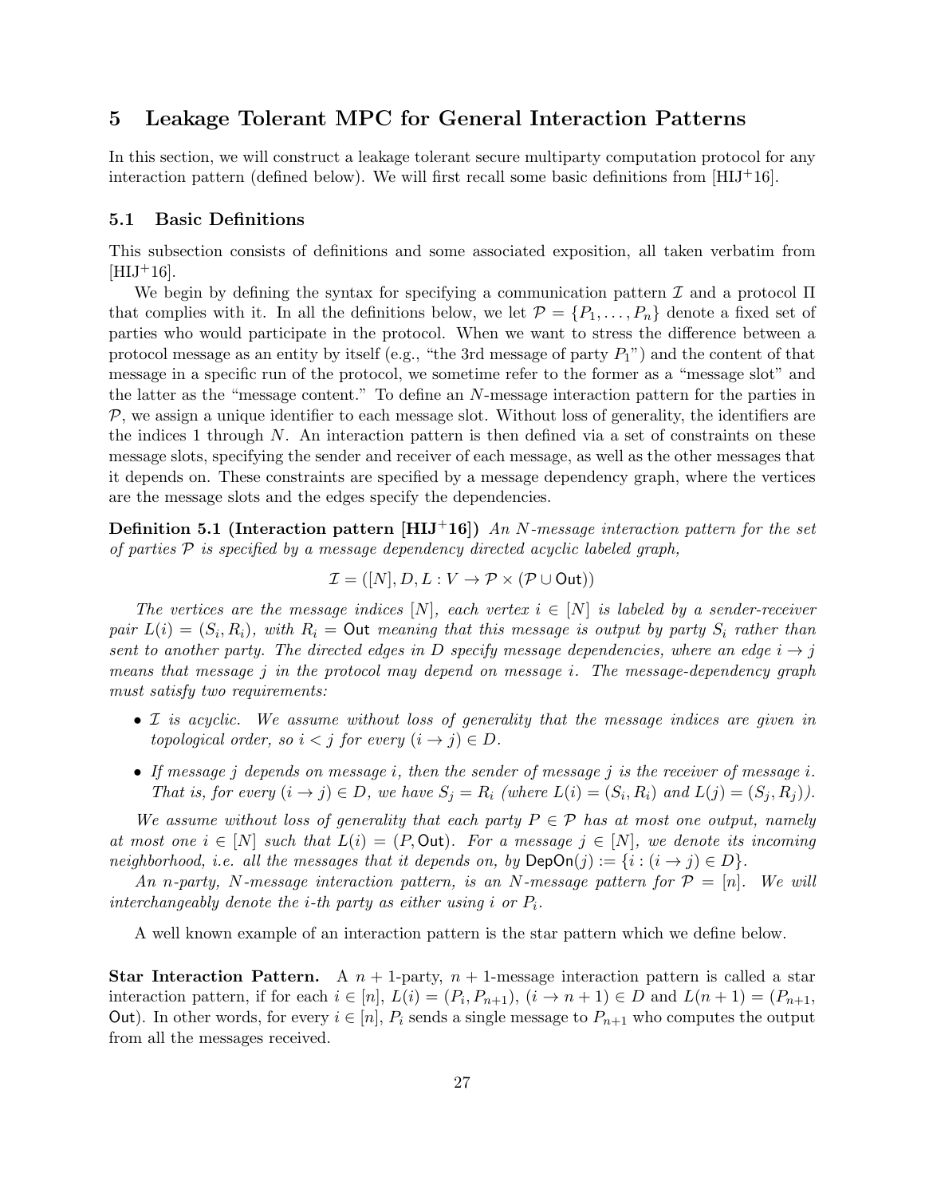# 5 Leakage Tolerant MPC for General Interaction Patterns

In this section, we will construct a leakage tolerant secure multiparty computation protocol for any interaction pattern (defined below). We will first recall some basic definitions from [HIJ+16].

## 5.1 Basic Definitions

This subsection consists of definitions and some associated exposition, all taken verbatim from [HIJ+16].

We begin by defining the syntax for specifying a communication pattern $\mathcal{I}$ and a protocol $\Pi$ that complies with it. In all the definitions below, we let $\mathcal{P} = \{P_1, \ldots, P_n\}$ denote a fixed set of parties who would participate in the protocol. When we want to stress the difference between a protocol message as an entity by itself (e.g., "the 3rd message of party $P_1$") and the content of that message in a specific run of the protocol, we sometime refer to the former as a "message slot" and the latter as the "message content." To define an $N$-message interaction pattern for the parties in $\mathcal{P}$, we assign a unique identifier to each message slot. Without loss of generality, the identifiers are the indices 1 through $N$. An interaction pattern is then defined via a set of constraints on these message slots, specifying the sender and receiver of each message, as well as the other messages that it depends on. These constraints are specified by a message dependency graph, where the vertices are the message slots and the edges specify the dependencies.

**Definition 5.1 (Interaction pattern [HIJ+16])** *An $N$-message interaction pattern for the set of parties $\mathcal{P}$ is specified by a message dependency directed acyclic labeled graph,*

$$\mathcal{I} = ([N], D, L : V \to \mathcal{P} \times (\mathcal{P} \cup \mathsf{Out}))$$

*The vertices are the message indices $[N]$, each vertex $i \in [N]$ is labeled by a sender-receiver pair $L(i) = (S_i, R_i)$, with $R_i = \mathsf{Out}$ meaning that this message is output by party $S_i$ rather than sent to another party. The directed edges in $D$ specify message dependencies, where an edge $i \to j$ means that message $j$ in the protocol may depend on message $i$. The message-dependency graph must satisfy two requirements:*

- *$\mathcal{I}$ is acyclic. We assume without loss of generality that the message indices are given in topological order, so $i < j$ for every $(i \to j) \in D$.*
- *If message $j$ depends on message $i$, then the sender of message $j$ is the receiver of message $i$. That is, for every $(i \to j) \in D$, we have $S_j = R_i$ (where $L(i) = (S_i, R_i)$ and $L(j) = (S_j, R_j)$).*

*We assume without loss of generality that each party $P \in \mathcal{P}$ has at most one output, namely at most one $i \in [N]$ such that $L(i) = (P, \mathsf{Out})$. For a message $j \in [N]$, we denote its incoming neighborhood, i.e. all the messages that it depends on, by $\mathsf{DepOn}(j) := \{i : (i \to j) \in D\}$.*

*An $n$-party, $N$-message interaction pattern, is an $N$-message pattern for $\mathcal{P} = [n]$. We will interchangeably denote the $i$-th party as either using $i$ or $P_i$.*

A well known example of an interaction pattern is the star pattern which we define below.

**Star Interaction Pattern.** A $n+1$-party, $n+1$-message interaction pattern is called a star interaction pattern, if for each $i \in [n]$, $L(i) = (P_i, P_{n+1})$, $(i \to n+1) \in D$ and $L(n+1) = (P_{n+1}, \mathsf{Out})$. In other words, for every $i \in [n]$, $P_i$ sends a single message to $P_{n+1}$ who computes the output from all the messages received.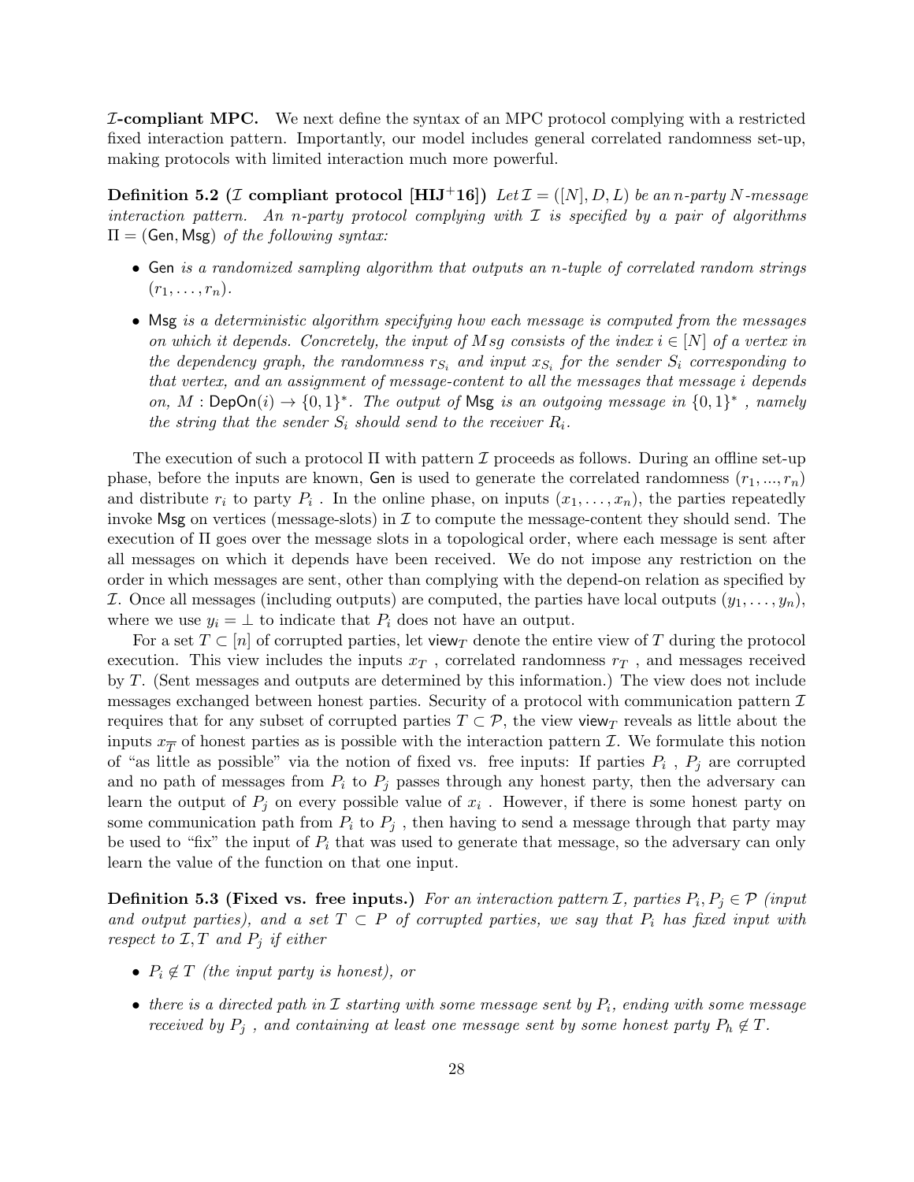**$\mathcal{I}$-compliant MPC.** We next define the syntax of an MPC protocol complying with a restricted fixed interaction pattern. Importantly, our model includes general correlated randomness set-up, making protocols with limited interaction much more powerful.

**Definition 5.2 ($\mathcal{I}$ compliant protocol [HIJ+16])** *Let $\mathcal{I} = ([N], D, L)$ be an $n$-party $N$-message interaction pattern. An $n$-party protocol complying with $\mathcal{I}$ is specified by a pair of algorithms $\Pi = (\mathsf{Gen}, \mathsf{Msg})$ of the following syntax:*

- $\mathsf{Gen}$ *is a randomized sampling algorithm that outputs an $n$-tuple of correlated random strings $(r_1, \dots, r_n)$.*
- $\mathsf{Msg}$ *is a deterministic algorithm specifying how each message is computed from the messages on which it depends. Concretely, the input of $Msg$ consists of the index $i \in [N]$ of a vertex in the dependency graph, the randomness $r_{S_i}$ and input $x_{S_i}$ for the sender $S_i$ corresponding to that vertex, and an assignment of message-content to all the messages that message $i$ depends on, $M : \mathsf{DepOn}(i) \to \{0,1\}^*$. The output of $\mathsf{Msg}$ is an outgoing message in $\{0,1\}^*$ , namely the string that the sender $S_i$ should send to the receiver $R_i$.*

The execution of such a protocol $\Pi$ with pattern $\mathcal{I}$ proceeds as follows. During an offline set-up phase, before the inputs are known, $\mathsf{Gen}$ is used to generate the correlated randomness $(r_1, ..., r_n)$ and distribute $r_i$ to party $P_i$ . In the online phase, on inputs $(x_1, \dots, x_n)$, the parties repeatedly invoke $\mathsf{Msg}$ on vertices (message-slots) in $\mathcal{I}$ to compute the message-content they should send. The execution of $\Pi$ goes over the message slots in a topological order, where each message is sent after all messages on which it depends have been received. We do not impose any restriction on the order in which messages are sent, other than complying with the depend-on relation as specified by $\mathcal{I}$. Once all messages (including outputs) are computed, the parties have local outputs $(y_1, \dots, y_n)$, where we use $y_i = \perp$ to indicate that $P_i$ does not have an output.

For a set $T \subset [n]$ of corrupted parties, let $\mathsf{view}_T$ denote the entire view of $T$ during the protocol execution. This view includes the inputs $x_T$ , correlated randomness $r_T$ , and messages received by $T$. (Sent messages and outputs are determined by this information.) The view does not include messages exchanged between honest parties. Security of a protocol with communication pattern $\mathcal{I}$ requires that for any subset of corrupted parties $T \subset \mathcal{P}$, the view $\mathsf{view}_T$ reveals as little about the inputs $x_{\overline{T}}$ of honest parties as is possible with the interaction pattern $\mathcal{I}$. We formulate this notion of "as little as possible" via the notion of fixed vs. free inputs: If parties $P_i$ , $P_j$ are corrupted and no path of messages from $P_i$ to $P_j$ passes through any honest party, then the adversary can learn the output of $P_j$ on every possible value of $x_i$ . However, if there is some honest party on some communication path from $P_i$ to $P_j$ , then having to send a message through that party may be used to "fix" the input of $P_i$ that was used to generate that message, so the adversary can only learn the value of the function on that one input.

**Definition 5.3 (Fixed vs. free inputs.)** *For an interaction pattern $\mathcal{I}$, parties $P_i, P_j \in \mathcal{P}$ (input and output parties), and a set $T \subset P$ of corrupted parties, we say that $P_i$ has fixed input with respect to $\mathcal{I}, T$ and $P_j$ if either*

- *$P_i \notin T$ (the input party is honest), or*
- *there is a directed path in $\mathcal{I}$ starting with some message sent by $P_i$, ending with some message received by $P_j$ , and containing at least one message sent by some honest party $P_h \notin T$.*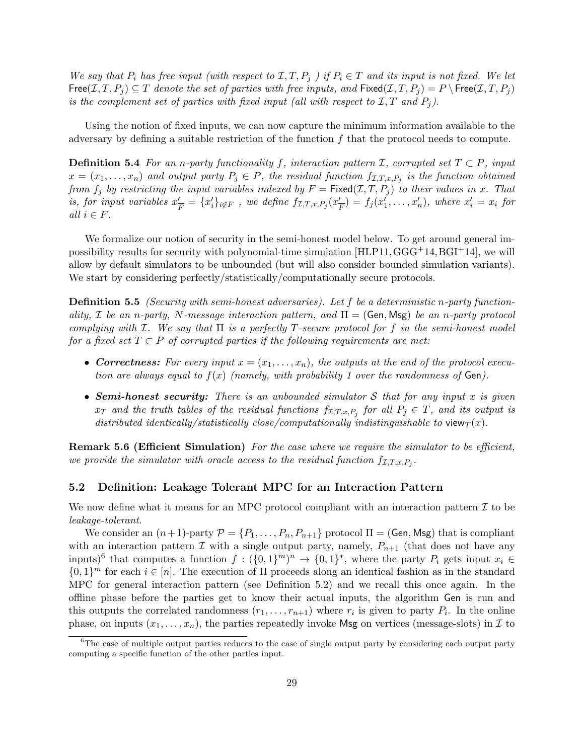*We say that $P_i$ has free input (with respect to $\mathcal{I}, T, P_j$ ) if $P_i \in T$ and its input is not fixed. We let $\mathsf{Free}(\mathcal{I}, T, P_j) \subseteq T$ denote the set of parties with free inputs, and $\mathsf{Fixed}(\mathcal{I}, T, P_j) = P \setminus \mathsf{Free}(\mathcal{I}, T, P_j)$ is the complement set of parties with fixed input (all with respect to $\mathcal{I}, T$ and $P_j$).*

Using the notion of fixed inputs, we can now capture the minimum information available to the adversary by defining a suitable restriction of the function $f$ that the protocol needs to compute.

**Definition 5.4** *For an $n$-party functionality $f$, interaction pattern $\mathcal{I}$, corrupted set $T \subset P$, input $x = (x_1, \ldots, x_n)$ and output party $P_j \in P$, the residual function $f_{\mathcal{I},T,x,P_j}$ is the function obtained from $f_j$ by restricting the input variables indexed by $F = \mathsf{Fixed}(\mathcal{I}, T, P_j)$ to their values in $x$. That is, for input variables $x'_{\overline{F}} = \{x'_i\}_{i \notin F}$ , we define $f_{\mathcal{I},T,x,P_j}(x'_{\overline{F}}) = f_j(x'_1, \ldots, x'_n)$, where $x'_i = x_i$ for all $i \in F$.*

We formalize our notion of security in the semi-honest model below. To get around general impossibility results for security with polynomial-time simulation [HLP11, GGG+14, BGI+14], we will allow by default simulators to be unbounded (but will also consider bounded simulation variants). We start by considering perfectly/statistically/computationally secure protocols.

**Definition 5.5** *(Security with semi-honest adversaries). Let $f$ be a deterministic $n$-party functionality, $\mathcal{I}$ be an $n$-party, $N$-message interaction pattern, and $\Pi = (\mathsf{Gen}, \mathsf{Msg})$ be an $n$-party protocol complying with $\mathcal{I}$. We say that $\Pi$ is a perfectly $T$-secure protocol for $f$ in the semi-honest model for a fixed set $T \subset P$ of corrupted parties if the following requirements are met:*

- ***Correctness:*** *For every input $x = (x_1, \ldots, x_n)$, the outputs at the end of the protocol execution are always equal to $f(x)$ (namely, with probability 1 over the randomness of $\mathsf{Gen}$).*
- ***Semi-honest security:*** *There is an unbounded simulator $\mathcal{S}$ that for any input $x$ is given $x_T$ and the truth tables of the residual functions $f_{\mathcal{I},T,x,P_j}$ for all $P_j \in T$, and its output is distributed identically/statistically close/computationally indistinguishable to $\mathsf{view}_T(x)$.*

**Remark 5.6 (Efficient Simulation)** *For the case where we require the simulator to be efficient, we provide the simulator with oracle access to the residual function $f_{\mathcal{I},T,x,P_j}$.*

## 5.2 Definition: Leakage Tolerant MPC for an Interaction Pattern

We now define what it means for an MPC protocol compliant with an interaction pattern $\mathcal{I}$ to be *leakage-tolerant*.

We consider an $(n+1)$-party $\mathcal{P} = \{P_1, \ldots, P_n, P_{n+1}\}$ protocol $\Pi = (\mathsf{Gen}, \mathsf{Msg})$ that is compliant with an interaction pattern $\mathcal{I}$ with a single output party, namely, $P_{n+1}$ (that does not have any inputs)[6] that computes a function $f : (\{0,1\}^m)^n \to \{0,1\}^*$, where the party $P_i$ gets input $x_i \in \{0,1\}^m$ for each $i \in [n]$. The execution of $\Pi$ proceeds along an identical fashion as in the standard MPC for general interaction pattern (see Definition 5.2) and we recall this once again. In the offline phase before the parties get to know their actual inputs, the algorithm $\mathsf{Gen}$ is run and this outputs the correlated randomness $(r_1, \ldots, r_{n+1})$ where $r_i$ is given to party $P_i$. In the online phase, on inputs $(x_1, \ldots, x_n)$, the parties repeatedly invoke $\mathsf{Msg}$ on vertices (message-slots) in $\mathcal{I}$ to

[6] The case of multiple output parties reduces to the case of single output party by considering each output party computing a specific function of the other parties input.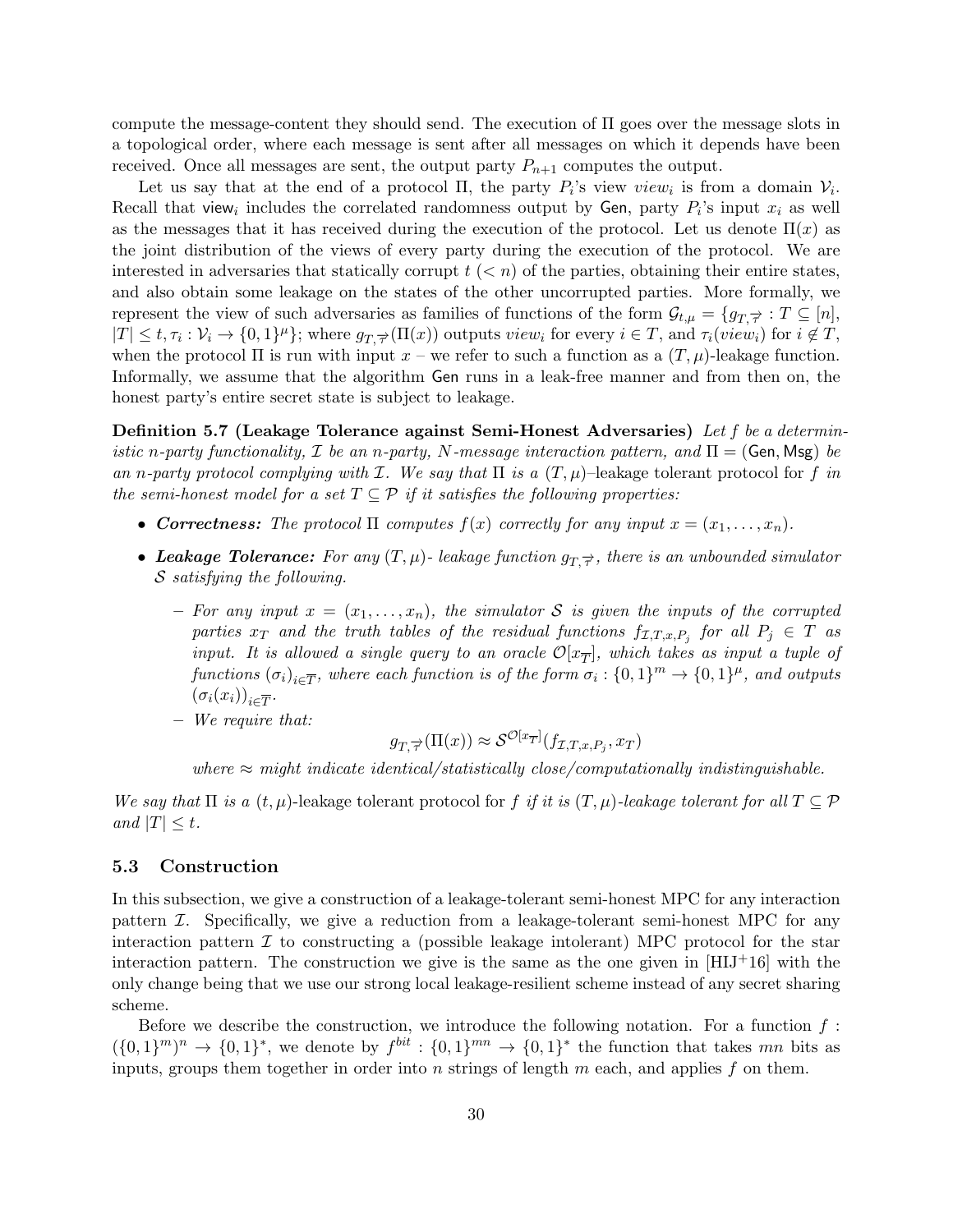compute the message-content they should send. The execution of Π goes over the message slots in a topological order, where each message is sent after all messages on which it depends have been received. Once all messages are sent, the output party $P_{n+1}$ computes the output.

Let us say that at the end of a protocol Π, the party $P_i$'s view $view_i$ is from a domain $\mathcal{V}_i$. Recall that $\mathsf{view}_i$ includes the correlated randomness output by $\mathsf{Gen}$, party $P_i$'s input $x_i$ as well as the messages that it has received during the execution of the protocol. Let us denote $\Pi(x)$ as the joint distribution of the views of every party during the execution of the protocol. We are interested in adversaries that statically corrupt $t$ ($< n$) of the parties, obtaining their entire states, and also obtain some leakage on the states of the other uncorrupted parties. More formally, we represent the view of such adversaries as families of functions of the form $\mathcal{G}_{t,\mu} = \{g_{T,\overrightarrow{\tau}} : T \subseteq [n], |T| \leq t, \tau_i : \mathcal{V}_i \to \{0,1\}^{\mu}\}$; where $g_{T,\overrightarrow{\tau}}(\Pi(x))$ outputs $view_i$ for every $i \in T$, and $\tau_i(view_i)$ for $i \notin T$, when the protocol Π is run with input $x$ – we refer to such a function as a $(T, \mu)$-leakage function. Informally, we assume that the algorithm $\mathsf{Gen}$ runs in a leak-free manner and from then on, the honest party's entire secret state is subject to leakage.

**Definition 5.7 (Leakage Tolerance against Semi-Honest Adversaries)** *Let $f$ be a deterministic $n$-party functionality, $\mathcal{I}$ be an $n$-party, $N$-message interaction pattern, and $\Pi = (\mathsf{Gen}, \mathsf{Msg})$ be an $n$-party protocol complying with $\mathcal{I}$. We say that* Π *is a* $(T, \mu)$–leakage tolerant protocol for $f$ *in the semi-honest model for a set $T \subseteq \mathcal{P}$ if it satisfies the following properties:*

- ***Correctness:*** *The protocol* Π *computes $f(x)$ correctly for any input $x = (x_1, \dots, x_n)$.*
- ***Leakage Tolerance:*** *For any $(T, \mu)$- leakage function $g_{T,\overrightarrow{\tau}}$, there is an unbounded simulator $\mathcal{S}$ satisfying the following.*
  - *For any input $x = (x_1, \dots, x_n)$, the simulator $\mathcal{S}$ is given the inputs of the corrupted parties $x_T$ and the truth tables of the residual functions $f_{\mathcal{I},T,x,P_j}$ for all $P_j \in T$ as input. It is allowed a single query to an oracle $\mathcal{O}[x_{\overline{T}}]$, which takes as input a tuple of functions $(\sigma_i)_{i \in \overline{T}}$, where each function is of the form $\sigma_i : \{0,1\}^m \to \{0,1\}^{\mu}$, and outputs $(\sigma_i(x_i))_{i \in \overline{T}}$.*
  - *We require that:*
  $$g_{T,\overrightarrow{\tau}}(\Pi(x)) \approx \mathcal{S}^{\mathcal{O}[x_{\overline{T}}]}(f_{\mathcal{I},T,x,P_j}, x_T)$$
  *where $\approx$ might indicate identical/statistically close/computationally indistinguishable.*

*We say that* Π *is a* $(t, \mu)$-leakage tolerant protocol for $f$ *if it is $(T, \mu)$-leakage tolerant for all $T \subseteq \mathcal{P}$ and $|T| \leq t$.*

### 5.3 Construction

In this subsection, we give a construction of a leakage-tolerant semi-honest MPC for any interaction pattern $\mathcal{I}$. Specifically, we give a reduction from a leakage-tolerant semi-honest MPC for any interaction pattern $\mathcal{I}$ to constructing a (possible leakage intolerant) MPC protocol for the star interaction pattern. The construction we give is the same as the one given in [HIJ+16] with the only change being that we use our strong local leakage-resilient scheme instead of any secret sharing scheme.

Before we describe the construction, we introduce the following notation. For a function $f : (\{0,1\}^m)^n \to \{0,1\}^*$, we denote by $f^{bit} : \{0,1\}^{mn} \to \{0,1\}^*$ the function that takes $mn$ bits as inputs, groups them together in order into $n$ strings of length $m$ each, and applies $f$ on them.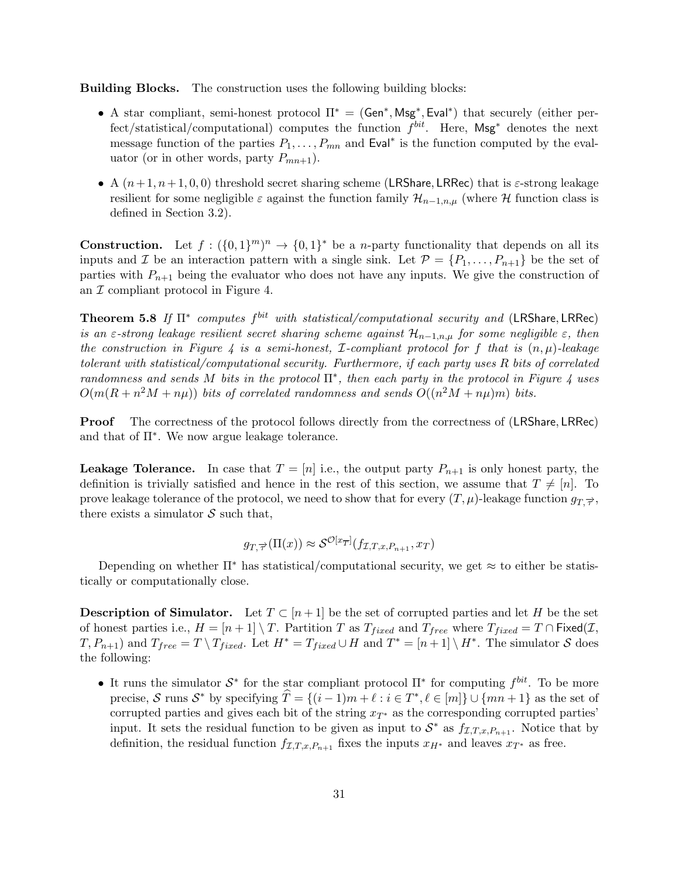**Building Blocks.** The construction uses the following building blocks:

- A star compliant, semi-honest protocol $\Pi^* = (\mathsf{Gen}^*, \mathsf{Msg}^*, \mathsf{Eval}^*)$ that securely (either perfect/statistical/computational) computes the function $f^{bit}$. Here, $\mathsf{Msg}^*$ denotes the next message function of the parties $P_1, \ldots, P_{mn}$ and $\mathsf{Eval}^*$ is the function computed by the evaluator (or in other words, party $P_{mn+1}$).
- A $(n+1, n+1, 0, 0)$ threshold secret sharing scheme $(\mathsf{LRShare}, \mathsf{LRRec})$ that is $\varepsilon$-strong leakage resilient for some negligible $\varepsilon$ against the function family $\mathcal{H}_{n-1,n,\mu}$ (where $\mathcal{H}$ function class is defined in Section 3.2).

**Construction.** Let $f : (\{0,1\}^m)^n \to \{0,1\}^*$ be a $n$-party functionality that depends on all its inputs and $\mathcal{I}$ be an interaction pattern with a single sink. Let $\mathcal{P} = \{P_1, \ldots, P_{n+1}\}$ be the set of parties with $P_{n+1}$ being the evaluator who does not have any inputs. We give the construction of an $\mathcal{I}$ compliant protocol in Figure 4.

**Theorem 5.8** *If $\Pi^*$ computes $f^{bit}$ with statistical/computational security and $(\mathsf{LRShare}, \mathsf{LRRec})$ is an $\varepsilon$-strong leakage resilient secret sharing scheme against $\mathcal{H}_{n-1,n,\mu}$ for some negligible $\varepsilon$, then the construction in Figure 4 is a semi-honest, $\mathcal{I}$-compliant protocol for $f$ that is $(n,\mu)$-leakage tolerant with statistical/computational security. Furthermore, if each party uses $R$ bits of correlated randomness and sends $M$ bits in the protocol $\Pi^*$, then each party in the protocol in Figure 4 uses $O(m(R + n^2M + n\mu))$ bits of correlated randomness and sends $O((n^2M + n\mu)m)$ bits.*

**Proof** The correctness of the protocol follows directly from the correctness of $(\mathsf{LRShare}, \mathsf{LRRec})$ and that of $\Pi^*$. We now argue leakage tolerance.

**Leakage Tolerance.** In case that $T = [n]$ i.e., the output party $P_{n+1}$ is only honest party, the definition is trivially satisfied and hence in the rest of this section, we assume that $T \neq [n]$. To prove leakage tolerance of the protocol, we need to show that for every $(T,\mu)$-leakage function $g_{T,\overrightarrow{r}}$, there exists a simulator $\mathcal{S}$ such that,

$$g_{T,\overrightarrow{r}}(\Pi(x)) \approx \mathcal{S}^{\mathcal{O}[x_{\overline{T}}]}(f_{\mathcal{I},T,x,P_{n+1}}, x_T)$$

Depending on whether $\Pi^*$ has statistical/computational security, we get $\approx$ to either be statistically or computationally close.

**Description of Simulator.** Let $T \subset [n+1]$ be the set of corrupted parties and let $H$ be the set of honest parties i.e., $H = [n+1] \setminus T$. Partition $T$ as $T_{fixed}$ and $T_{free}$ where $T_{fixed} = T \cap \mathsf{Fixed}(\mathcal{I}, T, P_{n+1})$ and $T_{free} = T \setminus T_{fixed}$. Let $H^* = T_{fixed} \cup H$ and $T^* = [n+1] \setminus H^*$. The simulator $\mathcal{S}$ does the following:

- It runs the simulator $\mathcal{S}^*$ for the star compliant protocol $\Pi^*$ for computing $f^{bit}$. To be more precise, $\mathcal{S}$ runs $\mathcal{S}^*$ by specifying $\widehat{T} = \{(i-1)m + \ell : i \in T^*, \ell \in [m]\} \cup \{mn+1\}$ as the set of corrupted parties and gives each bit of the string $x_{T^*}$ as the corresponding corrupted parties' input. It sets the residual function to be given as input to $\mathcal{S}^*$ as $f_{\mathcal{I},T,x,P_{n+1}}$. Notice that by definition, the residual function $f_{\mathcal{I},T,x,P_{n+1}}$ fixes the inputs $x_{H^*}$ and leaves $x_{T^*}$ as free.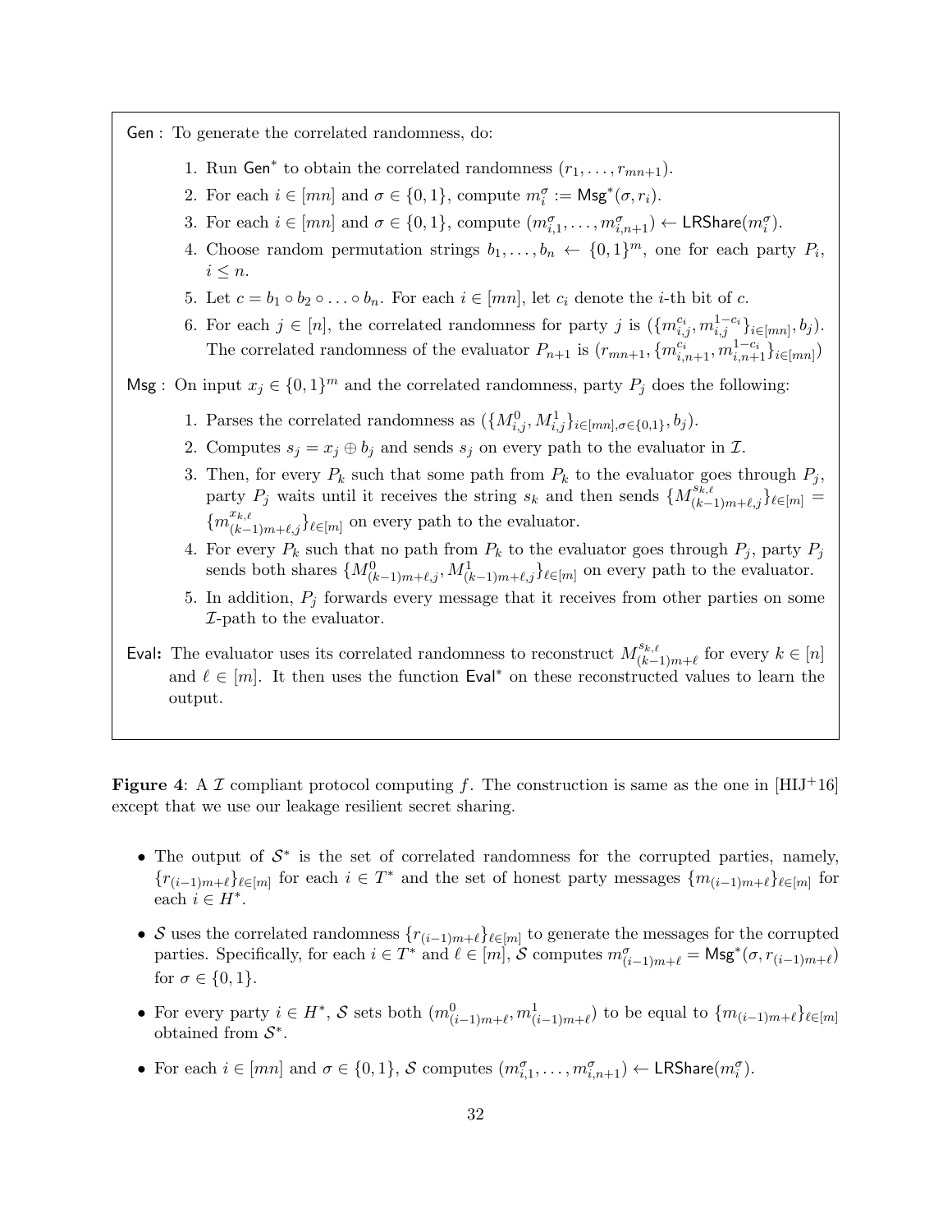Gen : To generate the correlated randomness, do:

1. Run $\mathsf{Gen}^*$ to obtain the correlated randomness $(r_1, \ldots, r_{mn+1})$.
2. For each $i \in [mn]$ and $\sigma \in \{0,1\}$, compute $m_i^\sigma := \mathsf{Msg}^*(\sigma, r_i)$.
3. For each $i \in [mn]$ and $\sigma \in \{0,1\}$, compute $(m_{i,1}^\sigma, \ldots, m_{i,n+1}^\sigma) \leftarrow \mathsf{LRShare}(m_i^\sigma)$.
4. Choose random permutation strings $b_1, \ldots, b_n \leftarrow \{0,1\}^m$, one for each party $P_i$, $i \leq n$.
5. Let $c = b_1 \circ b_2 \circ \ldots \circ b_n$. For each $i \in [mn]$, let $c_i$ denote the $i$-th bit of $c$.
6. For each $j \in [n]$, the correlated randomness for party $j$ is $(\{m_{i,j}^{c_i}, m_{i,j}^{1-c_i}\}_{i \in [mn]}, b_j)$. The correlated randomness of the evaluator $P_{n+1}$ is $(r_{mn+1}, \{m_{i,n+1}^{c_i}, m_{i,n+1}^{1-c_i}\}_{i \in [mn]})$

Msg : On input $x_j \in \{0,1\}^m$ and the correlated randomness, party $P_j$ does the following:

1. Parses the correlated randomness as $(\{M_{i,j}^0, M_{i,j}^1\}_{i \in [mn], \sigma \in \{0,1\}}, b_j)$.
2. Computes $s_j = x_j \oplus b_j$ and sends $s_j$ on every path to the evaluator in $\mathcal{I}$.
3. Then, for every $P_k$ such that some path from $P_k$ to the evaluator goes through $P_j$, party $P_j$ waits until it receives the string $s_k$ and then sends $\{M_{(k-1)m+\ell,j}^{s_{k,\ell}}\}_{\ell \in [m]} = \{m_{(k-1)m+\ell,j}^{x_{k,\ell}}\}_{\ell \in [m]}$ on every path to the evaluator.
4. For every $P_k$ such that no path from $P_k$ to the evaluator goes through $P_j$, party $P_j$ sends both shares $\{M_{(k-1)m+\ell,j}^0, M_{(k-1)m+\ell,j}^1\}_{\ell \in [m]}$ on every path to the evaluator.
5. In addition, $P_j$ forwards every message that it receives from other parties on some $\mathcal{I}$-path to the evaluator.

**Eval:** The evaluator uses its correlated randomness to reconstruct $M_{(k-1)m+\ell}^{s_{k,\ell}}$ for every $k \in [n]$ and $\ell \in [m]$. It then uses the function $\mathsf{Eval}^*$ on these reconstructed values to learn the output.

**Figure 4**: A $\mathcal{I}$ compliant protocol computing $f$. The construction is same as the one in [HIJ+16] except that we use our leakage resilient secret sharing.

- The output of $\mathcal{S}^*$ is the set of correlated randomness for the corrupted parties, namely, $\{r_{(i-1)m+\ell}\}_{\ell \in [m]}$ for each $i \in T^*$ and the set of honest party messages $\{m_{(i-1)m+\ell}\}_{\ell \in [m]}$ for each $i \in H^*$.
- $\mathcal{S}$ uses the correlated randomness $\{r_{(i-1)m+\ell}\}_{\ell \in [m]}$ to generate the messages for the corrupted parties. Specifically, for each $i \in T^*$ and $\ell \in [m]$, $\mathcal{S}$ computes $m_{(i-1)m+\ell}^\sigma = \mathsf{Msg}^*(\sigma, r_{(i-1)m+\ell})$ for $\sigma \in \{0,1\}$.
- For every party $i \in H^*$, $\mathcal{S}$ sets both $(m_{(i-1)m+\ell}^0, m_{(i-1)m+\ell}^1)$ to be equal to $\{m_{(i-1)m+\ell}\}_{\ell \in [m]}$ obtained from $\mathcal{S}^*$.
- For each $i \in [mn]$ and $\sigma \in \{0,1\}$, $\mathcal{S}$ computes $(m_{i,1}^\sigma, \ldots, m_{i,n+1}^\sigma) \leftarrow \mathsf{LRShare}(m_i^\sigma)$.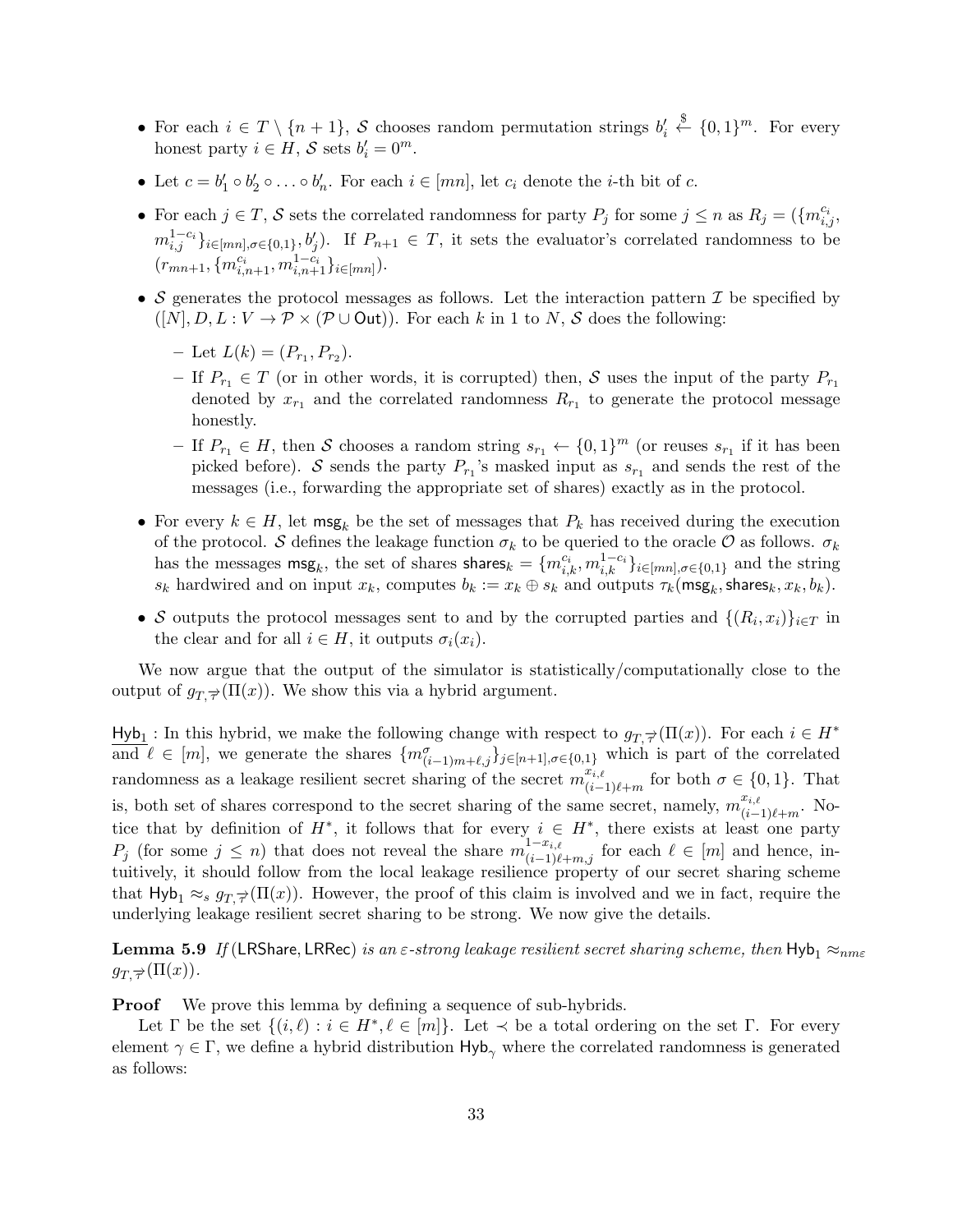- For each $i \in T \setminus \{n+1\}$, $\mathcal{S}$ chooses random permutation strings $b'_i \xleftarrow{\$} \{0,1\}^m$. For every honest party $i \in H$, $\mathcal{S}$ sets $b'_i = 0^m$.
- Let $c = b'_1 \circ b'_2 \circ \ldots \circ b'_n$. For each $i \in [mn]$, let $c_i$ denote the $i$-th bit of $c$.
- For each $j \in T$, $\mathcal{S}$ sets the correlated randomness for party $P_j$ for some $j \leq n$ as $R_j = (\{m^{c_i}_{i,j}, m^{1-c_i}_{i,j}\}_{i \in [mn], \sigma \in \{0,1\}}, b'_j)$. If $P_{n+1} \in T$, it sets the evaluator's correlated randomness to be $(r_{mn+1}, \{m^{c_i}_{i,n+1}, m^{1-c_i}_{i,n+1}\}_{i \in [mn]})$.
- $\mathcal{S}$ generates the protocol messages as follows. Let the interaction pattern $\mathcal{I}$ be specified by $([N], D, L : V \to \mathcal{P} \times (\mathcal{P} \cup \mathsf{Out}))$. For each $k$ in 1 to $N$, $\mathcal{S}$ does the following:
  - Let $L(k) = (P_{r_1}, P_{r_2})$.
  - If $P_{r_1} \in T$ (or in other words, it is corrupted) then, $\mathcal{S}$ uses the input of the party $P_{r_1}$ denoted by $x_{r_1}$ and the correlated randomness $R_{r_1}$ to generate the protocol message honestly.
  - If $P_{r_1} \in H$, then $\mathcal{S}$ chooses a random string $s_{r_1} \leftarrow \{0,1\}^m$ (or reuses $s_{r_1}$ if it has been picked before). $\mathcal{S}$ sends the party $P_{r_1}$'s masked input as $s_{r_1}$ and sends the rest of the messages (i.e., forwarding the appropriate set of shares) exactly as in the protocol.
- For every $k \in H$, let $\mathsf{msg}_k$ be the set of messages that $P_k$ has received during the execution of the protocol. $\mathcal{S}$ defines the leakage function $\sigma_k$ to be queried to the oracle $\mathcal{O}$ as follows. $\sigma_k$ has the messages $\mathsf{msg}_k$, the set of shares $\mathsf{shares}_k = \{m^{c_i}_{i,k}, m^{1-c_i}_{i,k}\}_{i \in [mn], \sigma \in \{0,1\}}$ and the string $s_k$ hardwired and on input $x_k$, computes $b_k := x_k \oplus s_k$ and outputs $\tau_k(\mathsf{msg}_k, \mathsf{shares}_k, x_k, b_k)$.
- $\mathcal{S}$ outputs the protocol messages sent to and by the corrupted parties and $\{(R_i, x_i)\}_{i \in T}$ in the clear and for all $i \in H$, it outputs $\sigma_i(x_i)$.

We now argue that the output of the simulator is statistically/computationally close to the output of $g_{T,\vec{\tau}}(\Pi(x))$. We show this via a hybrid argument.

$\underline{\mathsf{Hyb}_1}$ : In this hybrid, we make the following change with respect to $g_{T,\vec{\tau}}(\Pi(x))$. For each $i \in H^*$ and $\ell \in [m]$, we generate the shares $\{m^{\sigma}_{(i-1)m+\ell,j}\}_{j \in [n+1], \sigma \in \{0,1\}}$ which is part of the correlated randomness as a leakage resilient secret sharing of the secret $m^{x_{i,\ell}}_{(i-1)\ell+m}$ for both $\sigma \in \{0,1\}$. That is, both set of shares correspond to the secret sharing of the same secret, namely, $m^{x_{i,\ell}}_{(i-1)\ell+m}$. Notice that by definition of $H^*$, it follows that for every $i \in H^*$, there exists at least one party $P_j$ (for some $j \leq n$) that does not reveal the share $m^{1-x_{i,\ell}}_{(i-1)\ell+m,j}$ for each $\ell \in [m]$ and hence, intuitively, it should follow from the local leakage resilience property of our secret sharing scheme that $\mathsf{Hyb}_1 \approx_s g_{T,\vec{\tau}}(\Pi(x))$. However, the proof of this claim is involved and we in fact, require the underlying leakage resilient secret sharing to be strong. We now give the details.

**Lemma 5.9** *If* $(\mathsf{LRShare}, \mathsf{LRRec})$ *is an* $\varepsilon$*-strong leakage resilient secret sharing scheme, then* $\mathsf{Hyb}_1 \approx_{nm\varepsilon} g_{T,\vec{\tau}}(\Pi(x))$.

**Proof** We prove this lemma by defining a sequence of sub-hybrids.

Let $\Gamma$ be the set $\{(i,\ell) : i \in H^*, \ell \in [m]\}$. Let $\prec$ be a total ordering on the set $\Gamma$. For every element $\gamma \in \Gamma$, we define a hybrid distribution $\mathsf{Hyb}_\gamma$ where the correlated randomness is generated as follows: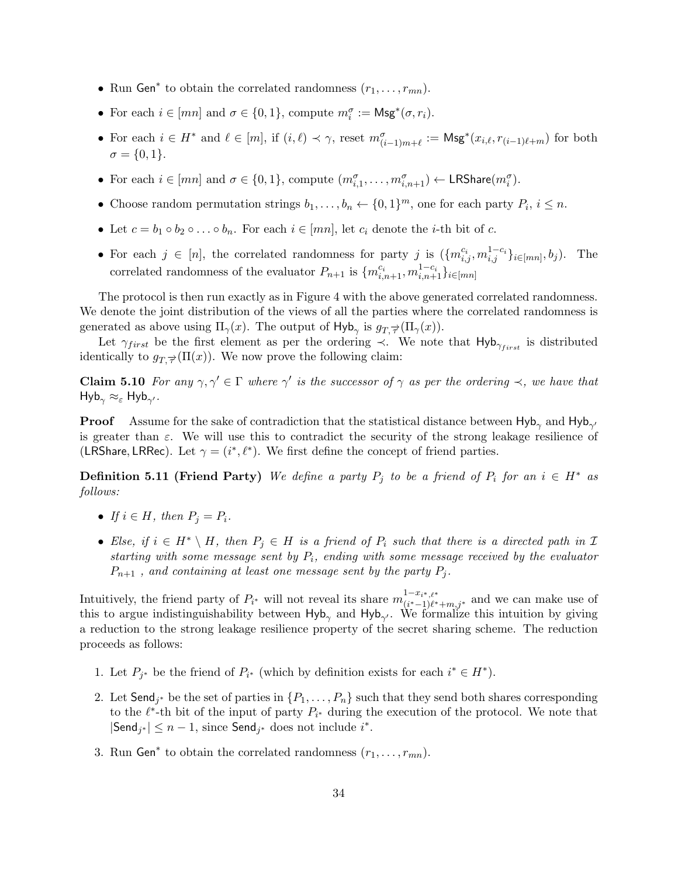- Run $\mathsf{Gen}^*$ to obtain the correlated randomness $(r_1, \ldots, r_{mn})$.
- For each $i \in [mn]$ and $\sigma \in \{0,1\}$, compute $m_i^\sigma := \mathsf{Msg}^*(\sigma, r_i)$.
- For each $i \in H^*$ and $\ell \in [m]$, if $(i, \ell) \prec \gamma$, reset $m^\sigma_{(i-1)m+\ell} := \mathsf{Msg}^*(x_{i,\ell}, r_{(i-1)\ell+m})$ for both $\sigma = \{0,1\}$.
- For each $i \in [mn]$ and $\sigma \in \{0,1\}$, compute $(m^\sigma_{i,1}, \ldots, m^\sigma_{i,n+1}) \leftarrow \mathsf{LRShare}(m_i^\sigma)$.
- Choose random permutation strings $b_1, \ldots, b_n \leftarrow \{0,1\}^m$, one for each party $P_i$, $i \leq n$.
- Let $c = b_1 \circ b_2 \circ \ldots \circ b_n$. For each $i \in [mn]$, let $c_i$ denote the $i$-th bit of $c$.
- For each $j \in [n]$, the correlated randomness for party $j$ is $(\{m^{c_i}_{i,j}, m^{1-c_i}_{i,j}\}_{i \in [mn]}, b_j)$. The correlated randomness of the evaluator $P_{n+1}$ is $\{m^{c_i}_{i,n+1}, m^{1-c_i}_{i,n+1}\}_{i \in [mn]}$

The protocol is then run exactly as in Figure 4 with the above generated correlated randomness. We denote the joint distribution of the views of all the parties where the correlated randomness is generated as above using $\Pi_\gamma(x)$. The output of $\mathsf{Hyb}_\gamma$ is $g_{T,\overrightarrow{\tau}}(\Pi_\gamma(x))$.

Let $\gamma_{first}$ be the first element as per the ordering $\prec$. We note that $\mathsf{Hyb}_{\gamma_{first}}$ is distributed identically to $g_{T,\overrightarrow{\tau}}(\Pi(x))$. We now prove the following claim:

**Claim 5.10** *For any $\gamma, \gamma' \in \Gamma$ where $\gamma'$ is the successor of $\gamma$ as per the ordering $\prec$, we have that $\mathsf{Hyb}_\gamma \approx_\varepsilon \mathsf{Hyb}_{\gamma'}$.*

**Proof** Assume for the sake of contradiction that the statistical distance between $\mathsf{Hyb}_\gamma$ and $\mathsf{Hyb}_{\gamma'}$ is greater than $\varepsilon$. We will use this to contradict the security of the strong leakage resilience of $(\mathsf{LRShare}, \mathsf{LRRec})$. Let $\gamma = (i^*, \ell^*)$. We first define the concept of friend parties.

**Definition 5.11 (Friend Party)** *We define a party $P_j$ to be a friend of $P_i$ for an $i \in H^*$ as follows:*

- *If $i \in H$, then $P_j = P_i$.*
- *Else, if $i \in H^* \setminus H$, then $P_j \in H$ is a friend of $P_i$ such that there is a directed path in $\mathcal{I}$ starting with some message sent by $P_i$, ending with some message received by the evaluator $P_{n+1}$ , and containing at least one message sent by the party $P_j$.*

Intuitively, the friend party of $P_{i^*}$ will not reveal its share $m^{1-x_{i^*,\ell^*}}_{(i^*-1)\ell^*+m,j^*}$ and we can make use of this to argue indistinguishability between $\mathsf{Hyb}_\gamma$ and $\mathsf{Hyb}_{\gamma'}$. We formalize this intuition by giving a reduction to the strong leakage resilience property of the secret sharing scheme. The reduction proceeds as follows:

1. Let $P_{j^*}$ be the friend of $P_{i^*}$ (which by definition exists for each $i^* \in H^*$).
2. Let $\mathsf{Send}_{j^*}$ be the set of parties in $\{P_1, \ldots, P_n\}$ such that they send both shares corresponding to the $\ell^*$-th bit of the input of party $P_{i^*}$ during the execution of the protocol. We note that $|\mathsf{Send}_{j^*}| \leq n-1$, since $\mathsf{Send}_{j^*}$ does not include $i^*$.
3. Run $\mathsf{Gen}^*$ to obtain the correlated randomness $(r_1, \ldots, r_{mn})$.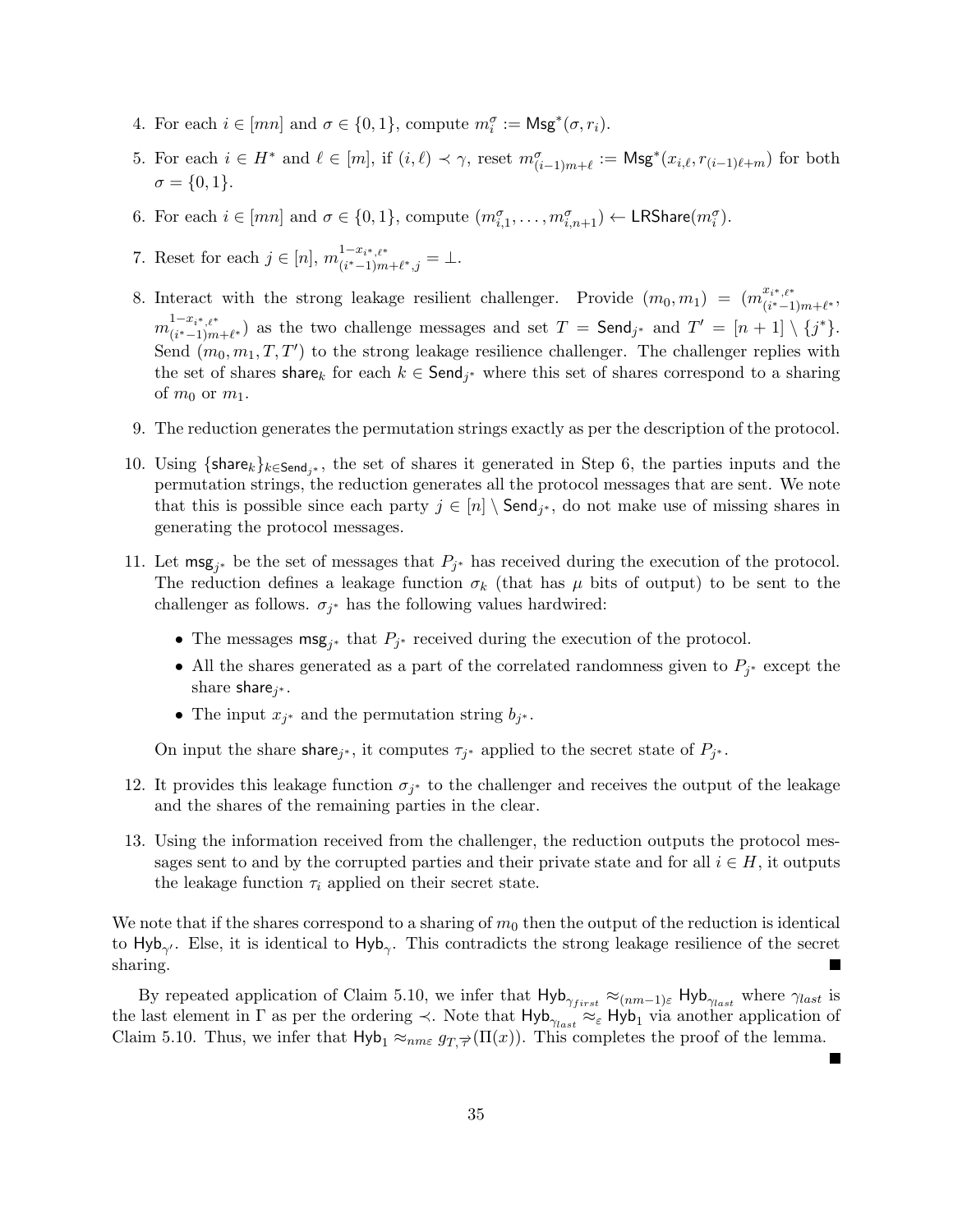4. For each $i \in [mn]$ and $\sigma \in \{0,1\}$, compute $m_i^\sigma := \mathsf{Msg}^*(\sigma, r_i)$.

5. For each $i \in H^*$ and $\ell \in [m]$, if $(i,\ell) \prec \gamma$, reset $m^\sigma_{(i-1)m+\ell} := \mathsf{Msg}^*(x_{i,\ell}, r_{(i-1)\ell+m})$ for both $\sigma = \{0,1\}$.

6. For each $i \in [mn]$ and $\sigma \in \{0,1\}$, compute $(m^\sigma_{i,1}, \ldots, m^\sigma_{i,n+1}) \leftarrow \mathsf{LRShare}(m_i^\sigma)$.

7. Reset for each $j \in [n]$, $m^{1-x_{i^*,\ell^*}}_{(i^*-1)m+\ell^*,j} = \bot$.

8. Interact with the strong leakage resilient challenger. Provide $(m_0, m_1) = (m^{x_{i^*,\ell^*}}_{(i^*-1)m+\ell^*}, m^{1-x_{i^*,\ell^*}}_{(i^*-1)m+\ell^*})$ as the two challenge messages and set $T = \mathsf{Send}_{j^*}$ and $T' = [n+1] \setminus \{j^*\}$. Send $(m_0, m_1, T, T')$ to the strong leakage resilience challenger. The challenger replies with the set of shares $\mathsf{share}_k$ for each $k \in \mathsf{Send}_{j^*}$ where this set of shares correspond to a sharing of $m_0$ or $m_1$.

9. The reduction generates the permutation strings exactly as per the description of the protocol.

10. Using $\{\mathsf{share}_k\}_{k \in \mathsf{Send}_{j^*}}$, the set of shares it generated in Step 6, the parties inputs and the permutation strings, the reduction generates all the protocol messages that are sent. We note that this is possible since each party $j \in [n] \setminus \mathsf{Send}_{j^*}$, do not make use of missing shares in generating the protocol messages.

11. Let $\mathsf{msg}_{j^*}$ be the set of messages that $P_{j^*}$ has received during the execution of the protocol. The reduction defines a leakage function $\sigma_k$ (that has $\mu$ bits of output) to be sent to the challenger as follows. $\sigma_{j^*}$ has the following values hardwired:
    - The messages $\mathsf{msg}_{j^*}$ that $P_{j^*}$ received during the execution of the protocol.
    - All the shares generated as a part of the correlated randomness given to $P_{j^*}$ except the share $\mathsf{share}_{j^*}$.
    - The input $x_{j^*}$ and the permutation string $b_{j^*}$.

    On input the share $\mathsf{share}_{j^*}$, it computes $\tau_{j^*}$ applied to the secret state of $P_{j^*}$.

12. It provides this leakage function $\sigma_{j^*}$ to the challenger and receives the output of the leakage and the shares of the remaining parties in the clear.

13. Using the information received from the challenger, the reduction outputs the protocol messages sent to and by the corrupted parties and their private state and for all $i \in H$, it outputs the leakage function $\tau_i$ applied on their secret state.

We note that if the shares correspond to a sharing of $m_0$ then the output of the reduction is identical to $\mathsf{Hyb}_{\gamma'}$. Else, it is identical to $\mathsf{Hyb}_\gamma$. This contradicts the strong leakage resilience of the secret sharing. ■

By repeated application of Claim 5.10, we infer that $\mathsf{Hyb}_{\gamma_{first}} \approx_{(nm-1)\varepsilon} \mathsf{Hyb}_{\gamma_{last}}$ where $\gamma_{last}$ is the last element in $\Gamma$ as per the ordering $\prec$. Note that $\mathsf{Hyb}_{\gamma_{last}} \approx_\varepsilon \mathsf{Hyb}_1$ via another application of Claim 5.10. Thus, we infer that $\mathsf{Hyb}_1 \approx_{nm\varepsilon} g_{T,\overrightarrow{\tau}}(\Pi(x))$. This completes the proof of the lemma. ■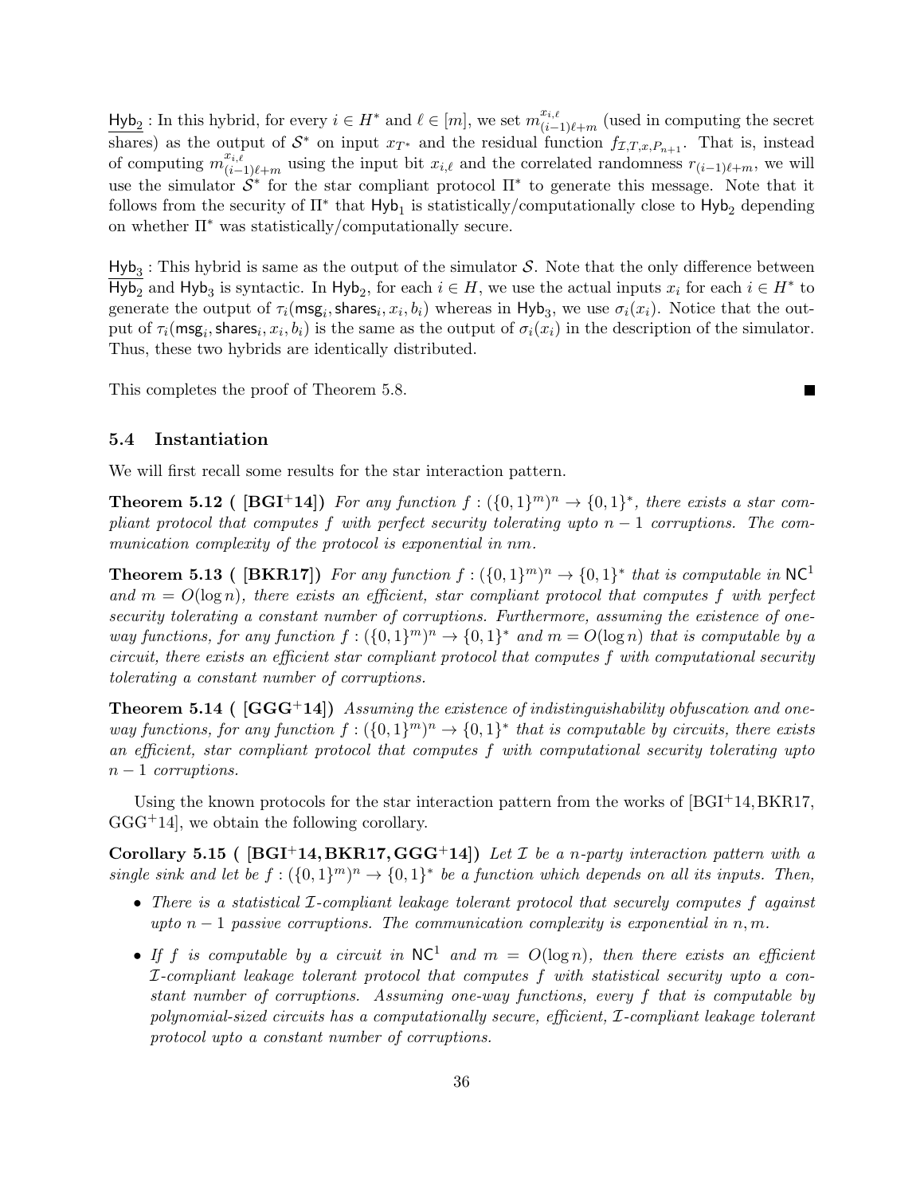$\underline{\mathsf{Hyb}_2}$ : In this hybrid, for every $i \in H^*$ and $\ell \in [m]$, we set $m^{x_{i,\ell}}_{(i-1)\ell+m}$ (used in computing the secret shares) as the output of $\mathcal{S}^*$ on input $x_{T^*}$ and the residual function $f_{\mathcal{I},T,x,P_{n+1}}$. That is, instead of computing $m^{x_{i,\ell}}_{(i-1)\ell+m}$ using the input bit $x_{i,\ell}$ and the correlated randomness $r_{(i-1)\ell+m}$, we will use the simulator $\mathcal{S}^*$ for the star compliant protocol $\Pi^*$ to generate this message. Note that it follows from the security of $\Pi^*$ that $\mathsf{Hyb}_1$ is statistically/computationally close to $\mathsf{Hyb}_2$ depending on whether $\Pi^*$ was statistically/computationally secure.

$\underline{\mathsf{Hyb}_3}$ : This hybrid is same as the output of the simulator $\mathcal{S}$. Note that the only difference between $\mathsf{Hyb}_2$ and $\mathsf{Hyb}_3$ is syntactic. In $\mathsf{Hyb}_2$, for each $i \in H$, we use the actual inputs $x_i$ for each $i \in H^*$ to generate the output of $\tau_i(\mathsf{msg}_i, \mathsf{shares}_i, x_i, b_i)$ whereas in $\mathsf{Hyb}_3$, we use $\sigma_i(x_i)$. Notice that the output of $\tau_i(\mathsf{msg}_i, \mathsf{shares}_i, x_i, b_i)$ is the same as the output of $\sigma_i(x_i)$ in the description of the simulator. Thus, these two hybrids are identically distributed.

This completes the proof of Theorem 5.8. ■

### 5.4 Instantiation

We will first recall some results for the star interaction pattern.

**Theorem 5.12 ( [BGI+14])** *For any function $f : (\{0,1\}^m)^n \to \{0,1\}^*$, there exists a star compliant protocol that computes $f$ with perfect security tolerating upto $n-1$ corruptions. The communication complexity of the protocol is exponential in $nm$.*

**Theorem 5.13 ( [BKR17])** *For any function $f : (\{0,1\}^m)^n \to \{0,1\}^*$ that is computable in $\mathsf{NC}^1$ and $m = O(\log n)$, there exists an efficient, star compliant protocol that computes $f$ with perfect security tolerating a constant number of corruptions. Furthermore, assuming the existence of one-way functions, for any function $f : (\{0,1\}^m)^n \to \{0,1\}^*$ and $m = O(\log n)$ that is computable by a circuit, there exists an efficient star compliant protocol that computes $f$ with computational security tolerating a constant number of corruptions.*

**Theorem 5.14 ( [GGG+14])** *Assuming the existence of indistinguishability obfuscation and one-way functions, for any function $f : (\{0,1\}^m)^n \to \{0,1\}^*$ that is computable by circuits, there exists an efficient, star compliant protocol that computes $f$ with computational security tolerating upto $n-1$ corruptions.*

Using the known protocols for the star interaction pattern from the works of [BGI+14, BKR17, GGG+14], we obtain the following corollary.

**Corollary 5.15 ( [BGI+14, BKR17, GGG+14])** *Let $\mathcal{I}$ be a $n$-party interaction pattern with a single sink and let be $f : (\{0,1\}^m)^n \to \{0,1\}^*$ be a function which depends on all its inputs. Then,*

- *There is a statistical $\mathcal{I}$-compliant leakage tolerant protocol that securely computes $f$ against upto $n-1$ passive corruptions. The communication complexity is exponential in $n, m$.*
- *If $f$ is computable by a circuit in $\mathsf{NC}^1$ and $m = O(\log n)$, then there exists an efficient $\mathcal{I}$-compliant leakage tolerant protocol that computes $f$ with statistical security upto a constant number of corruptions. Assuming one-way functions, every $f$ that is computable by polynomial-sized circuits has a computationally secure, efficient, $\mathcal{I}$-compliant leakage tolerant protocol upto a constant number of corruptions.*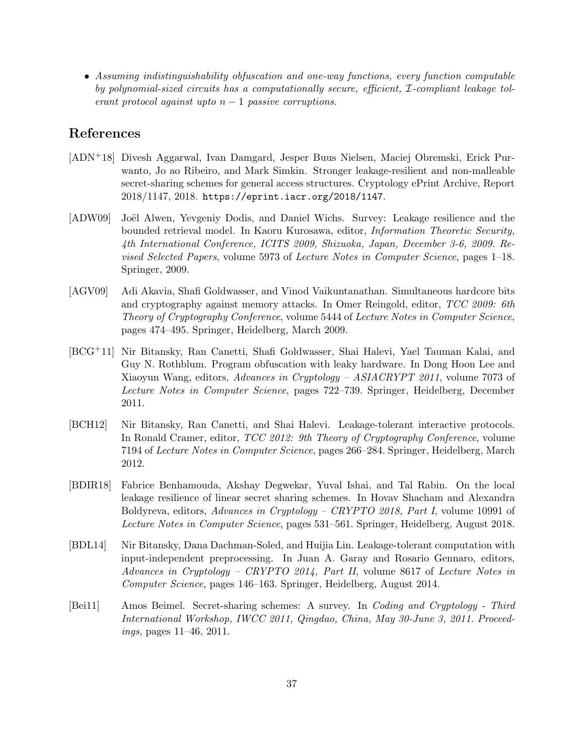- *Assuming indistinguishability obfuscation and one-way functions, every function computable by polynomial-sized circuits has a computationally secure, efficient, $\mathcal{I}$-compliant leakage tolerant protocol against upto $n-1$ passive corruptions.*

## References

[ADN+18] Divesh Aggarwal, Ivan Damgard, Jesper Buus Nielsen, Maciej Obremski, Erick Purwanto, Jo ao Ribeiro, and Mark Simkin. Stronger leakage-resilient and non-malleable secret-sharing schemes for general access structures. Cryptology ePrint Archive, Report 2018/1147, 2018. https://eprint.iacr.org/2018/1147.

[ADW09] Joël Alwen, Yevgeniy Dodis, and Daniel Wichs. Survey: Leakage resilience and the bounded retrieval model. In Kaoru Kurosawa, editor, *Information Theoretic Security, 4th International Conference, ICITS 2009, Shizuoka, Japan, December 3-6, 2009. Revised Selected Papers*, volume 5973 of *Lecture Notes in Computer Science*, pages 1–18. Springer, 2009.

[AGV09] Adi Akavia, Shafi Goldwasser, and Vinod Vaikuntanathan. Simultaneous hardcore bits and cryptography against memory attacks. In Omer Reingold, editor, *TCC 2009: 6th Theory of Cryptography Conference*, volume 5444 of *Lecture Notes in Computer Science*, pages 474–495. Springer, Heidelberg, March 2009.

[BCG+11] Nir Bitansky, Ran Canetti, Shafi Goldwasser, Shai Halevi, Yael Tauman Kalai, and Guy N. Rothblum. Program obfuscation with leaky hardware. In Dong Hoon Lee and Xiaoyun Wang, editors, *Advances in Cryptology – ASIACRYPT 2011*, volume 7073 of *Lecture Notes in Computer Science*, pages 722–739. Springer, Heidelberg, December 2011.

[BCH12] Nir Bitansky, Ran Canetti, and Shai Halevi. Leakage-tolerant interactive protocols. In Ronald Cramer, editor, *TCC 2012: 9th Theory of Cryptography Conference*, volume 7194 of *Lecture Notes in Computer Science*, pages 266–284. Springer, Heidelberg, March 2012.

[BDIR18] Fabrice Benhamouda, Akshay Degwekar, Yuval Ishai, and Tal Rabin. On the local leakage resilience of linear secret sharing schemes. In Hovav Shacham and Alexandra Boldyreva, editors, *Advances in Cryptology – CRYPTO 2018, Part I*, volume 10991 of *Lecture Notes in Computer Science*, pages 531–561. Springer, Heidelberg, August 2018.

[BDL14] Nir Bitansky, Dana Dachman-Soled, and Huijia Lin. Leakage-tolerant computation with input-independent preprocessing. In Juan A. Garay and Rosario Gennaro, editors, *Advances in Cryptology – CRYPTO 2014, Part II*, volume 8617 of *Lecture Notes in Computer Science*, pages 146–163. Springer, Heidelberg, August 2014.

[Bei11] Amos Beimel. Secret-sharing schemes: A survey. In *Coding and Cryptology - Third International Workshop, IWCC 2011, Qingdao, China, May 30-June 3, 2011. Proceedings*, pages 11–46, 2011.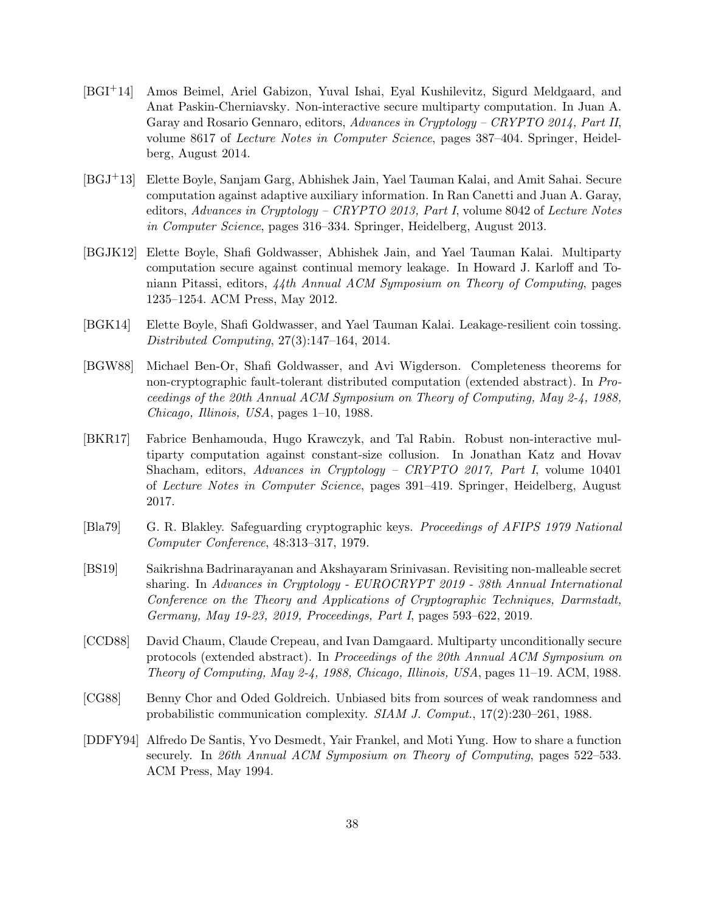[BGI+14] Amos Beimel, Ariel Gabizon, Yuval Ishai, Eyal Kushilevitz, Sigurd Meldgaard, and Anat Paskin-Cherniavsky. Non-interactive secure multiparty computation. In Juan A. Garay and Rosario Gennaro, editors, *Advances in Cryptology – CRYPTO 2014, Part II*, volume 8617 of *Lecture Notes in Computer Science*, pages 387–404. Springer, Heidelberg, August 2014.

[BGJ+13] Elette Boyle, Sanjam Garg, Abhishek Jain, Yael Tauman Kalai, and Amit Sahai. Secure computation against adaptive auxiliary information. In Ran Canetti and Juan A. Garay, editors, *Advances in Cryptology – CRYPTO 2013, Part I*, volume 8042 of *Lecture Notes in Computer Science*, pages 316–334. Springer, Heidelberg, August 2013.

[BGJK12] Elette Boyle, Shafi Goldwasser, Abhishek Jain, and Yael Tauman Kalai. Multiparty computation secure against continual memory leakage. In Howard J. Karloff and Toniann Pitassi, editors, *44th Annual ACM Symposium on Theory of Computing*, pages 1235–1254. ACM Press, May 2012.

[BGK14] Elette Boyle, Shafi Goldwasser, and Yael Tauman Kalai. Leakage-resilient coin tossing. *Distributed Computing*, 27(3):147–164, 2014.

[BGW88] Michael Ben-Or, Shafi Goldwasser, and Avi Wigderson. Completeness theorems for non-cryptographic fault-tolerant distributed computation (extended abstract). In *Proceedings of the 20th Annual ACM Symposium on Theory of Computing, May 2-4, 1988, Chicago, Illinois, USA*, pages 1–10, 1988.

[BKR17] Fabrice Benhamouda, Hugo Krawczyk, and Tal Rabin. Robust non-interactive multiparty computation against constant-size collusion. In Jonathan Katz and Hovav Shacham, editors, *Advances in Cryptology – CRYPTO 2017, Part I*, volume 10401 of *Lecture Notes in Computer Science*, pages 391–419. Springer, Heidelberg, August 2017.

[Bla79] G. R. Blakley. Safeguarding cryptographic keys. *Proceedings of AFIPS 1979 National Computer Conference*, 48:313–317, 1979.

[BS19] Saikrishna Badrinarayanan and Akshayaram Srinivasan. Revisiting non-malleable secret sharing. In *Advances in Cryptology - EUROCRYPT 2019 - 38th Annual International Conference on the Theory and Applications of Cryptographic Techniques, Darmstadt, Germany, May 19-23, 2019, Proceedings, Part I*, pages 593–622, 2019.

[CCD88] David Chaum, Claude Crepeau, and Ivan Damgaard. Multiparty unconditionally secure protocols (extended abstract). In *Proceedings of the 20th Annual ACM Symposium on Theory of Computing, May 2-4, 1988, Chicago, Illinois, USA*, pages 11–19. ACM, 1988.

[CG88] Benny Chor and Oded Goldreich. Unbiased bits from sources of weak randomness and probabilistic communication complexity. *SIAM J. Comput.*, 17(2):230–261, 1988.

[DDFY94] Alfredo De Santis, Yvo Desmedt, Yair Frankel, and Moti Yung. How to share a function securely. In *26th Annual ACM Symposium on Theory of Computing*, pages 522–533. ACM Press, May 1994.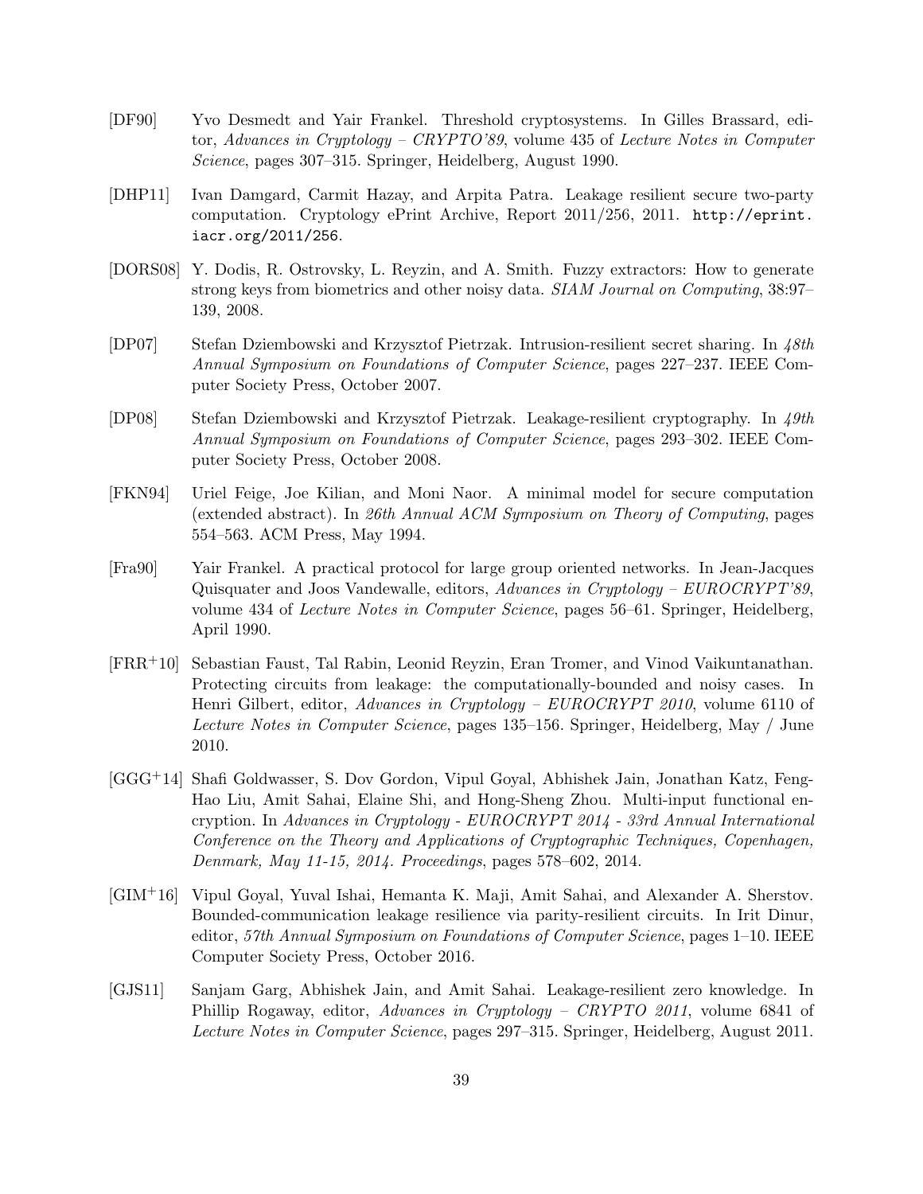[DF90] Yvo Desmedt and Yair Frankel. Threshold cryptosystems. In Gilles Brassard, editor, *Advances in Cryptology – CRYPTO'89*, volume 435 of *Lecture Notes in Computer Science*, pages 307–315. Springer, Heidelberg, August 1990.

[DHP11] Ivan Damgard, Carmit Hazay, and Arpita Patra. Leakage resilient secure two-party computation. Cryptology ePrint Archive, Report 2011/256, 2011. `http://eprint.iacr.org/2011/256`.

[DORS08] Y. Dodis, R. Ostrovsky, L. Reyzin, and A. Smith. Fuzzy extractors: How to generate strong keys from biometrics and other noisy data. *SIAM Journal on Computing*, 38:97–139, 2008.

[DP07] Stefan Dziembowski and Krzysztof Pietrzak. Intrusion-resilient secret sharing. In *48th Annual Symposium on Foundations of Computer Science*, pages 227–237. IEEE Computer Society Press, October 2007.

[DP08] Stefan Dziembowski and Krzysztof Pietrzak. Leakage-resilient cryptography. In *49th Annual Symposium on Foundations of Computer Science*, pages 293–302. IEEE Computer Society Press, October 2008.

[FKN94] Uriel Feige, Joe Kilian, and Moni Naor. A minimal model for secure computation (extended abstract). In *26th Annual ACM Symposium on Theory of Computing*, pages 554–563. ACM Press, May 1994.

[Fra90] Yair Frankel. A practical protocol for large group oriented networks. In Jean-Jacques Quisquater and Joos Vandewalle, editors, *Advances in Cryptology – EUROCRYPT'89*, volume 434 of *Lecture Notes in Computer Science*, pages 56–61. Springer, Heidelberg, April 1990.

[FRR+10] Sebastian Faust, Tal Rabin, Leonid Reyzin, Eran Tromer, and Vinod Vaikuntanathan. Protecting circuits from leakage: the computationally-bounded and noisy cases. In Henri Gilbert, editor, *Advances in Cryptology – EUROCRYPT 2010*, volume 6110 of *Lecture Notes in Computer Science*, pages 135–156. Springer, Heidelberg, May / June 2010.

[GGG+14] Shafi Goldwasser, S. Dov Gordon, Vipul Goyal, Abhishek Jain, Jonathan Katz, Feng-Hao Liu, Amit Sahai, Elaine Shi, and Hong-Sheng Zhou. Multi-input functional encryption. In *Advances in Cryptology - EUROCRYPT 2014 - 33rd Annual International Conference on the Theory and Applications of Cryptographic Techniques, Copenhagen, Denmark, May 11-15, 2014. Proceedings*, pages 578–602, 2014.

[GIM+16] Vipul Goyal, Yuval Ishai, Hemanta K. Maji, Amit Sahai, and Alexander A. Sherstov. Bounded-communication leakage resilience via parity-resilient circuits. In Irit Dinur, editor, *57th Annual Symposium on Foundations of Computer Science*, pages 1–10. IEEE Computer Society Press, October 2016.

[GJS11] Sanjam Garg, Abhishek Jain, and Amit Sahai. Leakage-resilient zero knowledge. In Phillip Rogaway, editor, *Advances in Cryptology – CRYPTO 2011*, volume 6841 of *Lecture Notes in Computer Science*, pages 297–315. Springer, Heidelberg, August 2011.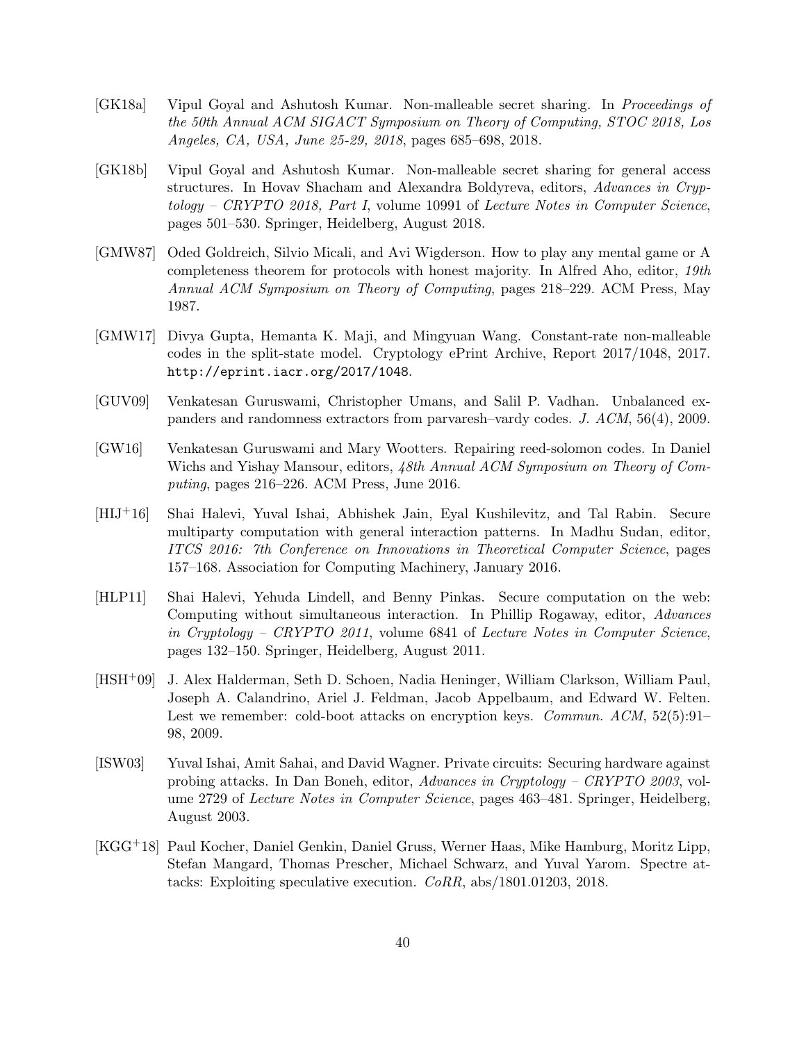[GK18a] Vipul Goyal and Ashutosh Kumar. Non-malleable secret sharing. In *Proceedings of the 50th Annual ACM SIGACT Symposium on Theory of Computing, STOC 2018, Los Angeles, CA, USA, June 25-29, 2018*, pages 685–698, 2018.

[GK18b] Vipul Goyal and Ashutosh Kumar. Non-malleable secret sharing for general access structures. In Hovav Shacham and Alexandra Boldyreva, editors, *Advances in Cryptology – CRYPTO 2018, Part I*, volume 10991 of *Lecture Notes in Computer Science*, pages 501–530. Springer, Heidelberg, August 2018.

[GMW87] Oded Goldreich, Silvio Micali, and Avi Wigderson. How to play any mental game or A completeness theorem for protocols with honest majority. In Alfred Aho, editor, *19th Annual ACM Symposium on Theory of Computing*, pages 218–229. ACM Press, May 1987.

[GMW17] Divya Gupta, Hemanta K. Maji, and Mingyuan Wang. Constant-rate non-malleable codes in the split-state model. Cryptology ePrint Archive, Report 2017/1048, 2017. `http://eprint.iacr.org/2017/1048`.

[GUV09] Venkatesan Guruswami, Christopher Umans, and Salil P. Vadhan. Unbalanced expanders and randomness extractors from parvaresh–vardy codes. *J. ACM*, 56(4), 2009.

[GW16] Venkatesan Guruswami and Mary Wootters. Repairing reed-solomon codes. In Daniel Wichs and Yishay Mansour, editors, *48th Annual ACM Symposium on Theory of Computing*, pages 216–226. ACM Press, June 2016.

[HIJ+16] Shai Halevi, Yuval Ishai, Abhishek Jain, Eyal Kushilevitz, and Tal Rabin. Secure multiparty computation with general interaction patterns. In Madhu Sudan, editor, *ITCS 2016: 7th Conference on Innovations in Theoretical Computer Science*, pages 157–168. Association for Computing Machinery, January 2016.

[HLP11] Shai Halevi, Yehuda Lindell, and Benny Pinkas. Secure computation on the web: Computing without simultaneous interaction. In Phillip Rogaway, editor, *Advances in Cryptology – CRYPTO 2011*, volume 6841 of *Lecture Notes in Computer Science*, pages 132–150. Springer, Heidelberg, August 2011.

[HSH+09] J. Alex Halderman, Seth D. Schoen, Nadia Heninger, William Clarkson, William Paul, Joseph A. Calandrino, Ariel J. Feldman, Jacob Appelbaum, and Edward W. Felten. Lest we remember: cold-boot attacks on encryption keys. *Commun. ACM*, 52(5):91–98, 2009.

[ISW03] Yuval Ishai, Amit Sahai, and David Wagner. Private circuits: Securing hardware against probing attacks. In Dan Boneh, editor, *Advances in Cryptology – CRYPTO 2003*, volume 2729 of *Lecture Notes in Computer Science*, pages 463–481. Springer, Heidelberg, August 2003.

[KGG+18] Paul Kocher, Daniel Genkin, Daniel Gruss, Werner Haas, Mike Hamburg, Moritz Lipp, Stefan Mangard, Thomas Prescher, Michael Schwarz, and Yuval Yarom. Spectre attacks: Exploiting speculative execution. *CoRR*, abs/1801.01203, 2018.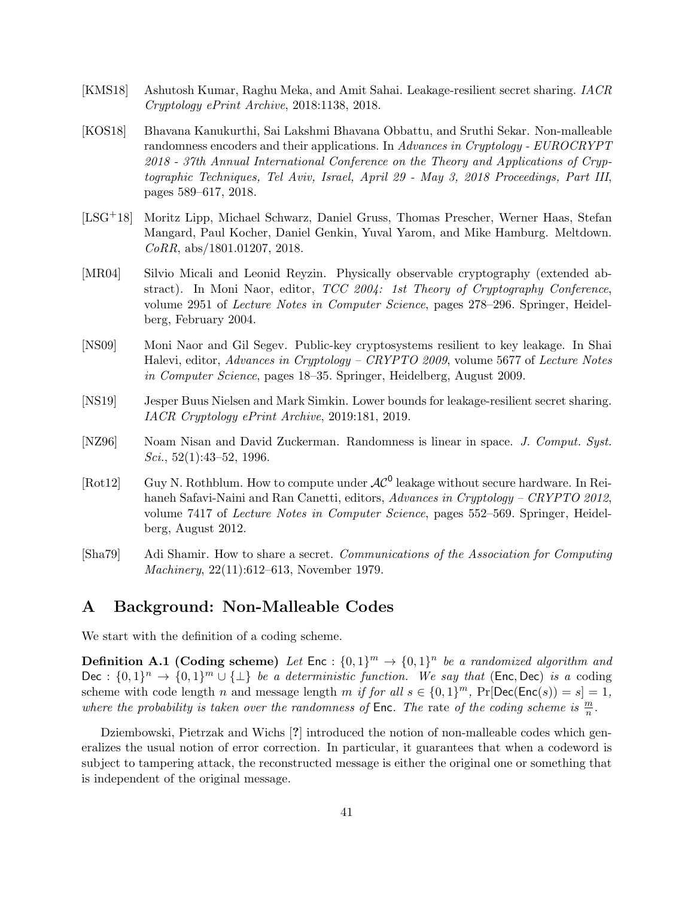[KMS18] Ashutosh Kumar, Raghu Meka, and Amit Sahai. Leakage-resilient secret sharing. *IACR Cryptology ePrint Archive*, 2018:1138, 2018.

[KOS18] Bhavana Kanukurthi, Sai Lakshmi Bhavana Obbattu, and Sruthi Sekar. Non-malleable randomness encoders and their applications. In *Advances in Cryptology - EUROCRYPT 2018 - 37th Annual International Conference on the Theory and Applications of Cryptographic Techniques, Tel Aviv, Israel, April 29 - May 3, 2018 Proceedings, Part III*, pages 589–617, 2018.

[LSG+18] Moritz Lipp, Michael Schwarz, Daniel Gruss, Thomas Prescher, Werner Haas, Stefan Mangard, Paul Kocher, Daniel Genkin, Yuval Yarom, and Mike Hamburg. Meltdown. *CoRR*, abs/1801.01207, 2018.

[MR04] Silvio Micali and Leonid Reyzin. Physically observable cryptography (extended abstract). In Moni Naor, editor, *TCC 2004: 1st Theory of Cryptography Conference*, volume 2951 of *Lecture Notes in Computer Science*, pages 278–296. Springer, Heidelberg, February 2004.

[NS09] Moni Naor and Gil Segev. Public-key cryptosystems resilient to key leakage. In Shai Halevi, editor, *Advances in Cryptology – CRYPTO 2009*, volume 5677 of *Lecture Notes in Computer Science*, pages 18–35. Springer, Heidelberg, August 2009.

[NS19] Jesper Buus Nielsen and Mark Simkin. Lower bounds for leakage-resilient secret sharing. *IACR Cryptology ePrint Archive*, 2019:181, 2019.

[NZ96] Noam Nisan and David Zuckerman. Randomness is linear in space. *J. Comput. Syst. Sci.*, 52(1):43–52, 1996.

[Rot12] Guy N. Rothblum. How to compute under $\mathcal{AC}^0$ leakage without secure hardware. In Reihaneh Safavi-Naini and Ran Canetti, editors, *Advances in Cryptology – CRYPTO 2012*, volume 7417 of *Lecture Notes in Computer Science*, pages 552–569. Springer, Heidelberg, August 2012.

[Sha79] Adi Shamir. How to share a secret. *Communications of the Association for Computing Machinery*, 22(11):612–613, November 1979.

# A Background: Non-Malleable Codes

We start with the definition of a coding scheme.

**Definition A.1 (Coding scheme)** *Let* $\mathsf{Enc} : \{0,1\}^m \to \{0,1\}^n$ *be a randomized algorithm and* $\mathsf{Dec} : \{0,1\}^n \to \{0,1\}^m \cup \{\perp\}$ *be a deterministic function. We say that* $(\mathsf{Enc}, \mathsf{Dec})$ *is a* coding scheme with code length $n$ and message length $m$ *if for all* $s \in \{0,1\}^m$, $\Pr[\mathsf{Dec}(\mathsf{Enc}(s)) = s] = 1$, *where the probability is taken over the randomness of* $\mathsf{Enc}$. *The* rate *of the coding scheme is* $\frac{m}{n}$.

Dziembowski, Pietrzak and Wichs [?] introduced the notion of non-malleable codes which generalizes the usual notion of error correction. In particular, it guarantees that when a codeword is subject to tampering attack, the reconstructed message is either the original one or something that is independent of the original message.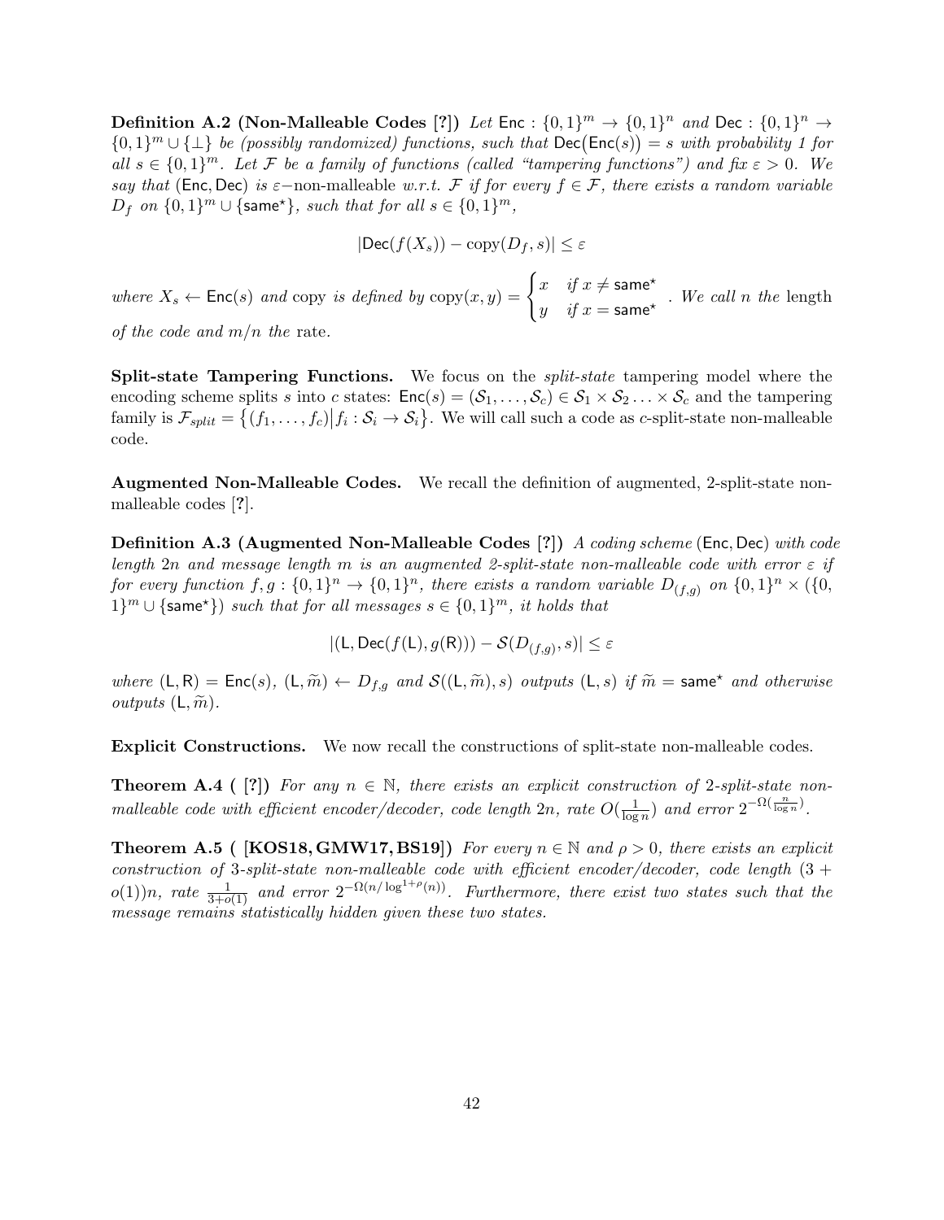**Definition A.2 (Non-Malleable Codes [?])** *Let* $\mathsf{Enc} : \{0,1\}^m \to \{0,1\}^n$ *and* $\mathsf{Dec} : \{0,1\}^n \to \{0,1\}^m \cup \{\perp\}$ *be (possibly randomized) functions, such that* $\mathsf{Dec}\big(\mathsf{Enc}(s)\big) = s$ *with probability 1 for all* $s \in \{0,1\}^m$. *Let* $\mathcal{F}$ *be a family of functions (called "tampering functions") and fix* $\varepsilon > 0$. *We say that* $(\mathsf{Enc}, \mathsf{Dec})$ *is* $\varepsilon-$non-malleable *w.r.t.* $\mathcal{F}$ *if for every* $f \in \mathcal{F}$, *there exists a random variable* $D_f$ *on* $\{0,1\}^m \cup \{\mathsf{same}^\star\}$, *such that for all* $s \in \{0,1\}^m$,

$$|\mathsf{Dec}(f(X_s)) - \mathrm{copy}(D_f, s)| \leq \varepsilon$$

*where* $X_s \leftarrow \mathsf{Enc}(s)$ *and* copy *is defined by* $\mathrm{copy}(x,y) = \begin{cases} x & \text{if } x \neq \mathsf{same}^\star \\ y & \text{if } x = \mathsf{same}^\star \end{cases}$. *We call* $n$ *the* length *of the code and* $m/n$ *the* rate.

**Split-state Tampering Functions.** We focus on the *split-state* tampering model where the encoding scheme splits $s$ into $c$ states: $\mathsf{Enc}(s) = (\mathcal{S}_1, \ldots, \mathcal{S}_c) \in \mathcal{S}_1 \times \mathcal{S}_2 \ldots \times \mathcal{S}_c$ and the tampering family is $\mathcal{F}_{split} = \big\{(f_1, \ldots, f_c) \big| f_i : \mathcal{S}_i \to \mathcal{S}_i\big\}$. We will call such a code as $c$-split-state non-malleable code.

**Augmented Non-Malleable Codes.** We recall the definition of augmented, 2-split-state non-malleable codes [?].

**Definition A.3 (Augmented Non-Malleable Codes [?])** *A coding scheme* $(\mathsf{Enc}, \mathsf{Dec})$ *with code length* $2n$ *and message length* $m$ *is an augmented 2-split-state non-malleable code with error* $\varepsilon$ *if for every function* $f, g : \{0,1\}^n \to \{0,1\}^n$, *there exists a random variable* $D_{(f,g)}$ *on* $\{0,1\}^n \times (\{0,1\}^m \cup \{\mathsf{same}^\star\})$ *such that for all messages* $s \in \{0,1\}^m$, *it holds that*

$$|(\mathsf{L}, \mathsf{Dec}(f(\mathsf{L}), g(\mathsf{R}))) - \mathcal{S}(D_{(f,g)}, s)| \leq \varepsilon$$

*where* $(\mathsf{L}, \mathsf{R}) = \mathsf{Enc}(s)$, $(\mathsf{L}, \widetilde{m}) \leftarrow D_{f,g}$ *and* $\mathcal{S}((\mathsf{L}, \widetilde{m}), s)$ *outputs* $(\mathsf{L}, s)$ *if* $\widetilde{m} = \mathsf{same}^\star$ *and otherwise outputs* $(\mathsf{L}, \widetilde{m})$.

**Explicit Constructions.** We now recall the constructions of split-state non-malleable codes.

**Theorem A.4 ( [?])** *For any* $n \in \mathbb{N}$, *there exists an explicit construction of* 2*-split-state non-malleable code with efficient encoder/decoder, code length* $2n$, *rate* $O(\frac{1}{\log n})$ *and error* $2^{-\Omega(\frac{n}{\log n})}$.

**Theorem A.5 ( [KOS18, GMW17, BS19])** *For every* $n \in \mathbb{N}$ *and* $\rho > 0$, *there exists an explicit construction of* 3*-split-state non-malleable code with efficient encoder/decoder, code length* $(3 + o(1))n$, *rate* $\frac{1}{3+o(1)}$ *and error* $2^{-\Omega(n/\log^{1+\rho}(n))}$. *Furthermore, there exist two states such that the message remains statistically hidden given these two states.*